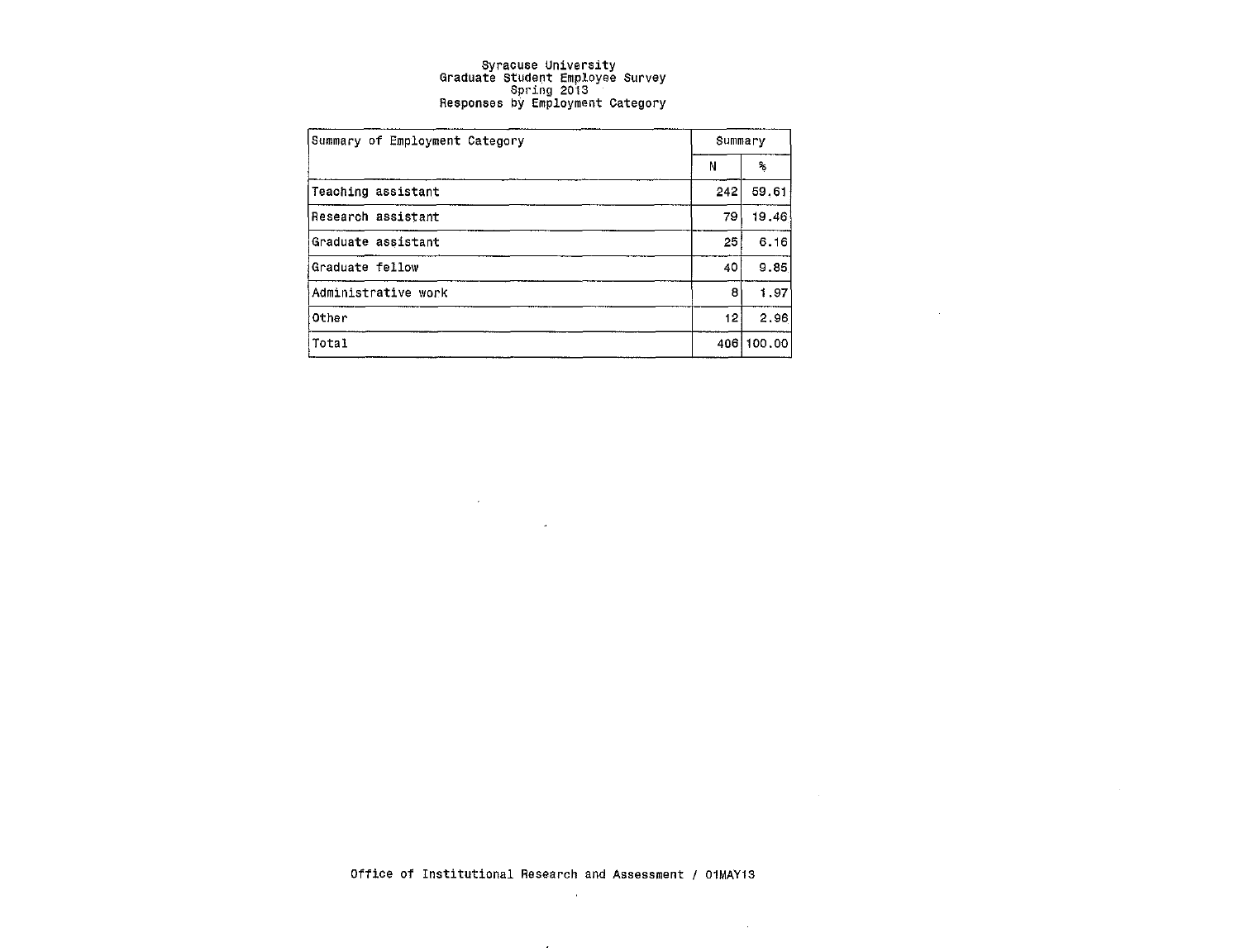# Syracuse University
## Graduate Student Employee Survey
### Spring 2013
### Responses by Employment Category

| Summary of Employment Category | Summary | |
|---|---|---|
| | N | % |
| Teaching assistant | 242 | 59.61 |
| Research assistant | 79 | 19.46 |
| Graduate assistant | 25 | 6.16 |
| Graduate fellow | 40 | 9.85 |
| Administrative work | 8 | 1.97 |
| Other | 12 | 2.96 |
| Total | 406 | 100.00 |

Office of Institutional Research and Assessment / 01MAY13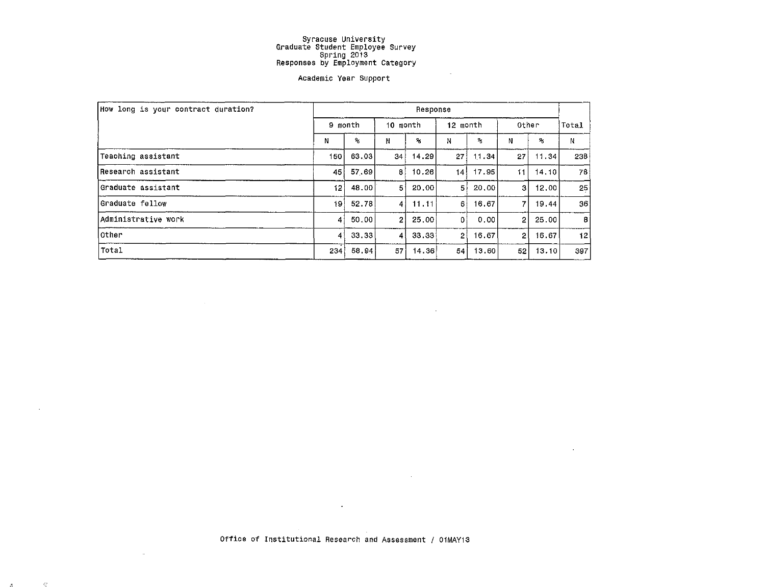# Syracuse University
## Graduate Student Employee Survey
### Spring 2013
### Responses by Employment Category

Academic Year Support

| How long is your contract duration? | Response | | | | | | | | |
|---|---|---|---|---|---|---|---|---|---|
| | 9 month | | 10 month | | 12 month | | Other | | Total |
| | N | % | N | % | N | % | N | % | N |
| Teaching assistant | 150 | 63.03 | 34 | 14.29 | 27 | 11.34 | 27 | 11.34 | 238 |
| Research assistant | 45 | 57.69 | 8 | 10.26 | 14 | 17.95 | 11 | 14.10 | 78 |
| Graduate assistant | 12 | 48.00 | 5 | 20.00 | 5 | 20.00 | 3 | 12.00 | 25 |
| Graduate fellow | 19 | 52.78 | 4 | 11.11 | 6 | 16.67 | 7 | 19.44 | 36 |
| Administrative work | 4 | 50.00 | 2 | 25.00 | 0 | 0.00 | 2 | 25.00 | 8 |
| Other | 4 | 33.33 | 4 | 33.33 | 2 | 16.67 | 2 | 16.67 | 12 |
| Total | 234 | 58.94 | 57 | 14.36 | 54 | 13.60 | 52 | 13.10 | 397 |

Office of Institutional Research and Assessment / 01MAY13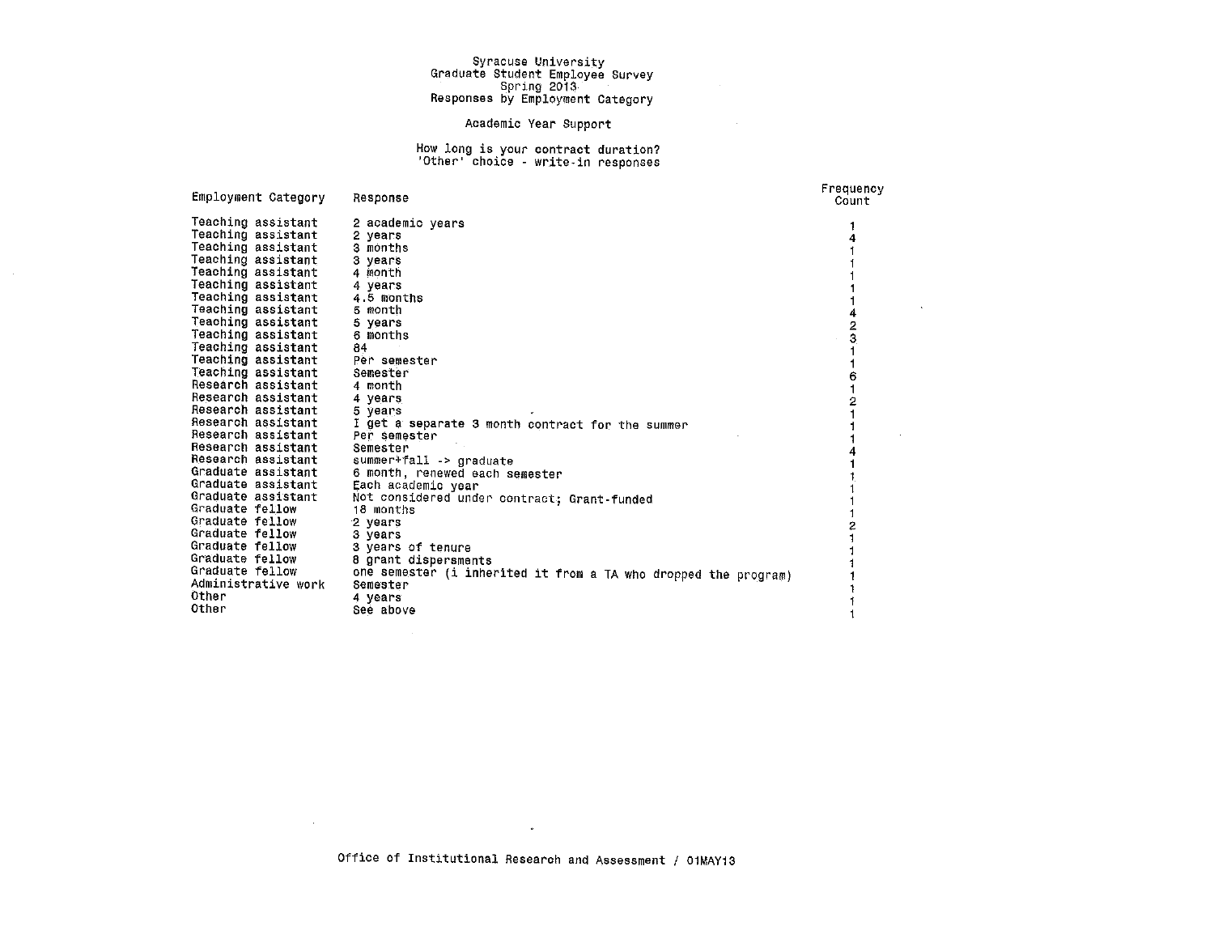Syracuse University
Graduate Student Employee Survey
Spring 2013
Responses by Employment Category

Academic Year Support

How long is your contract duration?
'Other' choice - write-in responses

| Employment Category | Response | Frequency Count |
|---|---|---|
| Teaching assistant | 2 academic years | 1 |
| Teaching assistant | 2 years | 4 |
| Teaching assistant | 3 months | 1 |
| Teaching assistant | 3 years | 1 |
| Teaching assistant | 4 month | 1 |
| Teaching assistant | 4 years | 1 |
| Teaching assistant | 4.5 months | 1 |
| Teaching assistant | 5 month | 4 |
| Teaching assistant | 5 years | 2 |
| Teaching assistant | 6 months | 3 |
| Teaching assistant | 84 | 1 |
| Teaching assistant | Per semester | 1 |
| Teaching assistant | Semester | 6 |
| Research assistant | 4 month | 1 |
| Research assistant | 4 years | 2 |
| Research assistant | 5 years | 1 |
| Research assistant | I get a separate 3 month contract for the summer | 1 |
| Research assistant | Per semester | 1 |
| Research assistant | Semester | 4 |
| Research assistant | summer+fall -> graduate | 1 |
| Graduate assistant | 6 month, renewed each semester | 1 |
| Graduate assistant | Each academic year | 1 |
| Graduate assistant | Not considered under contract; Grant-funded | 1 |
| Graduate fellow | 18 months | 1 |
| Graduate fellow | 2 years | 2 |
| Graduate fellow | 3 years | 1 |
| Graduate fellow | 3 years of tenure | 1 |
| Graduate fellow | 8 grant dispersments | 1 |
| Graduate fellow | one semester (i inherited it from a TA who dropped the program) | 1 |
| Administrative work | Semester | 1 |
| Other | 4 years | 1 |
| Other | See above | 1 |

Office of Institutional Research and Assessment / 01MAY13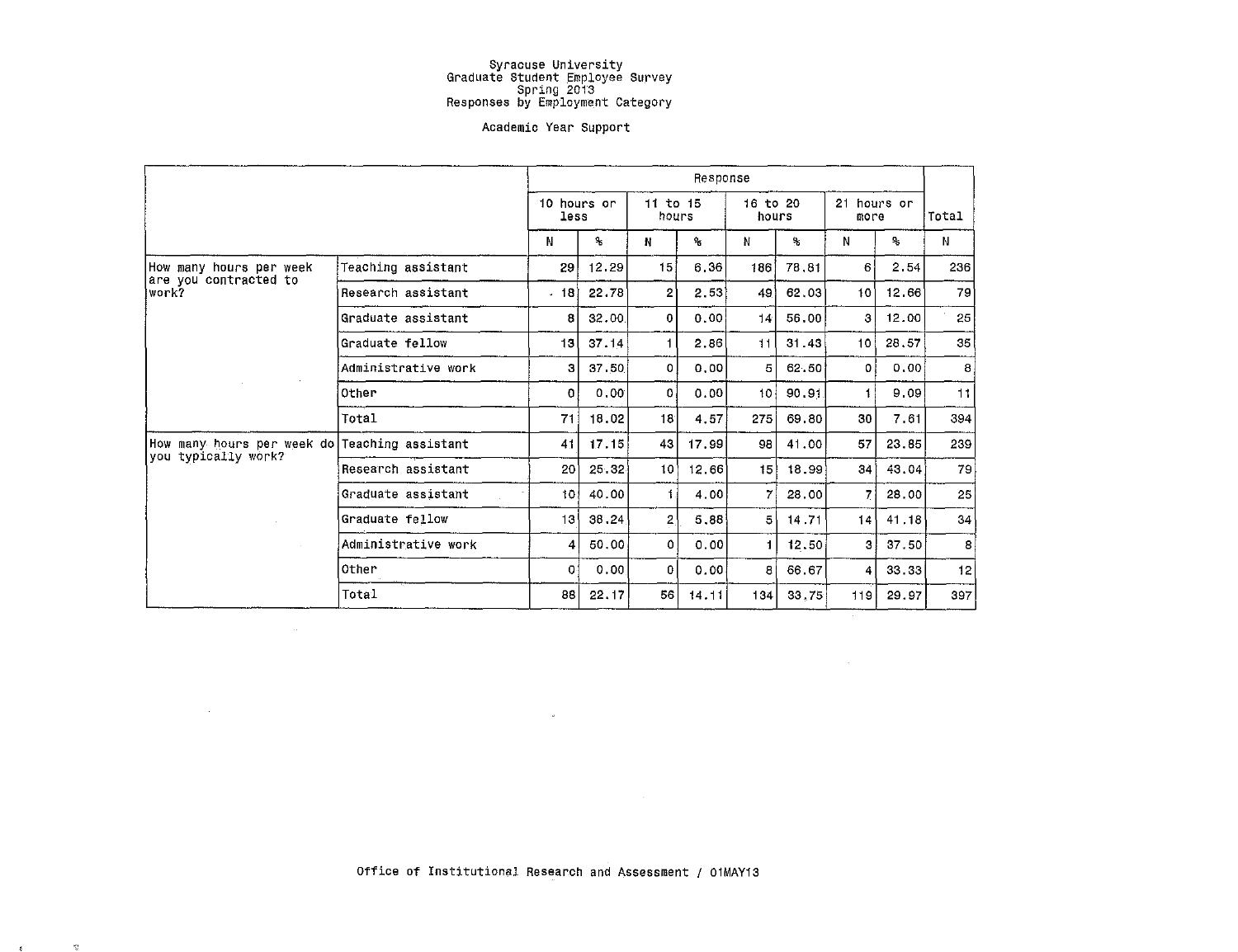Syracuse University
Graduate Student Employee Survey
Spring 2013
Responses by Employment Category

Academic Year Support

| | | Response | | | | | | | | Total |
|---|---|---|---|---|---|---|---|---|---|---|
| | | 10 hours or less | | 11 to 15 hours | | 16 to 20 hours | | 21 hours or more | | |
| | | N | % | N | % | N | % | N | % | N |
| How many hours per week are you contracted to work? | Teaching assistant | 29 | 12.29 | 15 | 6.36 | 186 | 78.81 | 6 | 2.54 | 236 |
| | Research assistant | 18 | 22.78 | 2 | 2.53 | 49 | 62.03 | 10 | 12.66 | 79 |
| | Graduate assistant | 8 | 32.00 | 0 | 0.00 | 14 | 56.00 | 3 | 12.00 | 25 |
| | Graduate fellow | 13 | 37.14 | 1 | 2.86 | 11 | 31.43 | 10 | 28.57 | 35 |
| | Administrative work | 3 | 37.50 | 0 | 0.00 | 5 | 62.50 | 0 | 0.00 | 8 |
| | Other | 0 | 0.00 | 0 | 0.00 | 10 | 90.91 | 1 | 9.09 | 11 |
| | Total | 71 | 18.02 | 18 | 4.57 | 275 | 69.80 | 30 | 7.61 | 394 |
| How many hours per week do you typically work? | Teaching assistant | 41 | 17.15 | 43 | 17.99 | 98 | 41.00 | 57 | 23.85 | 239 |
| | Research assistant | 20 | 25.32 | 10 | 12.66 | 15 | 18.99 | 34 | 43.04 | 79 |
| | Graduate assistant | 10 | 40.00 | 1 | 4.00 | 7 | 28.00 | 7 | 28.00 | 25 |
| | Graduate fellow | 13 | 38.24 | 2 | 5.88 | 5 | 14.71 | 14 | 41.18 | 34 |
| | Administrative work | 4 | 50.00 | 0 | 0.00 | 1 | 12.50 | 3 | 37.50 | 8 |
| | Other | 0 | 0.00 | 0 | 0.00 | 8 | 66.67 | 4 | 33.33 | 12 |
| | Total | 88 | 22.17 | 56 | 14.11 | 134 | 33.75 | 119 | 29.97 | 397 |

Office of Institutional Research and Assessment / 01MAY13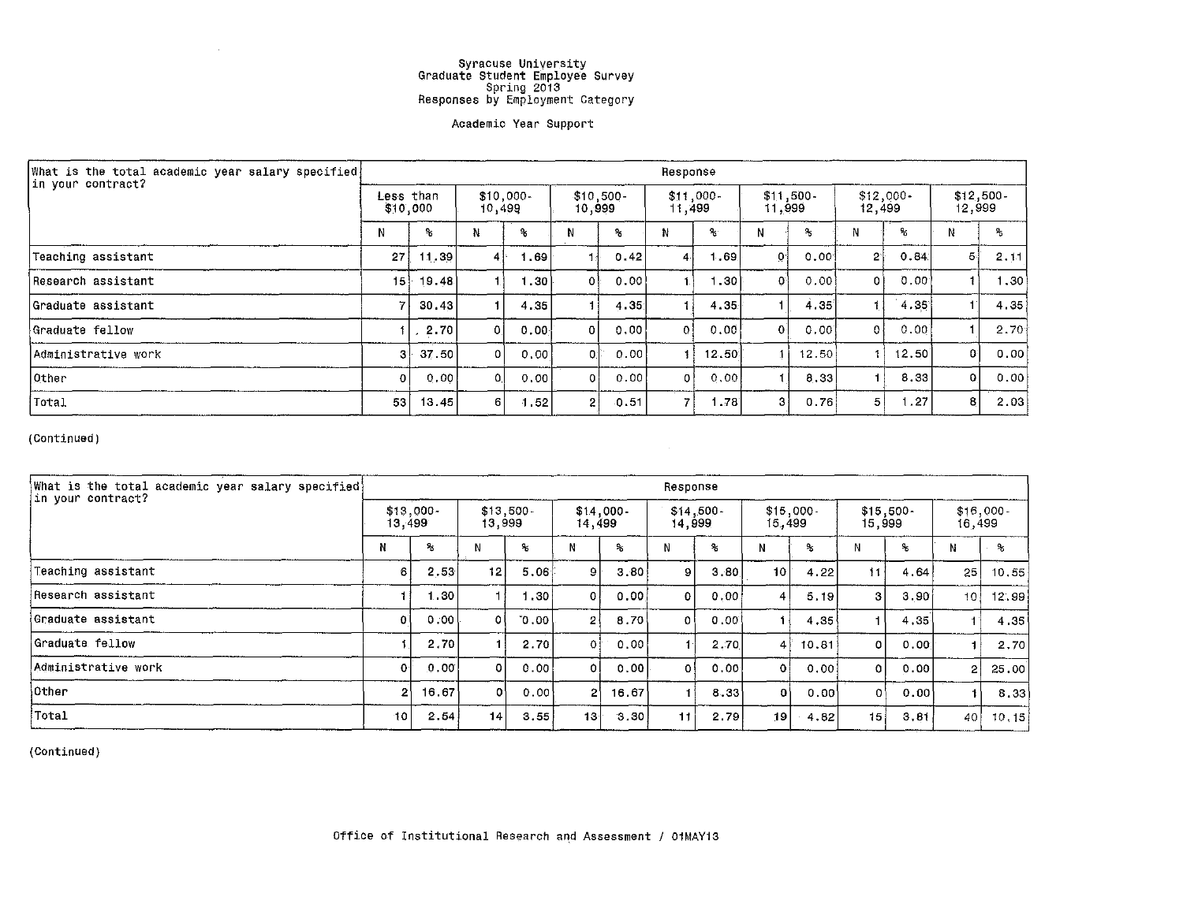# Syracuse University
## Graduate Student Employee Survey
### Spring 2013
### Responses by Employment Category

Academic Year Support

| What is the total academic year salary specified in your contract? | Response | | | | | | | | | | | | | |
|---|---|---|---|---|---|---|---|---|---|---|---|---|---|---|
| | Less than $10,000 | | $10,000-10,499 | | $10,500-10,999 | | $11,000-11,499 | | $11,500-11,999 | | $12,000-12,499 | | $12,500-12,999 | |
| | N | % | N | % | N | % | N | % | N | % | N | % | N | % |
| Teaching assistant | 27 | 11.39 | 4 | 1.69 | 1 | 0.42 | 4 | 1.69 | 0 | 0.00 | 2 | 0.84 | 5 | 2.11 |
| Research assistant | 15 | 19.48 | 1 | 1.30 | 0 | 0.00 | 1 | 1.30 | 0 | 0.00 | 0 | 0.00 | 1 | 1.30 |
| Graduate assistant | 7 | 30.43 | 1 | 4.35 | 1 | 4.35 | 1 | 4.35 | 1 | 4.35 | 1 | 4.35 | 1 | 4.35 |
| Graduate fellow | 1 | 2.70 | 0 | 0.00 | 0 | 0.00 | 0 | 0.00 | 0 | 0.00 | 0 | 0.00 | 1 | 2.70 |
| Administrative work | 3 | 37.50 | 0 | 0.00 | 0 | 0.00 | 1 | 12.50 | 1 | 12.50 | 1 | 12.50 | 0 | 0.00 |
| Other | 0 | 0.00 | 0 | 0.00 | 0 | 0.00 | 0 | 0.00 | 1 | 8.33 | 1 | 8.33 | 0 | 0.00 |
| Total | 53 | 13.45 | 6 | 1.52 | 2 | 0.51 | 7 | 1.78 | 3 | 0.76 | 5 | 1.27 | 8 | 2.03 |

(Continued)

| What is the total academic year salary specified in your contract? | Response | | | | | | | | | | | | | |
|---|---|---|---|---|---|---|---|---|---|---|---|---|---|---|
| | $13,000-13,499 | | $13,500-13,999 | | $14,000-14,499 | | $14,500-14,999 | | $15,000-15,499 | | $15,500-15,999 | | $16,000-16,499 | |
| | N | % | N | % | N | % | N | % | N | % | N | % | N | % |
| Teaching assistant | 6 | 2.53 | 12 | 5.06 | 9 | 3.80 | 9 | 3.80 | 10 | 4.22 | 11 | 4.64 | 25 | 10.55 |
| Research assistant | 1 | 1.30 | 1 | 1.30 | 0 | 0.00 | 0 | 0.00 | 4 | 5.19 | 3 | 3.90 | 10 | 12.99 |
| Graduate assistant | 0 | 0.00 | 0 | 0.00 | 2 | 8.70 | 0 | 0.00 | 1 | 4.35 | 1 | 4.35 | 1 | 4.35 |
| Graduate fellow | 1 | 2.70 | 1 | 2.70 | 0 | 0.00 | 1 | 2.70 | 4 | 10.81 | 0 | 0.00 | 1 | 2.70 |
| Administrative work | 0 | 0.00 | 0 | 0.00 | 0 | 0.00 | 0 | 0.00 | 0 | 0.00 | 0 | 0.00 | 2 | 25.00 |
| Other | 2 | 16.67 | 0 | 0.00 | 2 | 16.67 | 1 | 8.33 | 0 | 0.00 | 0 | 0.00 | 1 | 8.33 |
| Total | 10 | 2.54 | 14 | 3.55 | 13 | 3.30 | 11 | 2.79 | 19 | 4.82 | 15 | 3.81 | 40 | 10.15 |

(Continued)

Office of Institutional Research and Assessment / 01MAY13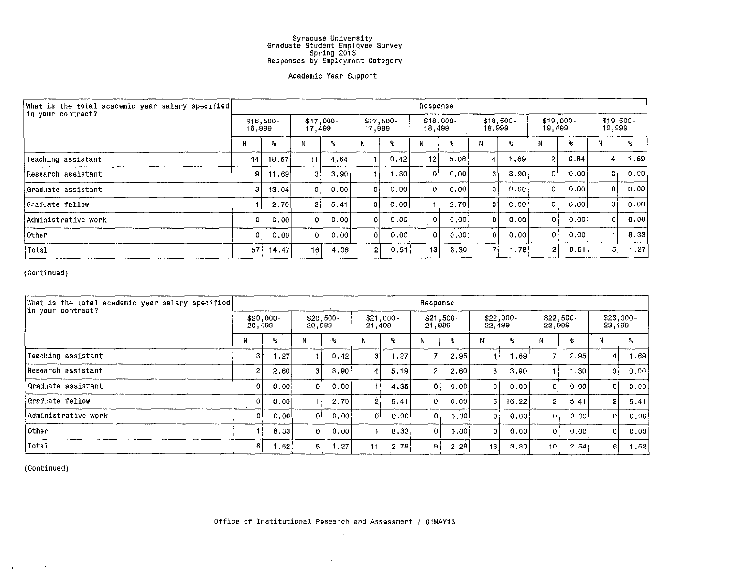Syracuse University
Graduate Student Employee Survey
Spring 2013
Responses by Employment Category

Academic Year Support

| What is the total academic year salary specified in your contract? | Response | | | | | | | | | | | | | |
|---|---|---|---|---|---|---|---|---|---|---|---|---|---|---|
| | $16,500-16,999 | | $17,000-17,499 | | $17,500-17,999 | | $18,000-18,499 | | $18,500-18,999 | | $19,000-19,499 | | $19,500-19,999 | |
| | N | % | N | % | N | % | N | % | N | % | N | % | N | % |
| Teaching assistant | 44 | 18.57 | 11 | 4.64 | 1 | 0.42 | 12 | 5.06 | 4 | 1.69 | 2 | 0.84 | 4 | 1.69 |
| Research assistant | 9 | 11.69 | 3 | 3.90 | 1 | 1.30 | 0 | 0.00 | 3 | 3.90 | 0 | 0.00 | 0 | 0.00 |
| Graduate assistant | 3 | 13.04 | 0 | 0.00 | 0 | 0.00 | 0 | 0.00 | 0 | 0.00 | 0 | 0.00 | 0 | 0.00 |
| Graduate fellow | 1 | 2.70 | 2 | 5.41 | 0 | 0.00 | 1 | 2.70 | 0 | 0.00 | 0 | 0.00 | 0 | 0.00 |
| Administrative work | 0 | 0.00 | 0 | 0.00 | 0 | 0.00 | 0 | 0.00 | 0 | 0.00 | 0 | 0.00 | 0 | 0.00 |
| Other | 0 | 0.00 | 0 | 0.00 | 0 | 0.00 | 0 | 0.00 | 0 | 0.00 | 0 | 0.00 | 1 | 8.33 |
| Total | 57 | 14.47 | 16 | 4.06 | 2 | 0.51 | 13 | 3.30 | 7 | 1.78 | 2 | 0.51 | 5 | 1.27 |

(Continued)

| What is the total academic year salary specified in your contract? | Response | | | | | | | | | | | | | |
|---|---|---|---|---|---|---|---|---|---|---|---|---|---|---|
| | $20,000-20,499 | | $20,500-20,999 | | $21,000-21,499 | | $21,500-21,999 | | $22,000-22,499 | | $22,500-22,999 | | $23,000-23,499 | |
| | N | % | N | % | N | % | N | % | N | % | N | % | N | % |
| Teaching assistant | 3 | 1.27 | 1 | 0.42 | 3 | 1.27 | 7 | 2.95 | 4 | 1.69 | 7 | 2.95 | 4 | 1.69 |
| Research assistant | 2 | 2.60 | 3 | 3.90 | 4 | 5.19 | 2 | 2.60 | 3 | 3.90 | 1 | 1.30 | 0 | 0.00 |
| Graduate assistant | 0 | 0.00 | 0 | 0.00 | 1 | 4.35 | 0 | 0.00 | 0 | 0.00 | 0 | 0.00 | 0 | 0.00 |
| Graduate fellow | 0 | 0.00 | 1 | 2.70 | 2 | 5.41 | 0 | 0.00 | 6 | 16.22 | 2 | 5.41 | 2 | 5.41 |
| Administrative work | 0 | 0.00 | 0 | 0.00 | 0 | 0.00 | 0 | 0.00 | 0 | 0.00 | 0 | 0.00 | 0 | 0.00 |
| Other | 1 | 8.33 | 0 | 0.00 | 1 | 8.33 | 0 | 0.00 | 0 | 0.00 | 0 | 0.00 | 0 | 0.00 |
| Total | 6 | 1.52 | 5 | 1.27 | 11 | 2.79 | 9 | 2.28 | 13 | 3.30 | 10 | 2.54 | 6 | 1.52 |

(Continued)

Office of Institutional Research and Assessment / 01MAY13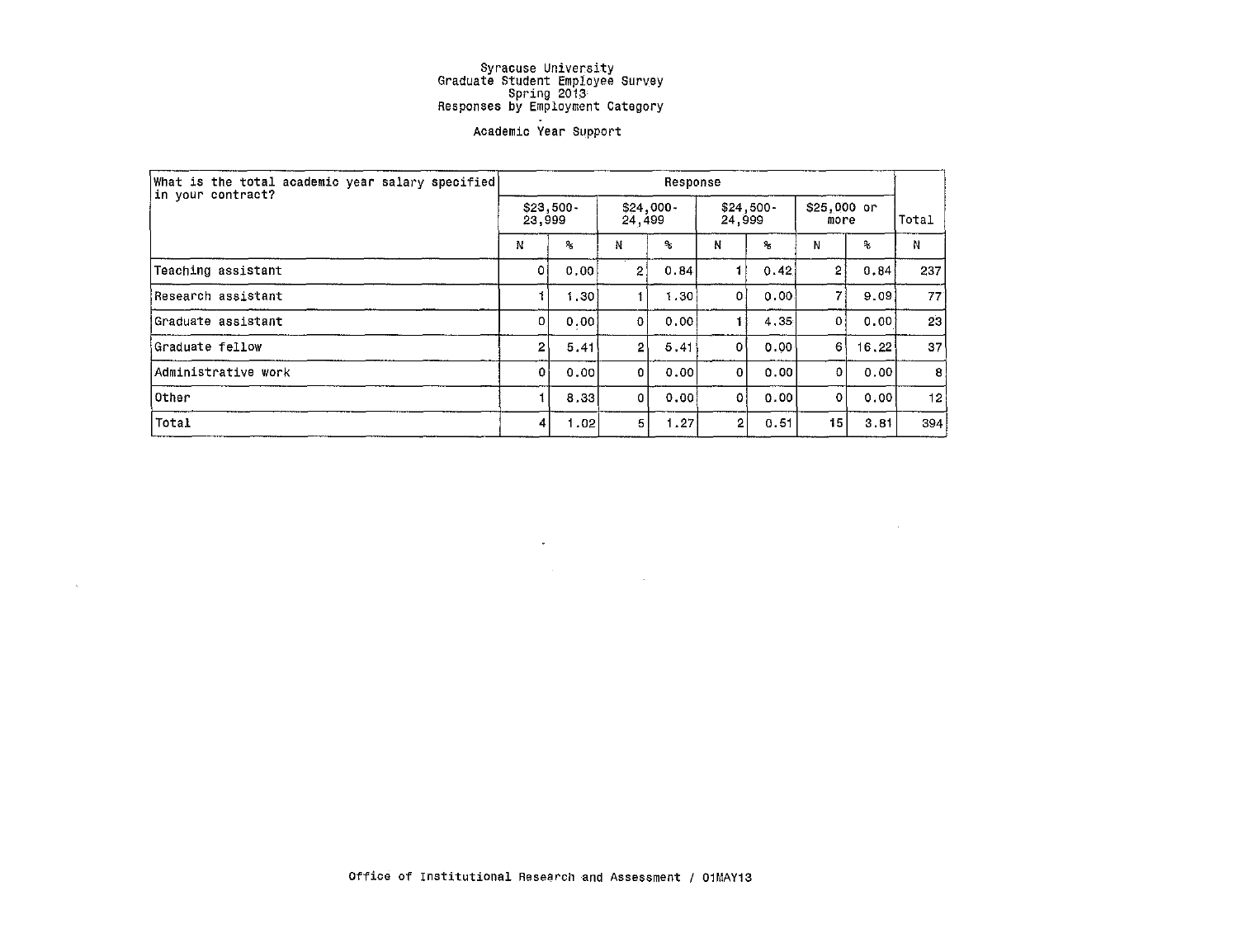Syracuse University
Graduate Student Employee Survey
Spring 2013
Responses by Employment Category

Academic Year Support

| What is the total academic year salary specified in your contract? | Response | | | | | | | | |
|---|---|---|---|---|---|---|---|---|---|
| | $23,500-23,999 | | $24,000-24,499 | | $24,500-24,999 | | $25,000 or more | | Total |
| | N | % | N | % | N | % | N | % | N |
| Teaching assistant | 0 | 0.00 | 2 | 0.84 | 1 | 0.42 | 2 | 0.84 | 237 |
| Research assistant | 1 | 1.30 | 1 | 1.30 | 0 | 0.00 | 7 | 9.09 | 77 |
| Graduate assistant | 0 | 0.00 | 0 | 0.00 | 1 | 4.35 | 0 | 0.00 | 23 |
| Graduate fellow | 2 | 5.41 | 2 | 5.41 | 0 | 0.00 | 6 | 16.22 | 37 |
| Administrative work | 0 | 0.00 | 0 | 0.00 | 0 | 0.00 | 0 | 0.00 | 8 |
| Other | 1 | 8.33 | 0 | 0.00 | 0 | 0.00 | 0 | 0.00 | 12 |
| Total | 4 | 1.02 | 5 | 1.27 | 2 | 0.51 | 15 | 3.81 | 394 |

Office of Institutional Research and Assessment / 01MAY13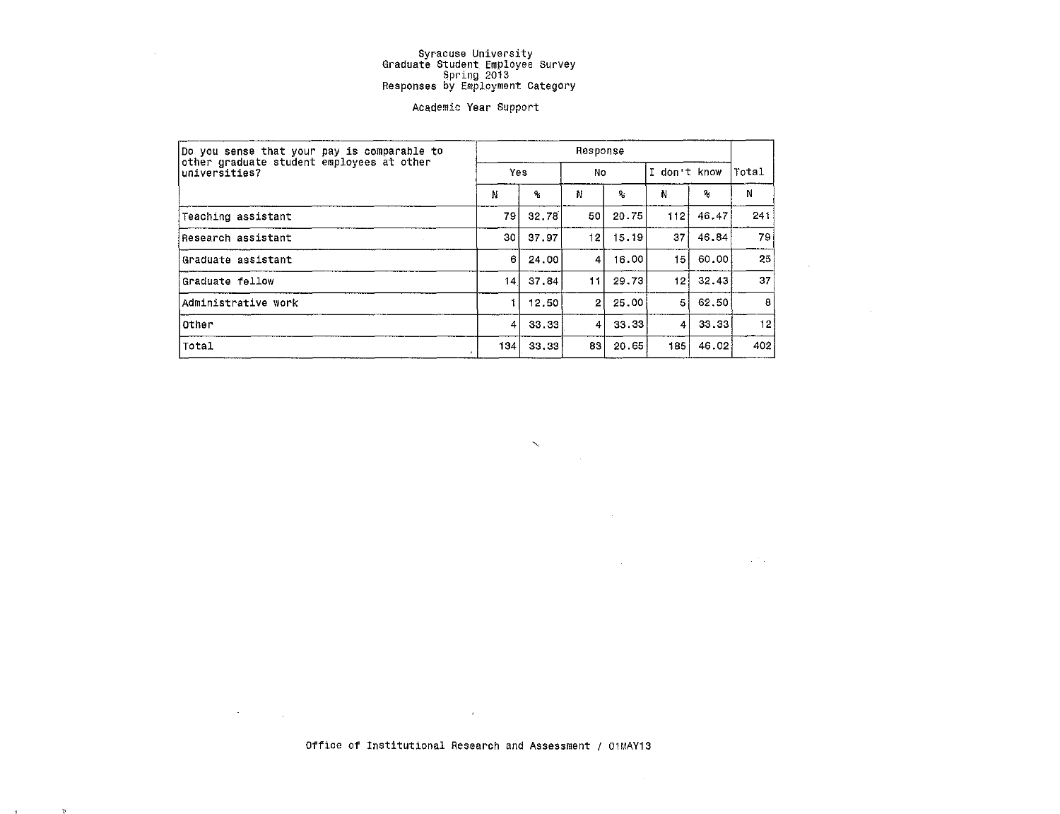Syracuse University
Graduate Student Employee Survey
Spring 2013
Responses by Employment Category

Academic Year Support

| Do you sense that your pay is comparable to other graduate student employees at other universities? | Response | | | | | | Total |
|---|---|---|---|---|---|---|---|
| | Yes | | No | | I don't know | | Total |
| | N | % | N | % | N | % | N |
| Teaching assistant | 79 | 32.78 | 50 | 20.75 | 112 | 46.47 | 241 |
| Research assistant | 30 | 37.97 | 12 | 15.19 | 37 | 46.84 | 79 |
| Graduate assistant | 6 | 24.00 | 4 | 16.00 | 15 | 60.00 | 25 |
| Graduate fellow | 14 | 37.84 | 11 | 29.73 | 12 | 32.43 | 37 |
| Administrative work | 1 | 12.50 | 2 | 25.00 | 5 | 62.50 | 8 |
| Other | 4 | 33.33 | 4 | 33.33 | 4 | 33.33 | 12 |
| Total | 134 | 33.33 | 83 | 20.65 | 185 | 46.02 | 402 |

Office of Institutional Research and Assessment / 01MAY13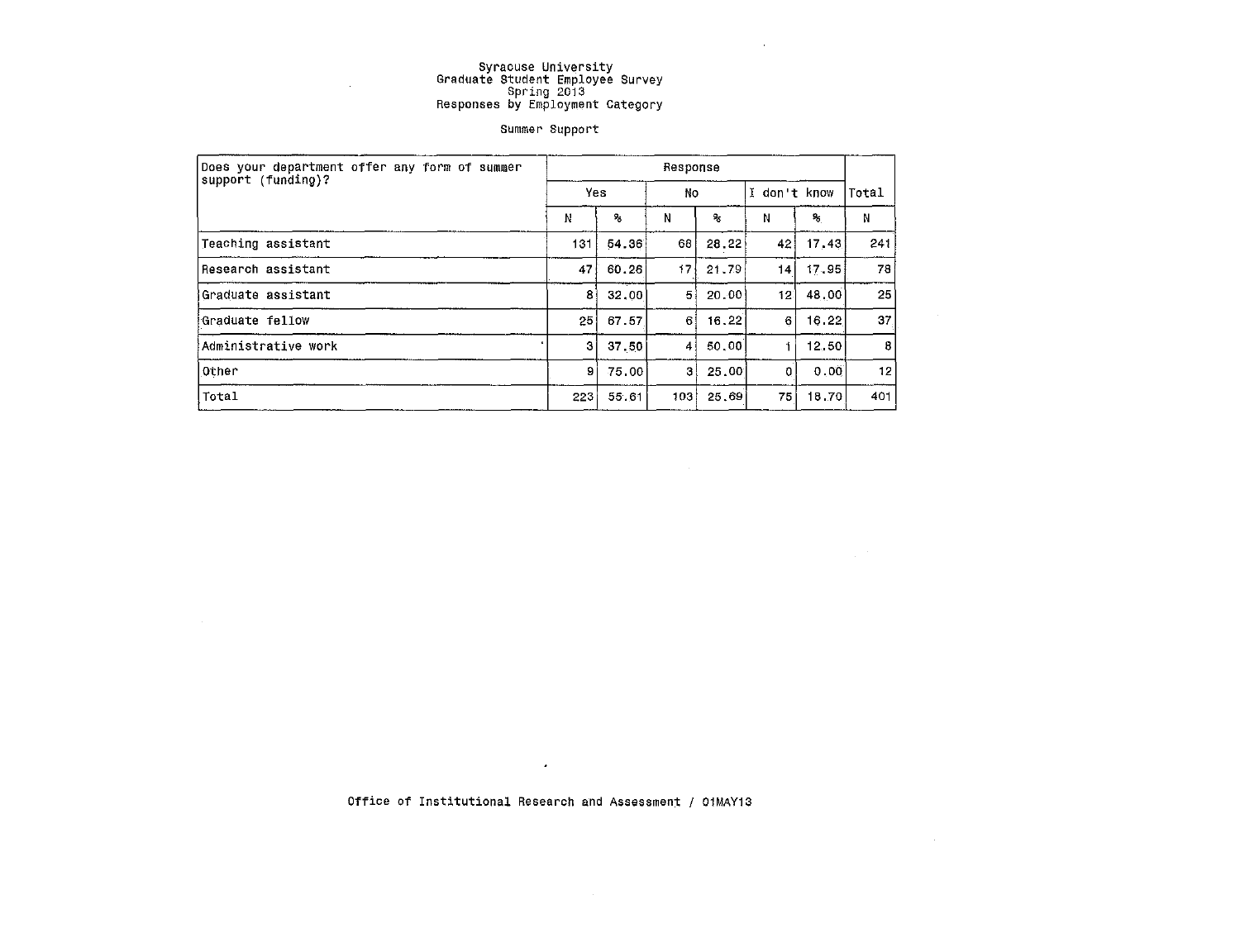Syracuse University
Graduate Student Employee Survey
Spring 2013
Responses by Employment Category

Summer Support

| Does your department offer any form of summer support (funding)? | Response | | | | | | Total |
|---|---|---|---|---|---|---|---|
| | Yes | | No | | I don't know | | |
| | N | % | N | % | N | % | N |
| Teaching assistant | 131 | 54.36 | 68 | 28.22 | 42 | 17.43 | 241 |
| Research assistant | 47 | 60.26 | 17 | 21.79 | 14 | 17.95 | 78 |
| Graduate assistant | 8 | 32.00 | 5 | 20.00 | 12 | 48.00 | 25 |
| Graduate fellow | 25 | 67.57 | 6 | 16.22 | 6 | 16.22 | 37 |
| Administrative work | 3 | 37.50 | 4 | 50.00 | 1 | 12.50 | 8 |
| Other | 9 | 75.00 | 3 | 25.00 | 0 | 0.00 | 12 |
| Total | 223 | 55.61 | 103 | 25.69 | 75 | 18.70 | 401 |

Office of Institutional Research and Assessment / 01MAY13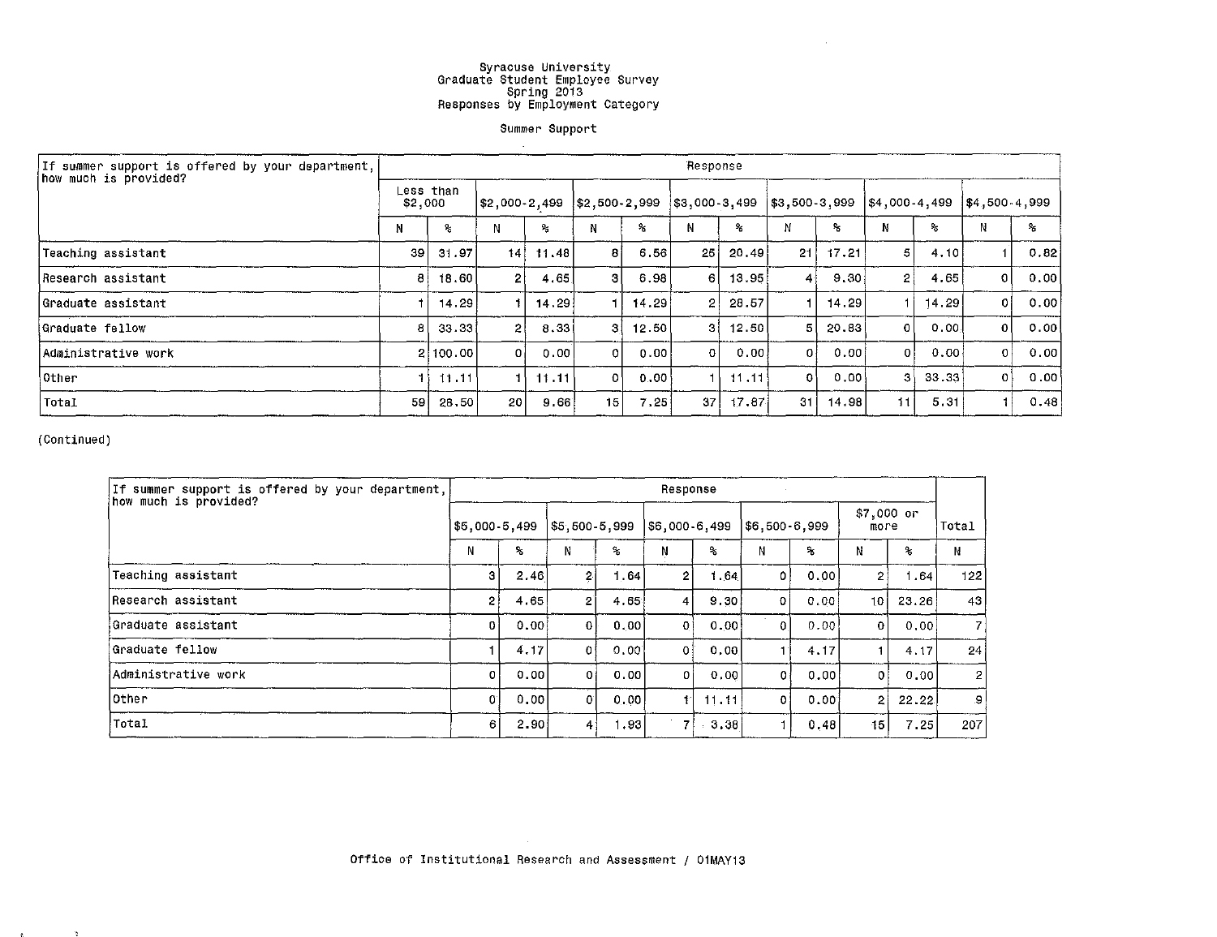Syracuse University
Graduate Student Employee Survey
Spring 2013
Responses by Employment Category

Summer Support

| If summer support is offered by your department, how much is provided? | Response | | | | | | | | | | | | | |
|---|---|---|---|---|---|---|---|---|---|---|---|---|---|---|
| | Less than $2,000 | | $2,000-2,499 | | $2,500-2,999 | | $3,000-3,499 | | $3,500-3,999 | | $4,000-4,499 | | $4,500-4,999 | |
| | N | % | N | % | N | % | N | % | N | % | N | % | N | % |
| Teaching assistant | 39 | 31.97 | 14 | 11.48 | 8 | 6.56 | 25 | 20.49 | 21 | 17.21 | 5 | 4.10 | 1 | 0.82 |
| Research assistant | 8 | 18.60 | 2 | 4.65 | 3 | 6.98 | 6 | 13.95 | 4 | 9.30 | 2 | 4.65 | 0 | 0.00 |
| Graduate assistant | 1 | 14.29 | 1 | 14.29 | 1 | 14.29 | 2 | 28.57 | 1 | 14.29 | 1 | 14.29 | 0 | 0.00 |
| Graduate fellow | 8 | 33.33 | 2 | 8.33 | 3 | 12.50 | 3 | 12.50 | 5 | 20.83 | 0 | 0.00 | 0 | 0.00 |
| Administrative work | 2 | 100.00 | 0 | 0.00 | 0 | 0.00 | 0 | 0.00 | 0 | 0.00 | 0 | 0.00 | 0 | 0.00 |
| Other | 1 | 11.11 | 1 | 11.11 | 0 | 0.00 | 1 | 11.11 | 0 | 0.00 | 3 | 33.33 | 0 | 0.00 |
| Total | 59 | 28.50 | 20 | 9.66 | 15 | 7.25 | 37 | 17.87 | 31 | 14.98 | 11 | 5.31 | 1 | 0.48 |

(Continued)

| If summer support is offered by your department, how much is provided? | Response | | | | | | | | | | Total |
|---|---|---|---|---|---|---|---|---|---|---|---|
| | $5,000-5,499 | | $5,500-5,999 | | $6,000-6,499 | | $6,500-6,999 | | $7,000 or more | | |
| | N | % | N | % | N | % | N | % | N | % | N |
| Teaching assistant | 3 | 2.46 | 2 | 1.64 | 2 | 1.64 | 0 | 0.00 | 2 | 1.64 | 122 |
| Research assistant | 2 | 4.65 | 2 | 4.65 | 4 | 9.30 | 0 | 0.00 | 10 | 23.26 | 43 |
| Graduate assistant | 0 | 0.00 | 0 | 0.00 | 0 | 0.00 | 0 | 0.00 | 0 | 0.00 | 7 |
| Graduate fellow | 1 | 4.17 | 0 | 0.00 | 0 | 0.00 | 1 | 4.17 | 1 | 4.17 | 24 |
| Administrative work | 0 | 0.00 | 0 | 0.00 | 0 | 0.00 | 0 | 0.00 | 0 | 0.00 | 2 |
| Other | 0 | 0.00 | 0 | 0.00 | 1 | 11.11 | 0 | 0.00 | 2 | 22.22 | 9 |
| Total | 6 | 2.90 | 4 | 1.93 | 7 | 3.38 | 1 | 0.48 | 15 | 7.25 | 207 |

Office of Institutional Research and Assessment / 01MAY13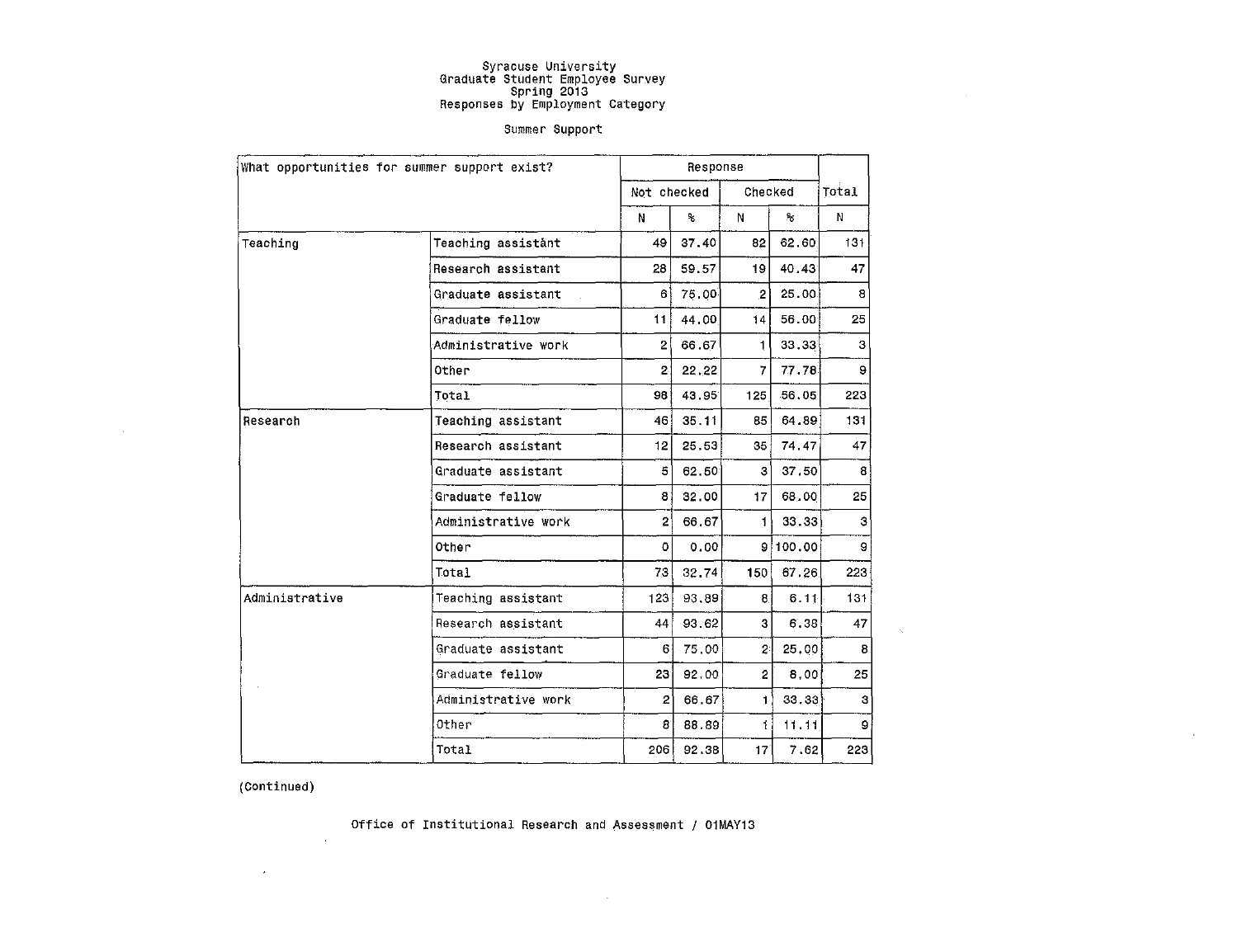Syracuse University
Graduate Student Employee Survey
Spring 2013
Responses by Employment Category

Summer Support

| What opportunities for summer support exist? | | Response | | | | Total |
|---|---|---|---|---|---|---|
| | | Not checked | | Checked | | |
| | | N | % | N | % | N |
| Teaching | Teaching assistant | 49 | 37.40 | 82 | 62.60 | 131 |
| | Research assistant | 28 | 59.57 | 19 | 40.43 | 47 |
| | Graduate assistant | 6 | 75.00 | 2 | 25.00 | 8 |
| | Graduate fellow | 11 | 44.00 | 14 | 56.00 | 25 |
| | Administrative work | 2 | 66.67 | 1 | 33.33 | 3 |
| | Other | 2 | 22.22 | 7 | 77.78 | 9 |
| | Total | 98 | 43.95 | 125 | 56.05 | 223 |
| Research | Teaching assistant | 46 | 35.11 | 85 | 64.89 | 131 |
| | Research assistant | 12 | 25.53 | 35 | 74.47 | 47 |
| | Graduate assistant | 5 | 62.50 | 3 | 37.50 | 8 |
| | Graduate fellow | 8 | 32.00 | 17 | 68.00 | 25 |
| | Administrative work | 2 | 66.67 | 1 | 33.33 | 3 |
| | Other | 0 | 0.00 | 9 | 100.00 | 9 |
| | Total | 73 | 32.74 | 150 | 67.26 | 223 |
| Administrative | Teaching assistant | 123 | 93.89 | 8 | 6.11 | 131 |
| | Research assistant | 44 | 93.62 | 3 | 6.38 | 47 |
| | Graduate assistant | 6 | 75.00 | 2 | 25.00 | 8 |
| | Graduate fellow | 23 | 92.00 | 2 | 8.00 | 25 |
| | Administrative work | 2 | 66.67 | 1 | 33.33 | 3 |
| | Other | 8 | 88.89 | 1 | 11.11 | 9 |
| | Total | 206 | 92.38 | 17 | 7.62 | 223 |

(Continued)

Office of Institutional Research and Assessment / 01MAY13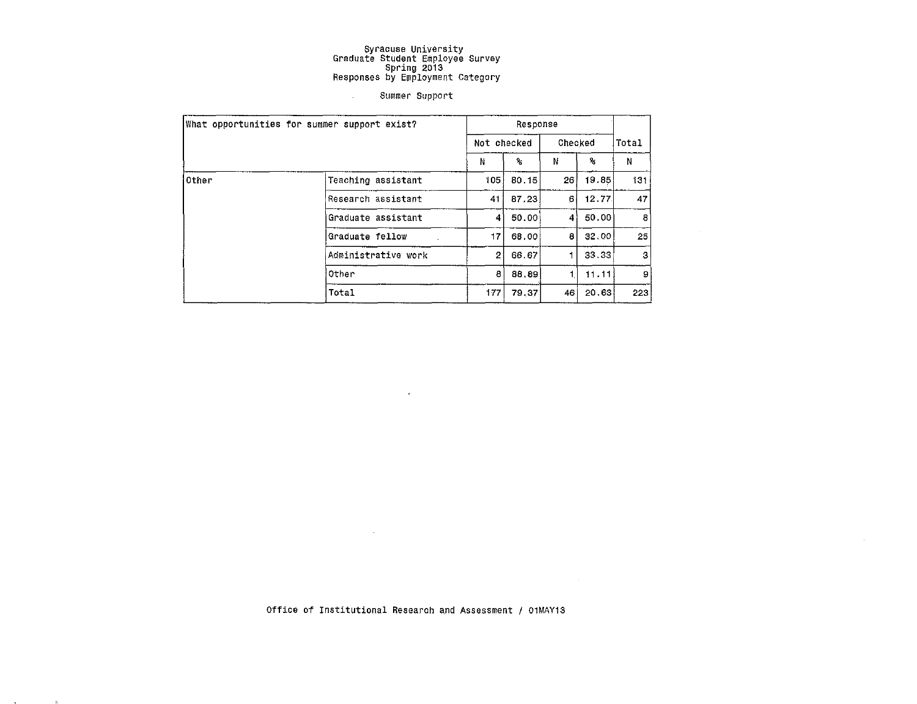# Syracuse University
## Graduate Student Employee Survey
## Spring 2013
## Responses by Employment Category

### Summer Support

| What opportunities for summer support exist? | | Response | | | | Total |
|---|---|---|---|---|---|---|
| | | Not checked | | Checked | | |
| | | N | % | N | % | N |
| Other | Teaching assistant | 105 | 80.15 | 26 | 19.85 | 131 |
| | Research assistant | 41 | 87.23 | 6 | 12.77 | 47 |
| | Graduate assistant | 4 | 50.00 | 4 | 50.00 | 8 |
| | Graduate fellow | 17 | 68.00 | 8 | 32.00 | 25 |
| | Administrative work | 2 | 66.67 | 1 | 33.33 | 3 |
| | Other | 8 | 88.89 | 1 | 11.11 | 9 |
| | Total | 177 | 79.37 | 46 | 20.63 | 223 |

Office of Institutional Research and Assessment / 01MAY13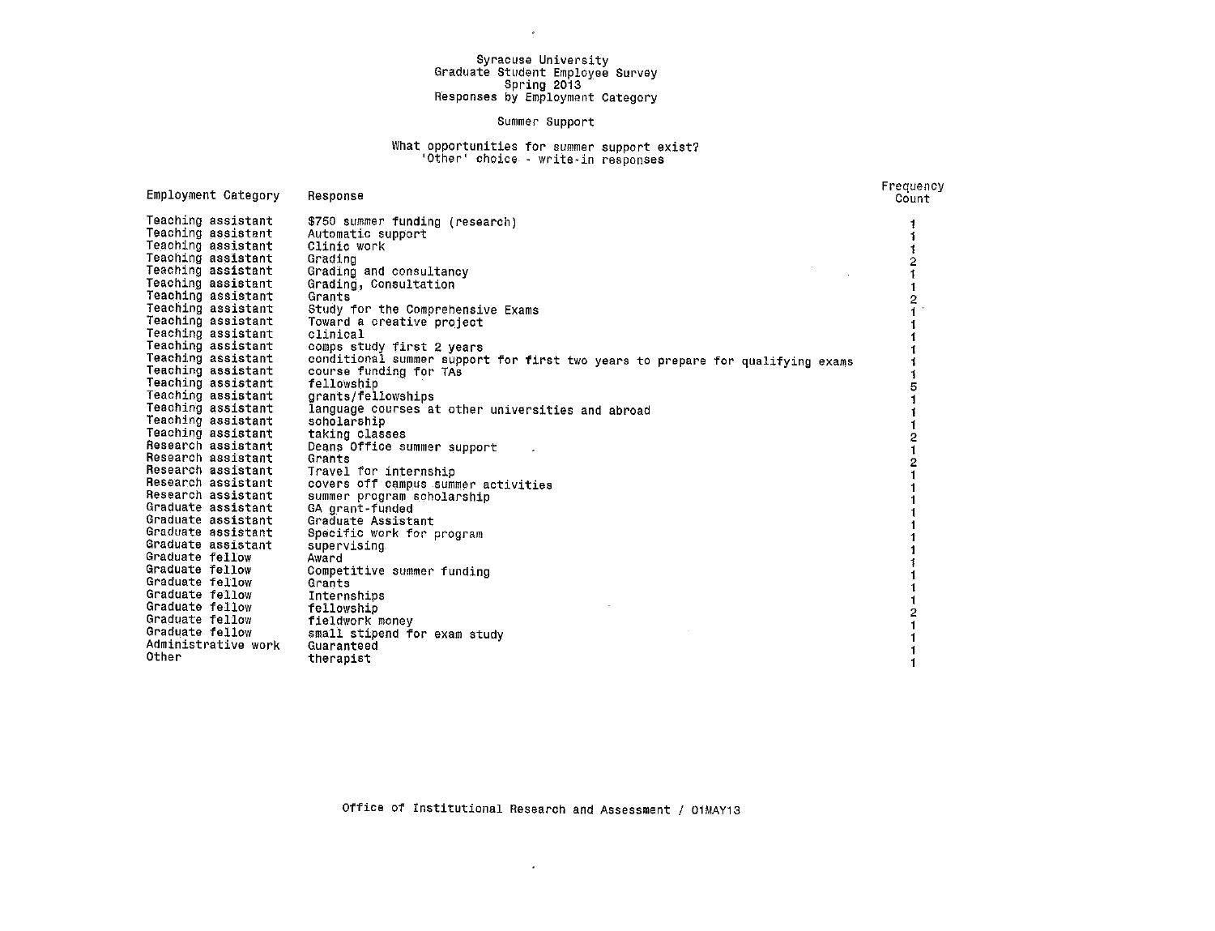# Syracuse University
## Graduate Student Employee Survey
## Spring 2013
## Responses by Employment Category

### Summer Support

**What opportunities for summer support exist?**
**'Other' choice - write-in responses**

| Employment Category | Response | Frequency Count |
|---|---|---|
| Teaching assistant | $750 summer funding (research) | 1 |
| Teaching assistant | Automatic support | 1 |
| Teaching assistant | Clinic work | 1 |
| Teaching assistant | Grading | 2 |
| Teaching assistant | Grading and consultancy | 1 |
| Teaching assistant | Grading, Consultation | 1 |
| Teaching assistant | Grants | 2 |
| Teaching assistant | Study for the Comprehensive Exams | 1 |
| Teaching assistant | Toward a creative project | 1 |
| Teaching assistant | clinical | 1 |
| Teaching assistant | comps study first 2 years | 1 |
| Teaching assistant | conditional summer support for first two years to prepare for qualifying exams | 1 |
| Teaching assistant | course funding for TAs | 1 |
| Teaching assistant | fellowship | 5 |
| Teaching assistant | grants/fellowships | 1 |
| Teaching assistant | language courses at other universities and abroad | 1 |
| Teaching assistant | scholarship | 1 |
| Teaching assistant | taking classes | 2 |
| Research assistant | Deans Office summer support | 1 |
| Research assistant | Grants | 2 |
| Research assistant | Travel for internship | 1 |
| Research assistant | covers off campus summer activities | 1 |
| Research assistant | summer program scholarship | 1 |
| Graduate assistant | GA grant-funded | 1 |
| Graduate assistant | Graduate Assistant | 1 |
| Graduate assistant | Specific work for program | 1 |
| Graduate assistant | supervising | 1 |
| Graduate fellow | Award | 1 |
| Graduate fellow | Competitive summer funding | 1 |
| Graduate fellow | Grants | 1 |
| Graduate fellow | Internships | 1 |
| Graduate fellow | fellowship | 2 |
| Graduate fellow | fieldwork money | 1 |
| Graduate fellow | small stipend for exam study | 1 |
| Administrative work | Guaranteed | 1 |
| Other | therapist | 1 |

Office of Institutional Research and Assessment / 01MAY13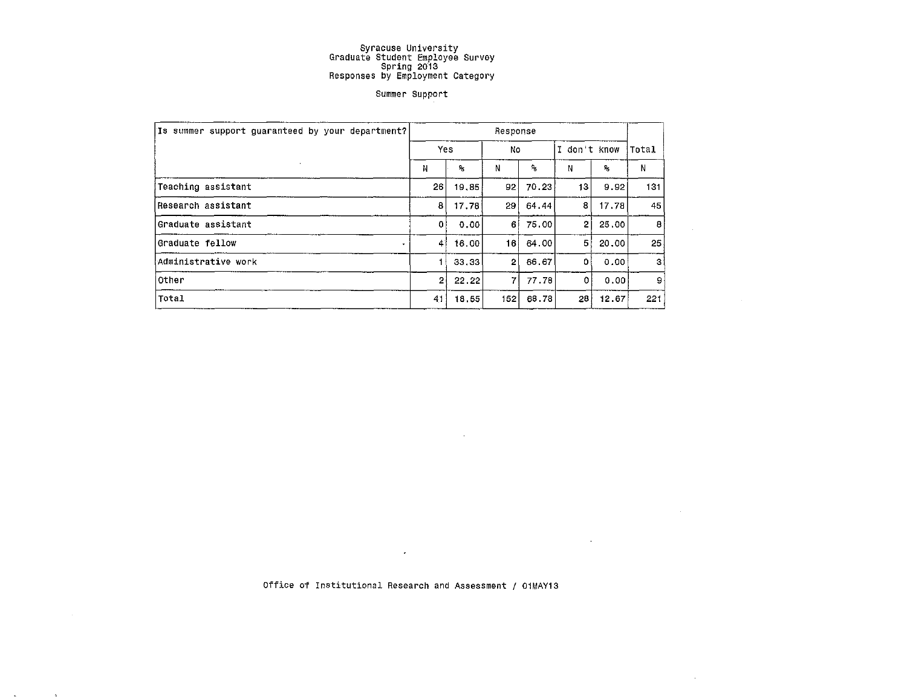Syracuse University
Graduate Student Employee Survey
Spring 2013
Responses by Employment Category

Summer Support

| Is summer support guaranteed by your department? | Response | | | | | | Total |
|---|---|---|---|---|---|---|---|
| | Yes | | No | | I don't know | | Total |
| | N | % | N | % | N | % | N |
| Teaching assistant | 26 | 19.85 | 92 | 70.23 | 13 | 9.92 | 131 |
| Research assistant | 8 | 17.78 | 29 | 64.44 | 8 | 17.78 | 45 |
| Graduate assistant | 0 | 0.00 | 6 | 75.00 | 2 | 25.00 | 8 |
| Graduate fellow | 4 | 16.00 | 16 | 64.00 | 5 | 20.00 | 25 |
| Administrative work | 1 | 33.33 | 2 | 66.67 | 0 | 0.00 | 3 |
| Other | 2 | 22.22 | 7 | 77.78 | 0 | 0.00 | 9 |
| Total | 41 | 18.55 | 152 | 68.78 | 28 | 12.67 | 221 |

Office of Institutional Research and Assessment / 01MAY13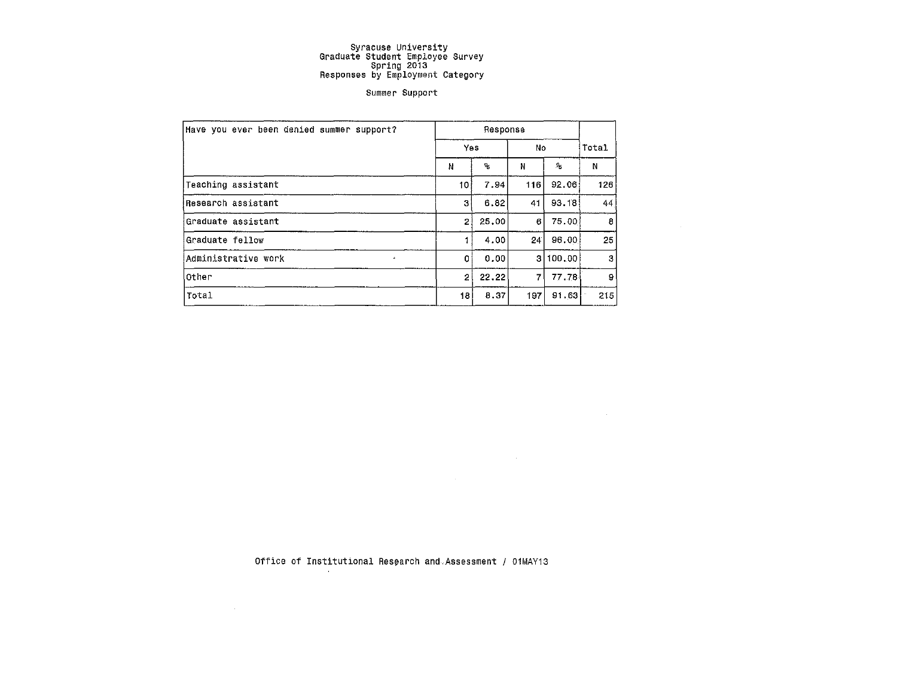Syracuse University
Graduate Student Employee Survey
Spring 2013
Responses by Employment Category

Summer Support

| Have you ever been denied summer support? | Response | | | | Total |
|---|---|---|---|---|---|
| | Yes | | No | | |
| | N | % | N | % | N |
| Teaching assistant | 10 | 7.94 | 116 | 92.06 | 126 |
| Research assistant | 3 | 6.82 | 41 | 93.18 | 44 |
| Graduate assistant | 2 | 25.00 | 6 | 75.00 | 8 |
| Graduate fellow | 1 | 4.00 | 24 | 96.00 | 25 |
| Administrative work | 0 | 0.00 | 3 | 100.00 | 3 |
| Other | 2 | 22.22 | 7 | 77.78 | 9 |
| Total | 18 | 8.37 | 197 | 91.63 | 215 |

Office of Institutional Research and Assessment / 01MAY13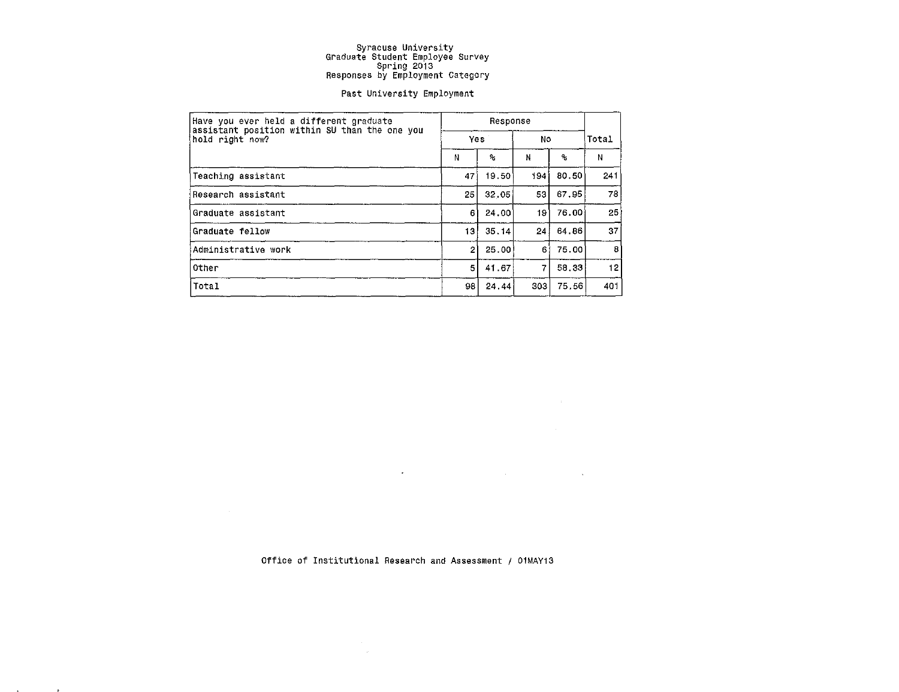Syracuse University
Graduate Student Employee Survey
Spring 2013
Responses by Employment Category

Past University Employment

| Have you ever held a different graduate assistant position within SU than the one you hold right now? | Response | | | | Total |
|---|---|---|---|---|---|
| | Yes | | No | | |
| | N | % | N | % | N |
| Teaching assistant | 47 | 19.50 | 194 | 80.50 | 241 |
| Research assistant | 25 | 32.05 | 53 | 67.95 | 78 |
| Graduate assistant | 6 | 24.00 | 19 | 76.00 | 25 |
| Graduate fellow | 13 | 35.14 | 24 | 64.86 | 37 |
| Administrative work | 2 | 25.00 | 6 | 75.00 | 8 |
| Other | 5 | 41.67 | 7 | 58.33 | 12 |
| Total | 98 | 24.44 | 303 | 75.56 | 401 |

Office of Institutional Research and Assessment / 01MAY13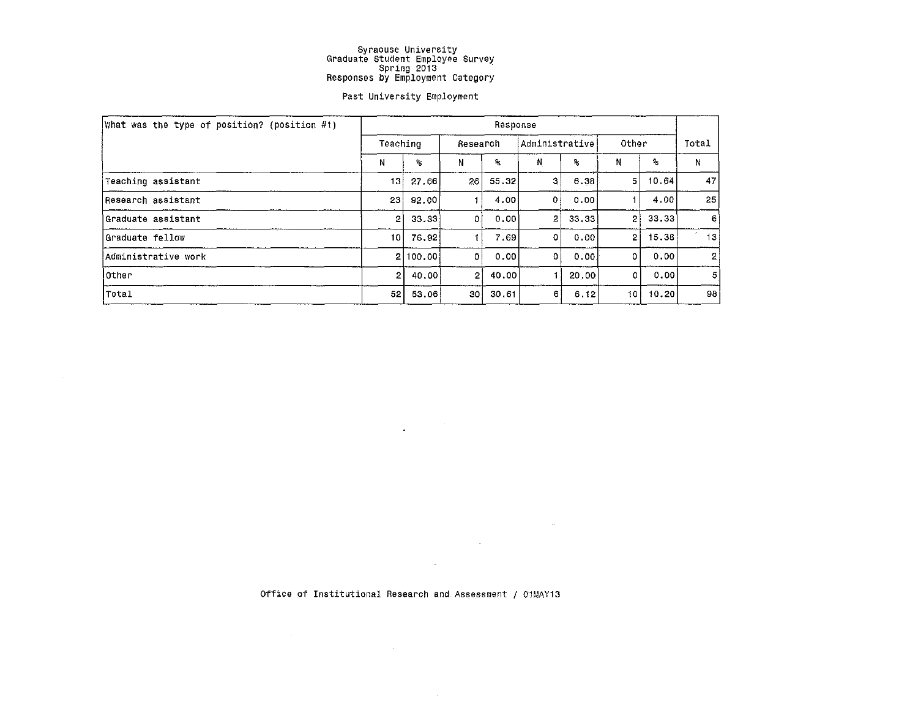# Syracuse University
# Graduate Student Employee Survey
# Spring 2013
# Responses by Employment Category

## Past University Employment

| What was the type of position? (position #1) | Response | | | | | | | | Total |
|---|---|---|---|---|---|---|---|---|---|
| | Teaching | | Research | | Administrative | | Other | | Total |
| | N | % | N | % | N | % | N | % | N |
| Teaching assistant | 13 | 27.66 | 26 | 55.32 | 3 | 6.38 | 5 | 10.64 | 47 |
| Research assistant | 23 | 92.00 | 1 | 4.00 | 0 | 0.00 | 1 | 4.00 | 25 |
| Graduate assistant | 2 | 33.33 | 0 | 0.00 | 2 | 33.33 | 2 | 33.33 | 6 |
| Graduate fellow | 10 | 76.92 | 1 | 7.69 | 0 | 0.00 | 2 | 15.38 | 13 |
| Administrative work | 2 | 100.00 | 0 | 0.00 | 0 | 0.00 | 0 | 0.00 | 2 |
| Other | 2 | 40.00 | 2 | 40.00 | 1 | 20.00 | 0 | 0.00 | 5 |
| Total | 52 | 53.06 | 30 | 30.61 | 6 | 6.12 | 10 | 10.20 | 98 |

Office of Institutional Research and Assessment / 01MAY13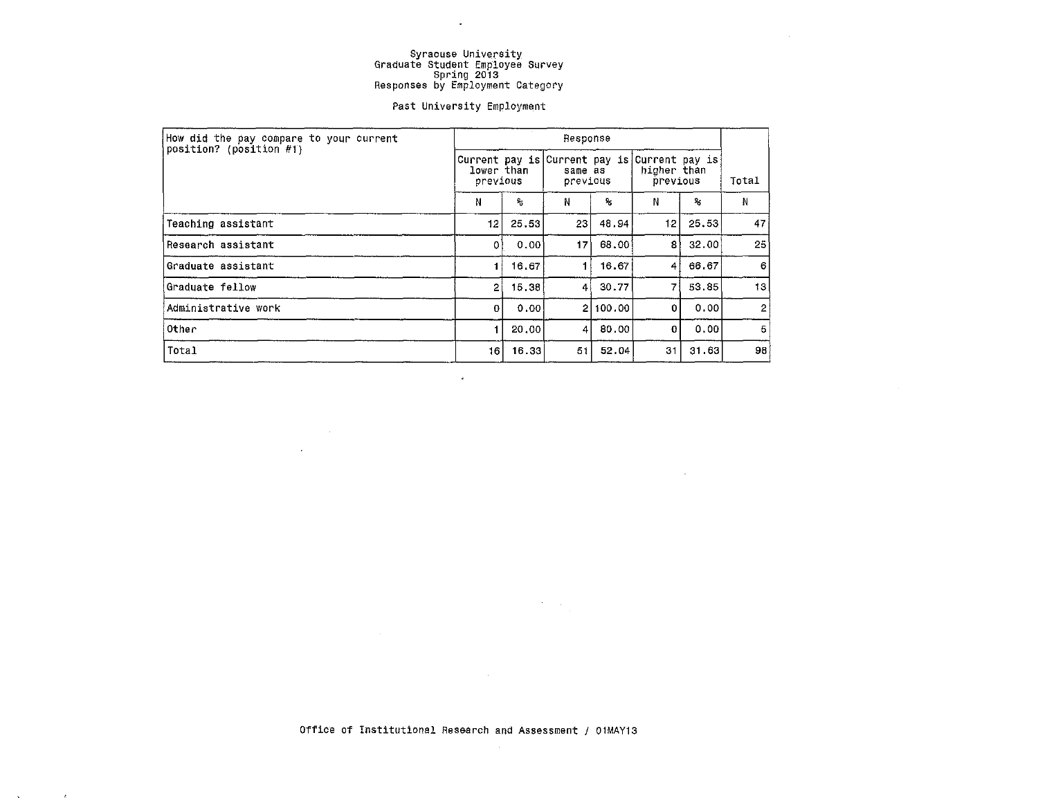Syracuse University
Graduate Student Employee Survey
Spring 2013
Responses by Employment Category

Past University Employment

| How did the pay compare to your current position? (position #1) | Response | | | | | | Total |
|---|---|---|---|---|---|---|---|
| | Current pay is lower than previous | | Current pay is same as previous | | Current pay is higher than previous | | Total |
| | N | % | N | % | N | % | N |
| Teaching assistant | 12 | 25.53 | 23 | 48.94 | 12 | 25.53 | 47 |
| Research assistant | 0 | 0.00 | 17 | 68.00 | 8 | 32.00 | 25 |
| Graduate assistant | 1 | 16.67 | 1 | 16.67 | 4 | 66.67 | 6 |
| Graduate fellow | 2 | 15.38 | 4 | 30.77 | 7 | 53.85 | 13 |
| Administrative work | 0 | 0.00 | 2 | 100.00 | 0 | 0.00 | 2 |
| Other | 1 | 20.00 | 4 | 80.00 | 0 | 0.00 | 5 |
| Total | 16 | 16.33 | 51 | 52.04 | 31 | 31.63 | 98 |

Office of Institutional Research and Assessment / 01MAY13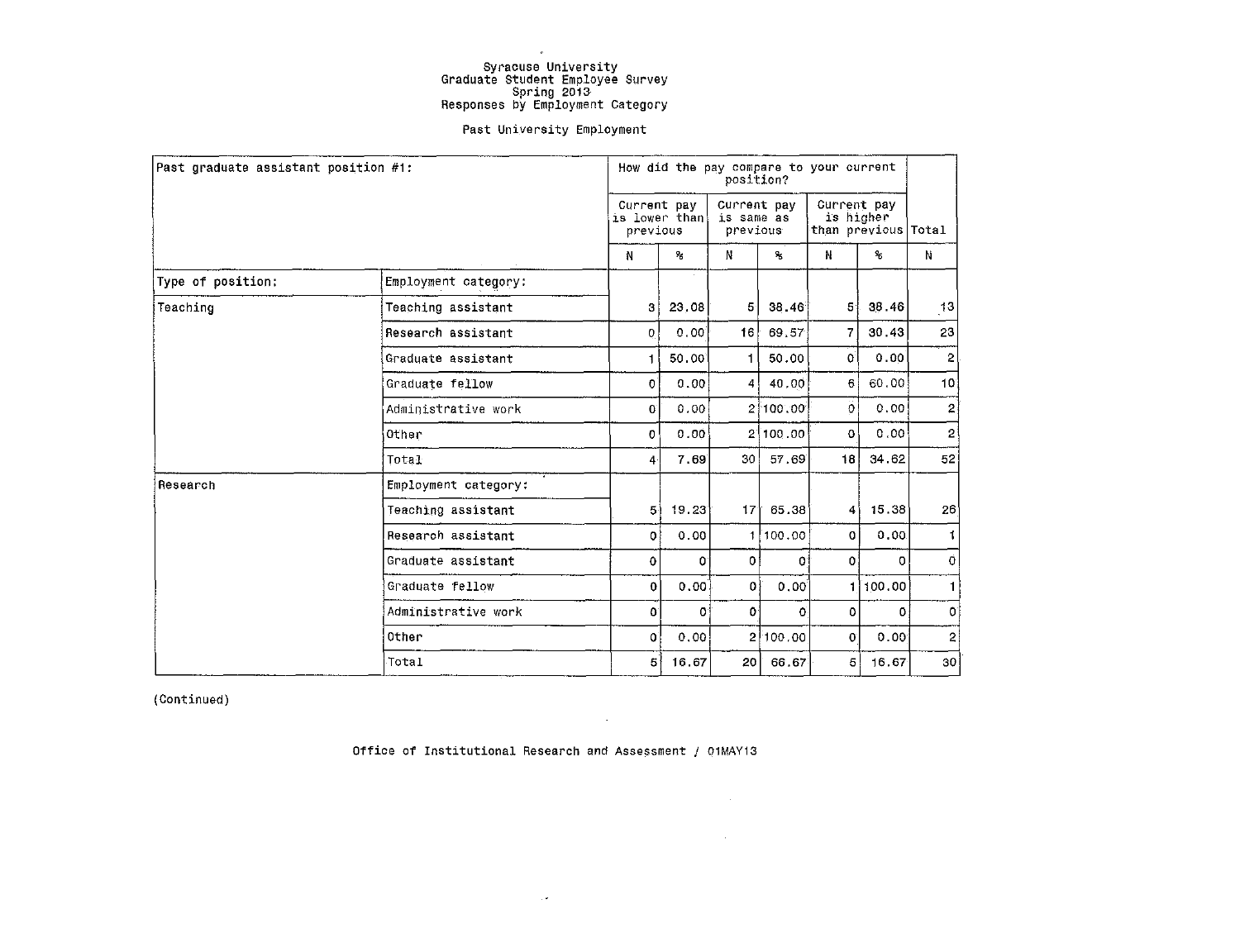# Syracuse University
## Graduate Student Employee Survey
## Spring 2013
## Responses by Employment Category

### Past University Employment

| Past graduate assistant position #1: | | How did the pay compare to your current position? | | | | | | |
|---|---|---|---|---|---|---|---|---|
| | | Current pay is lower than previous | | Current pay is same as previous | | Current pay is higher than previous | | Total |
| | | N | % | N | % | N | % | N |
| Type of position: | Employment category: | | | | | | | |
| Teaching | Teaching assistant | 3 | 23.08 | 5 | 38.46 | 5 | 38.46 | 13 |
| | Research assistant | 0 | 0.00 | 16 | 69.57 | 7 | 30.43 | 23 |
| | Graduate assistant | 1 | 50.00 | 1 | 50.00 | 0 | 0.00 | 2 |
| | Graduate fellow | 0 | 0.00 | 4 | 40.00 | 6 | 60.00 | 10 |
| | Administrative work | 0 | 0.00 | 2 | 100.00 | 0 | 0.00 | 2 |
| | Other | 0 | 0.00 | 2 | 100.00 | 0 | 0.00 | 2 |
| | Total | 4 | 7.69 | 30 | 57.69 | 18 | 34.62 | 52 |
| Research | Employment category: | | | | | | | |
| | Teaching assistant | 5 | 19.23 | 17 | 65.38 | 4 | 15.38 | 26 |
| | Research assistant | 0 | 0.00 | 1 | 100.00 | 0 | 0.00 | 1 |
| | Graduate assistant | 0 | 0 | 0 | 0 | 0 | 0 | 0 |
| | Graduate fellow | 0 | 0.00 | 0 | 0.00 | 1 | 100.00 | 1 |
| | Administrative work | 0 | 0 | 0 | 0 | 0 | 0 | 0 |
| | Other | 0 | 0.00 | 2 | 100.00 | 0 | 0.00 | 2 |
| | Total | 5 | 16.67 | 20 | 66.67 | 5 | 16.67 | 30 |

(Continued)

Office of Institutional Research and Assessment / 01MAY13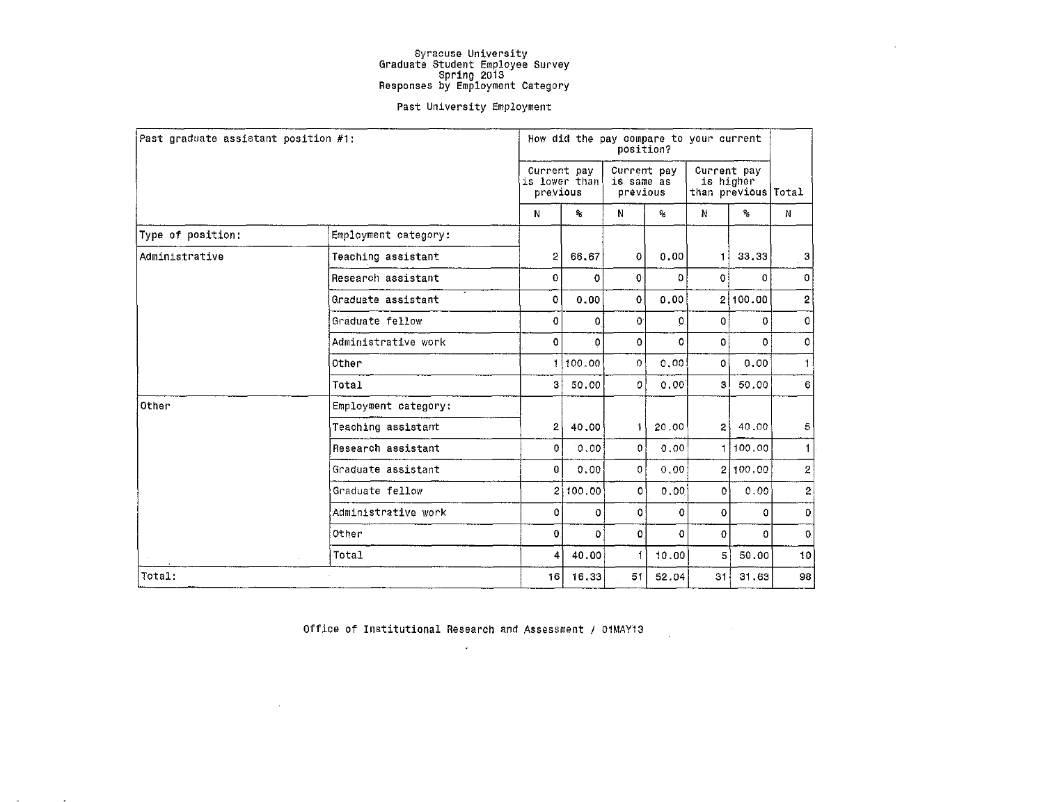# Syracuse University
## Graduate Student Employee Survey
## Spring 2013
## Responses by Employment Category

### Past University Employment

| Past graduate assistant position #1: | | How did the pay compare to your current position? | | | | | | |
|---|---|---|---|---|---|---|---|---|
| | | Current pay is lower than previous | | Current pay is same as previous | | Current pay is higher than previous | | Total |
| | | N | % | N | % | N | % | N |
| Type of position: | Employment category: | | | | | | | |
| Administrative | Teaching assistant | 2 | 66.67 | 0 | 0.00 | 1 | 33.33 | 3 |
| | Research assistant | 0 | 0 | 0 | 0 | 0 | 0 | 0 |
| | Graduate assistant | 0 | 0.00 | 0 | 0.00 | 2 | 100.00 | 2 |
| | Graduate fellow | 0 | 0 | 0 | 0 | 0 | 0 | 0 |
| | Administrative work | 0 | 0 | 0 | 0 | 0 | 0 | 0 |
| | Other | 1 | 100.00 | 0 | 0.00 | 0 | 0.00 | 1 |
| | Total | 3 | 50.00 | 0 | 0.00 | 3 | 50.00 | 6 |
| Other | Employment category: | | | | | | | |
| | Teaching assistant | 2 | 40.00 | 1 | 20.00 | 2 | 40.00 | 5 |
| | Research assistant | 0 | 0.00 | 0 | 0.00 | 1 | 100.00 | 1 |
| | Graduate assistant | 0 | 0.00 | 0 | 0.00 | 2 | 100.00 | 2 |
| | Graduate fellow | 2 | 100.00 | 0 | 0.00 | 0 | 0.00 | 2 |
| | Administrative work | 0 | 0 | 0 | 0 | 0 | 0 | 0 |
| | Other | 0 | 0 | 0 | 0 | 0 | 0 | 0 |
| | Total | 4 | 40.00 | 1 | 10.00 | 5 | 50.00 | 10 |
| Total: | | 16 | 16.33 | 51 | 52.04 | 31 | 31.63 | 98 |

Office of Institutional Research and Assessment / 01MAY13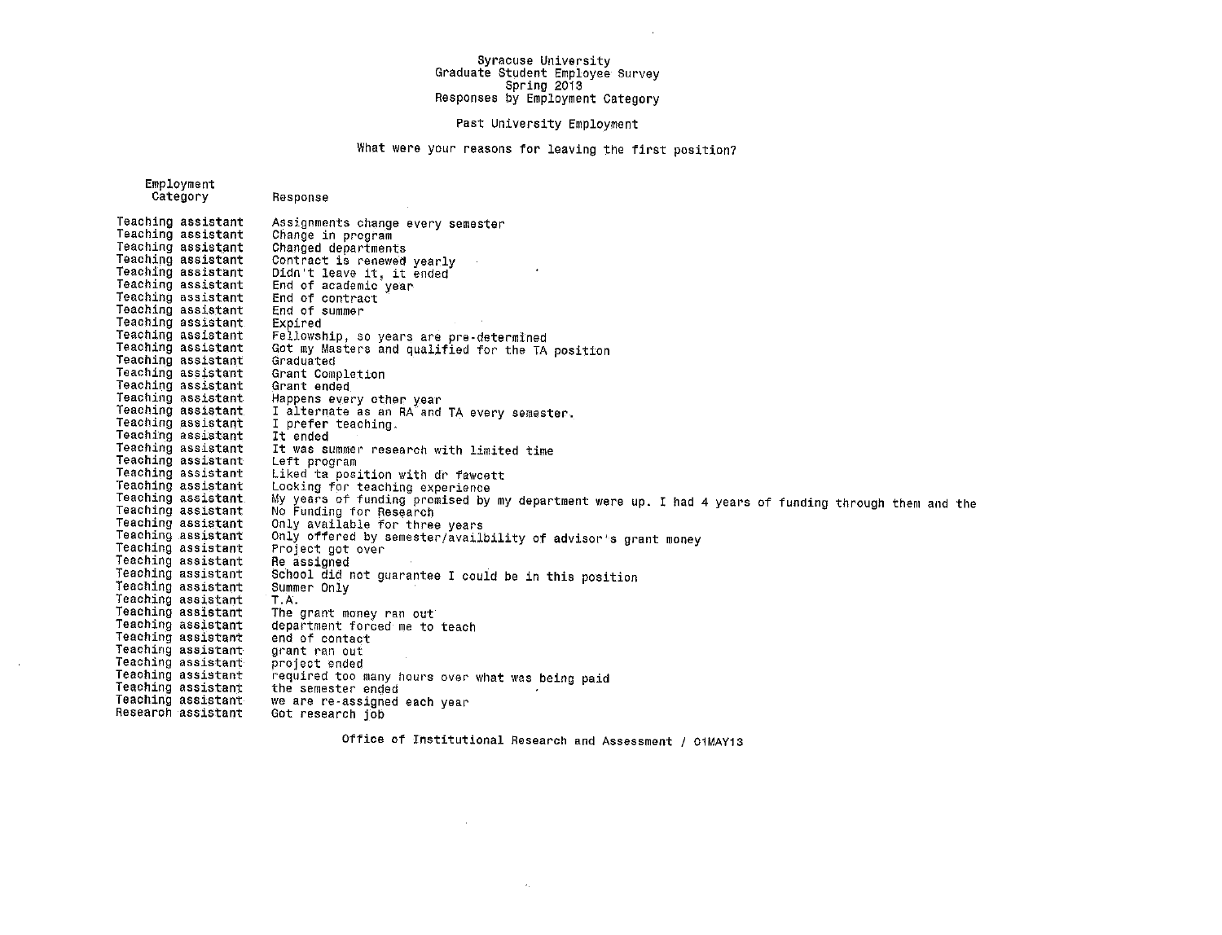Syracuse University
Graduate Student Employee Survey
Spring 2013
Responses by Employment Category

Past University Employment

What were your reasons for leaving the first position?

| Employment Category | Response |
|---|---|
| Teaching assistant | Assignments change every semester |
| Teaching assistant | Change in program |
| Teaching assistant | Changed departments |
| Teaching assistant | Contract is renewed yearly |
| Teaching assistant | Didn't leave it, it ended |
| Teaching assistant | End of academic year |
| Teaching assistant | End of contract |
| Teaching assistant | End of summer |
| Teaching assistant | Expired |
| Teaching assistant | Fellowship, so years are pre-determined |
| Teaching assistant | Got my Masters and qualified for the TA position |
| Teaching assistant | Graduated |
| Teaching assistant | Grant Completion |
| Teaching assistant | Grant ended |
| Teaching assistant | Happens every other year |
| Teaching assistant | I alternate as an RA and TA every semester. |
| Teaching assistant | I prefer teaching. |
| Teaching assistant | It ended |
| Teaching assistant | It was summer research with limited time |
| Teaching assistant | Left program |
| Teaching assistant | Liked ta position with dr fawcett |
| Teaching assistant | Looking for teaching experience |
| Teaching assistant | My years of funding promised by my department were up. I had 4 years of funding through them and the |
| Teaching assistant | No Funding for Research |
| Teaching assistant | Only available for three years |
| Teaching assistant | Only offered by semester/availbility of advisor's grant money |
| Teaching assistant | Project got over |
| Teaching assistant | Re assigned |
| Teaching assistant | School did not guarantee I could be in this position |
| Teaching assistant | Summer Only |
| Teaching assistant | T.A. |
| Teaching assistant | The grant money ran out |
| Teaching assistant | department forced me to teach |
| Teaching assistant | end of contact |
| Teaching assistant | grant ran out |
| Teaching assistant | project ended |
| Teaching assistant | required too many hours over what was being paid |
| Teaching assistant | the semester ended |
| Teaching assistant | we are re-assigned each year |
| Research assistant | Got research job |

Office of Institutional Research and Assessment / 01MAY13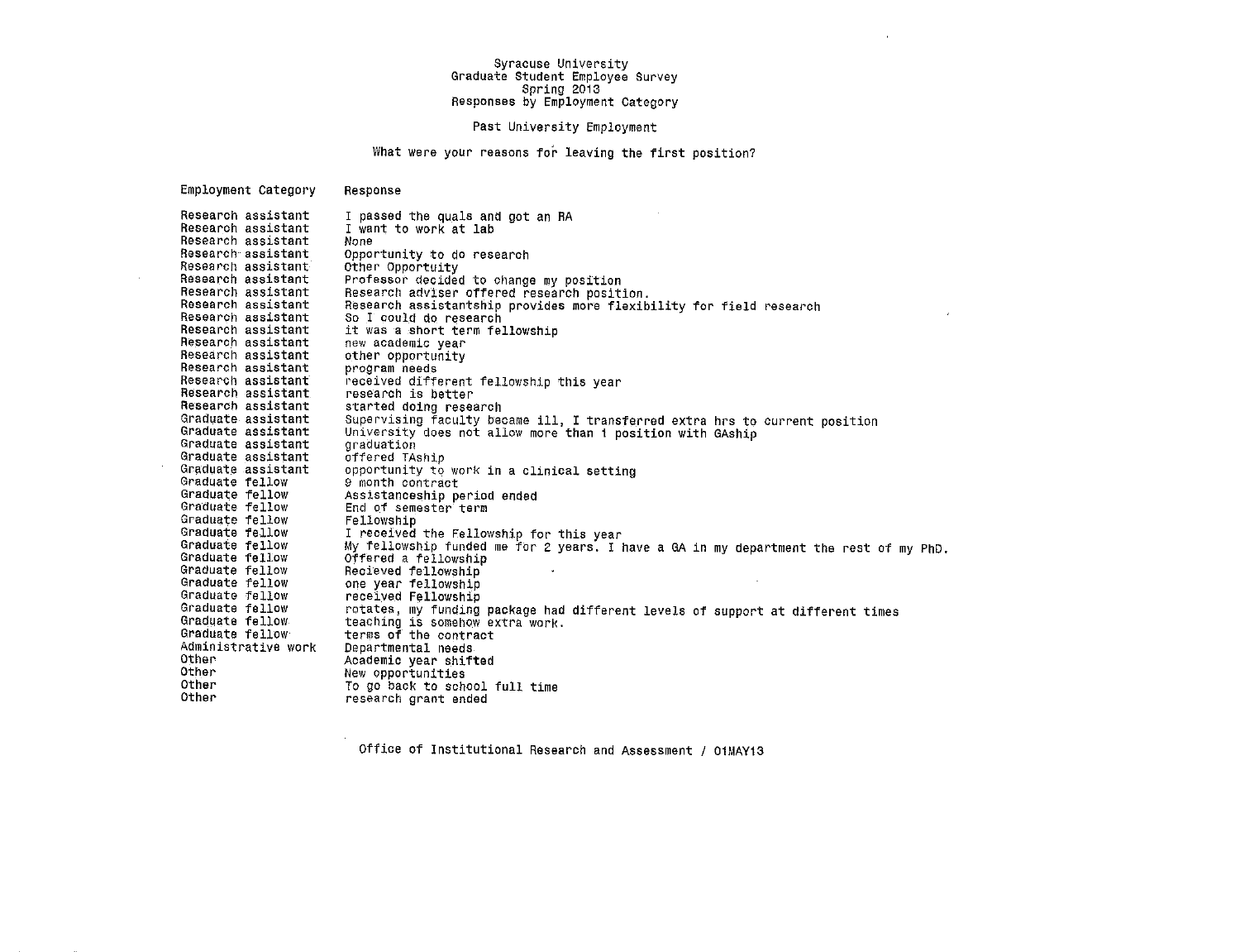# Syracuse University
## Graduate Student Employee Survey
## Spring 2013
## Responses by Employment Category

### Past University Employment

**What were your reasons for leaving the first position?**

| Employment Category | Response |
|---|---|
| Research assistant | I passed the quals and got an RA |
| Research assistant | I want to work at lab |
| Research assistant | None |
| Research assistant | Opportunity to do research |
| Research assistant | Other Opportuity |
| Research assistant | Professor decided to change my position |
| Research assistant | Research adviser offered research position. |
| Research assistant | Research assistantship provides more flexibility for field research |
| Research assistant | So I could do research |
| Research assistant | it was a short term fellowship |
| Research assistant | new academic year |
| Research assistant | other opportunity |
| Research assistant | program needs |
| Research assistant | received different fellowship this year |
| Research assistant | research is better |
| Research assistant | started doing research |
| Graduate assistant | Supervising faculty became ill, I transferred extra hrs to current position |
| Graduate assistant | University does not allow more than 1 position with GAship |
| Graduate assistant | graduation |
| Graduate assistant | offered TAship |
| Graduate assistant | opportunity to work in a clinical setting |
| Graduate fellow | 9 month contract |
| Graduate fellow | Assistanceship period ended |
| Graduate fellow | End of semester term |
| Graduate fellow | Fellowship |
| Graduate fellow | I received the Fellowship for this year |
| Graduate fellow | My fellowship funded me for 2 years. I have a GA in my department the rest of my PhD. |
| Graduate fellow | Offered a fellowship |
| Graduate fellow | Recieved fellowship |
| Graduate fellow | one year fellowship |
| Graduate fellow | received Fellowship |
| Graduate fellow | rotates, my funding package had different levels of support at different times |
| Graduate fellow | teaching is somehow extra work. |
| Graduate fellow | terms of the contract |
| Administrative work | Departmental needs |
| Other | Academic year shifted |
| Other | New opportunities |
| Other | To go back to school full time |
| Other | research grant ended |

Office of Institutional Research and Assessment / 01MAY13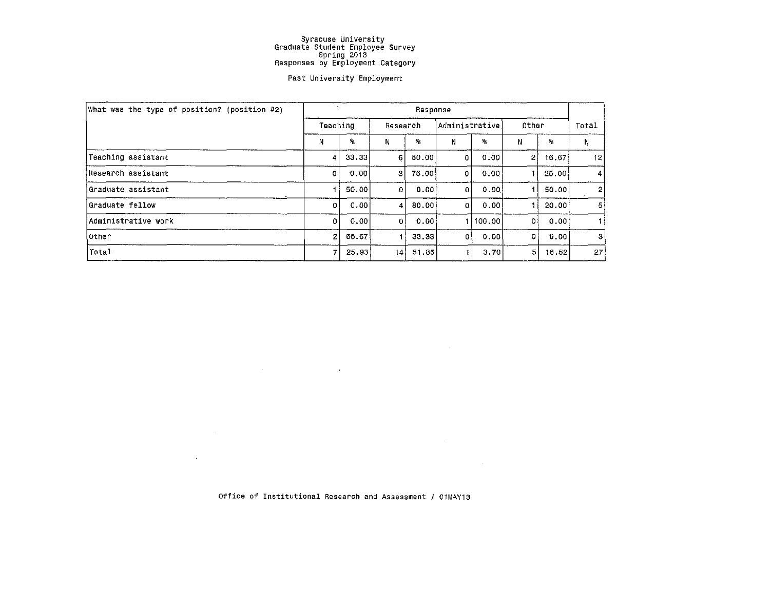# Syracuse University
## Graduate Student Employee Survey
### Spring 2013
### Responses by Employment Category

Past University Employment

| What was the type of position? (position #2) | Response | | | | | | | | Total |
|---|---|---|---|---|---|---|---|---|---|
| | Teaching | | Research | | Administrative | | Other | | Total |
| | N | % | N | % | N | % | N | % | N |
| Teaching assistant | 4 | 33.33 | 6 | 50.00 | 0 | 0.00 | 2 | 16.67 | 12 |
| Research assistant | 0 | 0.00 | 3 | 75.00 | 0 | 0.00 | 1 | 25.00 | 4 |
| Graduate assistant | 1 | 50.00 | 0 | 0.00 | 0 | 0.00 | 1 | 50.00 | 2 |
| Graduate fellow | 0 | 0.00 | 4 | 80.00 | 0 | 0.00 | 1 | 20.00 | 5 |
| Administrative work | 0 | 0.00 | 0 | 0.00 | 1 | 100.00 | 0 | 0.00 | 1 |
| Other | 2 | 66.67 | 1 | 33.33 | 0 | 0.00 | 0 | 0.00 | 3 |
| Total | 7 | 25.93 | 14 | 51.85 | 1 | 3.70 | 5 | 18.52 | 27 |

Office of Institutional Research and Assessment / 01MAY13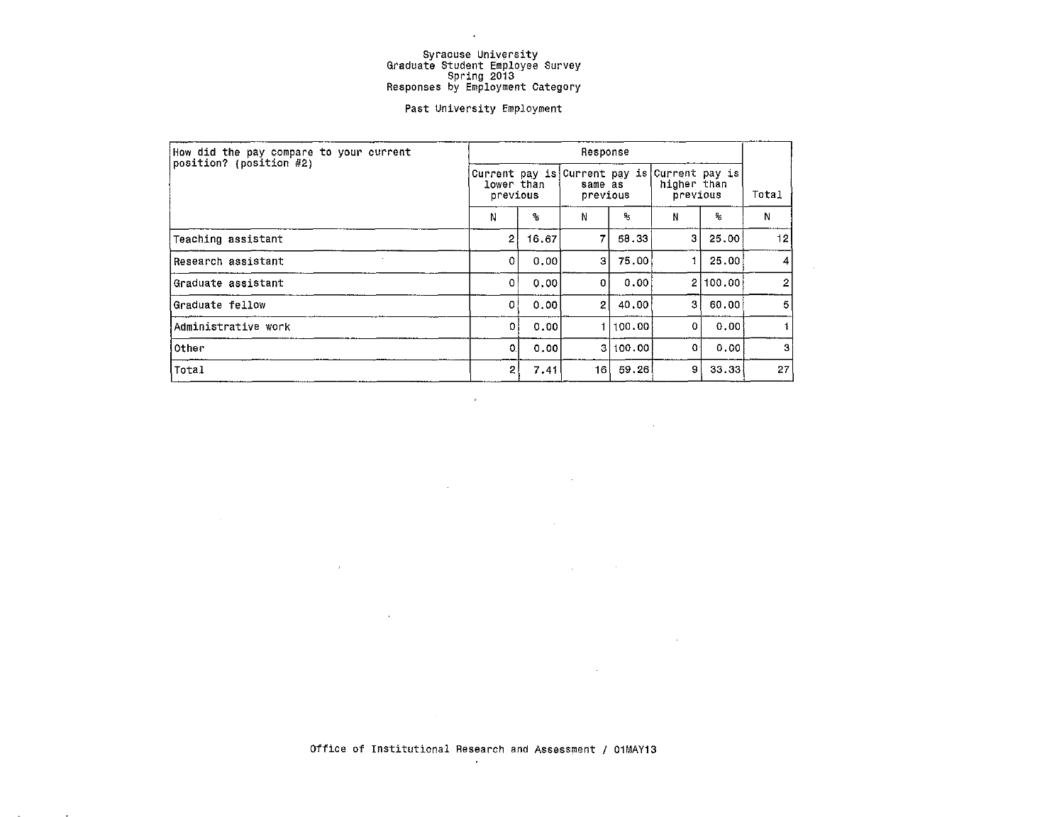Syracuse University
Graduate Student Employee Survey
Spring 2013
Responses by Employment Category

Past University Employment

| How did the pay compare to your current position? (position #2) | Response | | | | | | Total |
|---|---|---|---|---|---|---|---|
| | Current pay is lower than previous | | Current pay is same as previous | | Current pay is higher than previous | | Total |
| | N | % | N | % | N | % | N |
| Teaching assistant | 2 | 16.67 | 7 | 58.33 | 3 | 25.00 | 12 |
| Research assistant | 0 | 0.00 | 3 | 75.00 | 1 | 25.00 | 4 |
| Graduate assistant | 0 | 0.00 | 0 | 0.00 | 2 | 100.00 | 2 |
| Graduate fellow | 0 | 0.00 | 2 | 40.00 | 3 | 60.00 | 5 |
| Administrative work | 0 | 0.00 | 1 | 100.00 | 0 | 0.00 | 1 |
| Other | 0 | 0.00 | 3 | 100.00 | 0 | 0.00 | 3 |
| Total | 2 | 7.41 | 16 | 59.26 | 9 | 33.33 | 27 |

Office of Institutional Research and Assessment / 01MAY13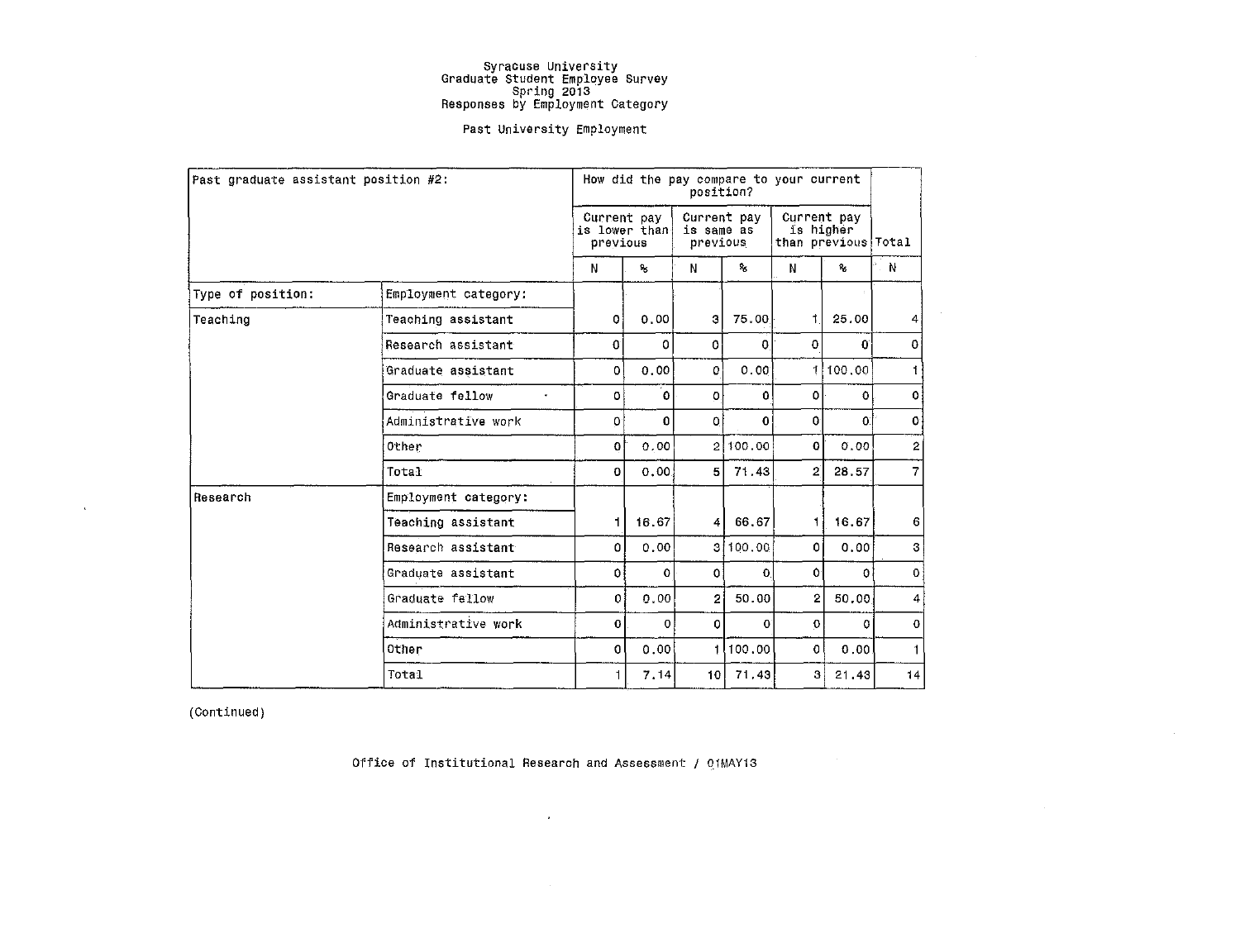Syracuse University
Graduate Student Employee Survey
Spring 2013
Responses by Employment Category

Past University Employment

| Past graduate assistant position #2: | | How did the pay compare to your current position? | | | | | | |
|---|---|---|---|---|---|---|---|---|
| | | Current pay is lower than previous | | Current pay is same as previous | | Current pay is higher than previous | | Total |
| | | N | % | N | % | N | % | N |
| Type of position: | Employment category: | | | | | | | |
| Teaching | Teaching assistant | 0 | 0.00 | 3 | 75.00 | 1 | 25.00 | 4 |
| | Research assistant | 0 | 0 | 0 | 0 | 0 | 0 | 0 |
| | Graduate assistant | 0 | 0.00 | 0 | 0.00 | 1 | 100.00 | 1 |
| | Graduate fellow | 0 | 0 | 0 | 0 | 0 | 0 | 0 |
| | Administrative work | 0 | 0 | 0 | 0 | 0 | 0 | 0 |
| | Other | 0 | 0.00 | 2 | 100.00 | 0 | 0.00 | 2 |
| | Total | 0 | 0.00 | 5 | 71.43 | 2 | 28.57 | 7 |
| Research | Employment category: | | | | | | | |
| | Teaching assistant | 1 | 16.67 | 4 | 66.67 | 1 | 16.67 | 6 |
| | Research assistant | 0 | 0.00 | 3 | 100.00 | 0 | 0.00 | 3 |
| | Graduate assistant | 0 | 0 | 0 | 0 | 0 | 0 | 0 |
| | Graduate fellow | 0 | 0.00 | 2 | 50.00 | 2 | 50.00 | 4 |
| | Administrative work | 0 | 0 | 0 | 0 | 0 | 0 | 0 |
| | Other | 0 | 0.00 | 1 | 100.00 | 0 | 0.00 | 1 |
| | Total | 1 | 7.14 | 10 | 71.43 | 3 | 21.43 | 14 |

(Continued)

Office of Institutional Research and Assessment / 01MAY13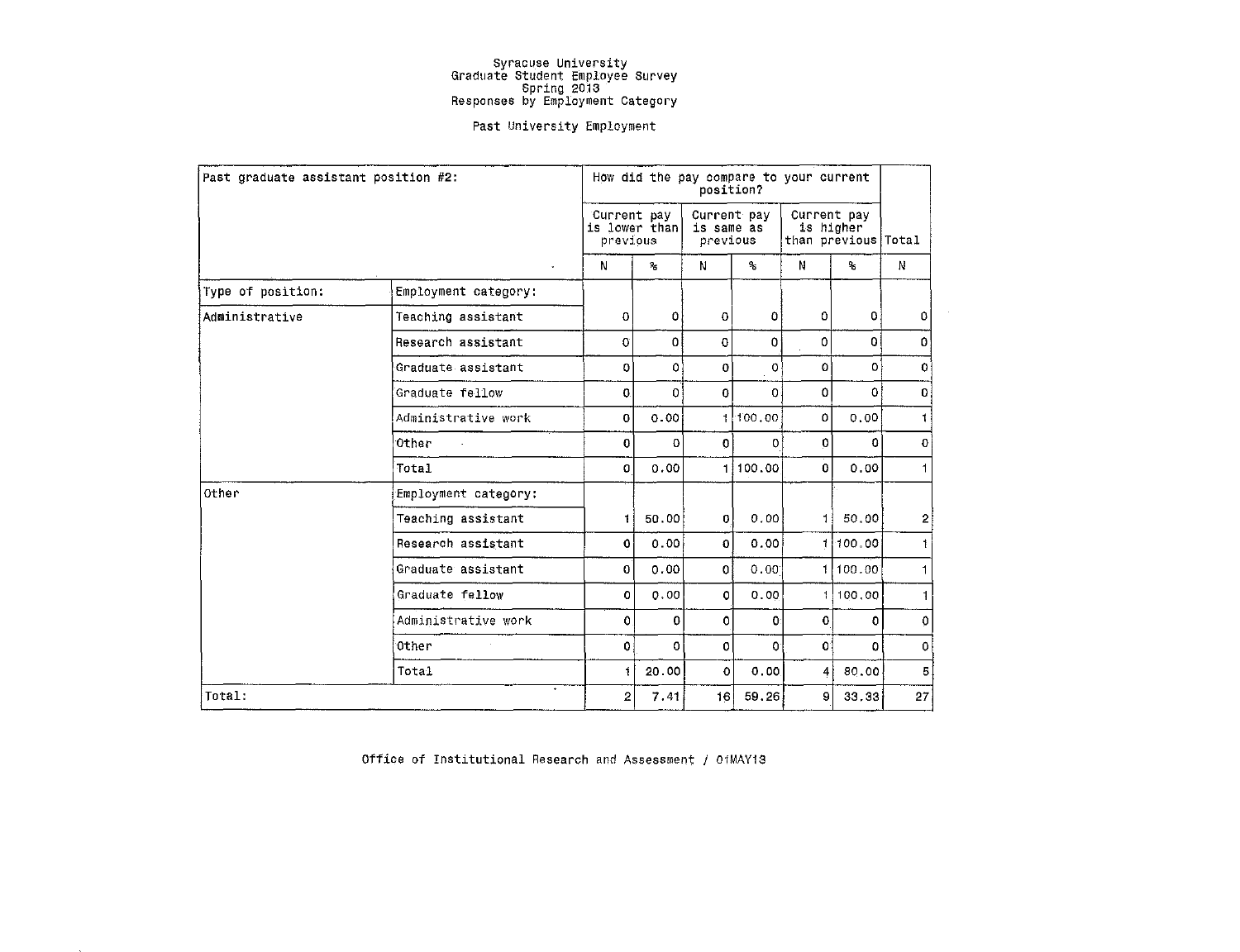Syracuse University
Graduate Student Employee Survey
Spring 2013
Responses by Employment Category

Past University Employment

| Past graduate assistant position #2: | | How did the pay compare to your current position? | | | | | | |
|---|---|---|---|---|---|---|---|---|
| | | Current pay is lower than previous | | Current pay is same as previous | | Current pay is higher than previous | | Total |
| | | N | % | N | % | N | % | N |
| Type of position: | Employment category: | | | | | | | |
| Administrative | Teaching assistant | 0 | 0 | 0 | 0 | 0 | 0 | 0 |
| | Research assistant | 0 | 0 | 0 | 0 | 0 | 0 | 0 |
| | Graduate assistant | 0 | 0 | 0 | 0 | 0 | 0 | 0 |
| | Graduate fellow | 0 | 0 | 0 | 0 | 0 | 0 | 0 |
| | Administrative work | 0 | 0.00 | 1 | 100.00 | 0 | 0.00 | 1 |
| | Other | 0 | 0 | 0 | 0 | 0 | 0 | 0 |
| | Total | 0 | 0.00 | 1 | 100.00 | 0 | 0.00 | 1 |
| Other | Employment category: | | | | | | | |
| | Teaching assistant | 1 | 50.00 | 0 | 0.00 | 1 | 50.00 | 2 |
| | Research assistant | 0 | 0.00 | 0 | 0.00 | 1 | 100.00 | 1 |
| | Graduate assistant | 0 | 0.00 | 0 | 0.00 | 1 | 100.00 | 1 |
| | Graduate fellow | 0 | 0.00 | 0 | 0.00 | 1 | 100.00 | 1 |
| | Administrative work | 0 | 0 | 0 | 0 | 0 | 0 | 0 |
| | Other | 0 | 0 | 0 | 0 | 0 | 0 | 0 |
| | Total | 1 | 20.00 | 0 | 0.00 | 4 | 80.00 | 5 |
| Total: | | 2 | 7.41 | 16 | 59.26 | 9 | 33.33 | 27 |

Office of Institutional Research and Assessment / 01MAY13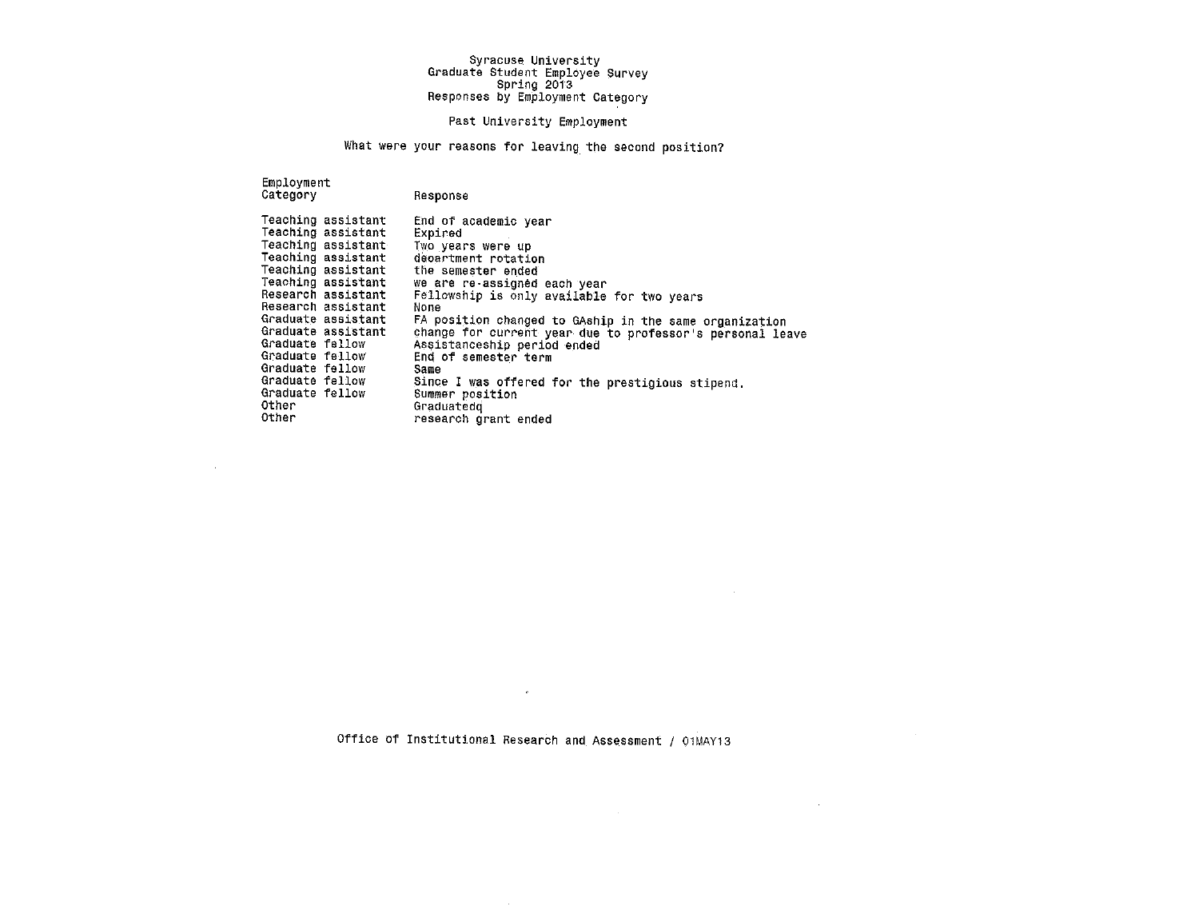Syracuse University
Graduate Student Employee Survey
Spring 2013
Responses by Employment Category

Past University Employment

What were your reasons for leaving the second position?

| Employment Category | Response |
|---|---|
| Teaching assistant | End of academic year |
| Teaching assistant | Expired |
| Teaching assistant | Two years were up |
| Teaching assistant | deoartment rotation |
| Teaching assistant | the semester ended |
| Teaching assistant | we are re-assigned each year |
| Research assistant | Fellowship is only available for two years |
| Research assistant | None |
| Graduate assistant | FA position changed to GAship in the same organization |
| Graduate assistant | change for current year due to professor's personal leave |
| Graduate fellow | Assistanceship period ended |
| Graduate fellow | End of semester term |
| Graduate fellow | Same |
| Graduate fellow | Since I was offered for the prestigious stipend. |
| Graduate fellow | Summer position |
| Other | Graduatedq |
| Other | research grant ended |

Office of Institutional Research and Assessment / 01MAY13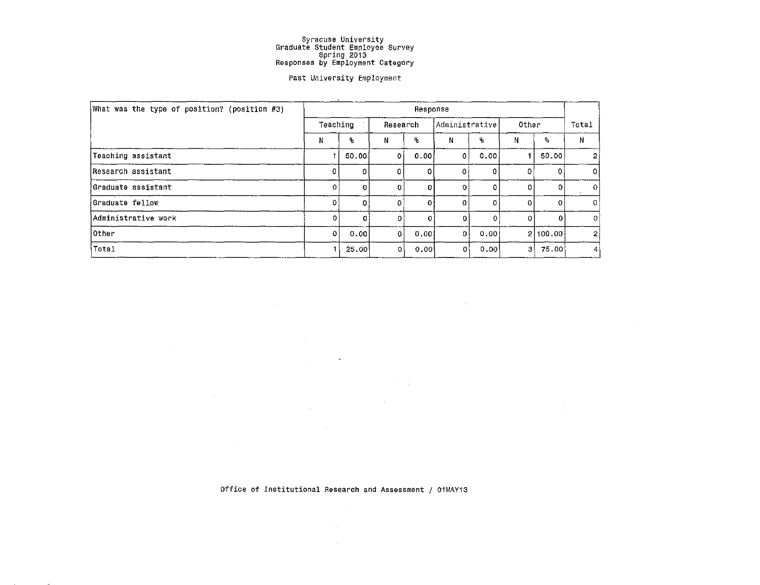# Syracuse University
# Graduate Student Employee Survey
# Spring 2013
# Responses by Employment Category

## Past University Employment

| What was the type of position? (position #3) | Response | | | | | | | | Total |
|---|---|---|---|---|---|---|---|---|---|
| | Teaching | | Research | | Administrative | | Other | | Total |
| | N | % | N | % | N | % | N | % | N |
| Teaching assistant | 1 | 50.00 | 0 | 0.00 | 0 | 0.00 | 1 | 50.00 | 2 |
| Research assistant | 0 | 0 | 0 | 0 | 0 | 0 | 0 | 0 | 0 |
| Graduate assistant | 0 | 0 | 0 | 0 | 0 | 0 | 0 | 0 | 0 |
| Graduate fellow | 0 | 0 | 0 | 0 | 0 | 0 | 0 | 0 | 0 |
| Administrative work | 0 | 0 | 0 | 0 | 0 | 0 | 0 | 0 | 0 |
| Other | 0 | 0.00 | 0 | 0.00 | 0 | 0.00 | 2 | 100.00 | 2 |
| Total | 1 | 25.00 | 0 | 0.00 | 0 | 0.00 | 3 | 75.00 | 4 |

Office of Institutional Research and Assessment / 01MAY13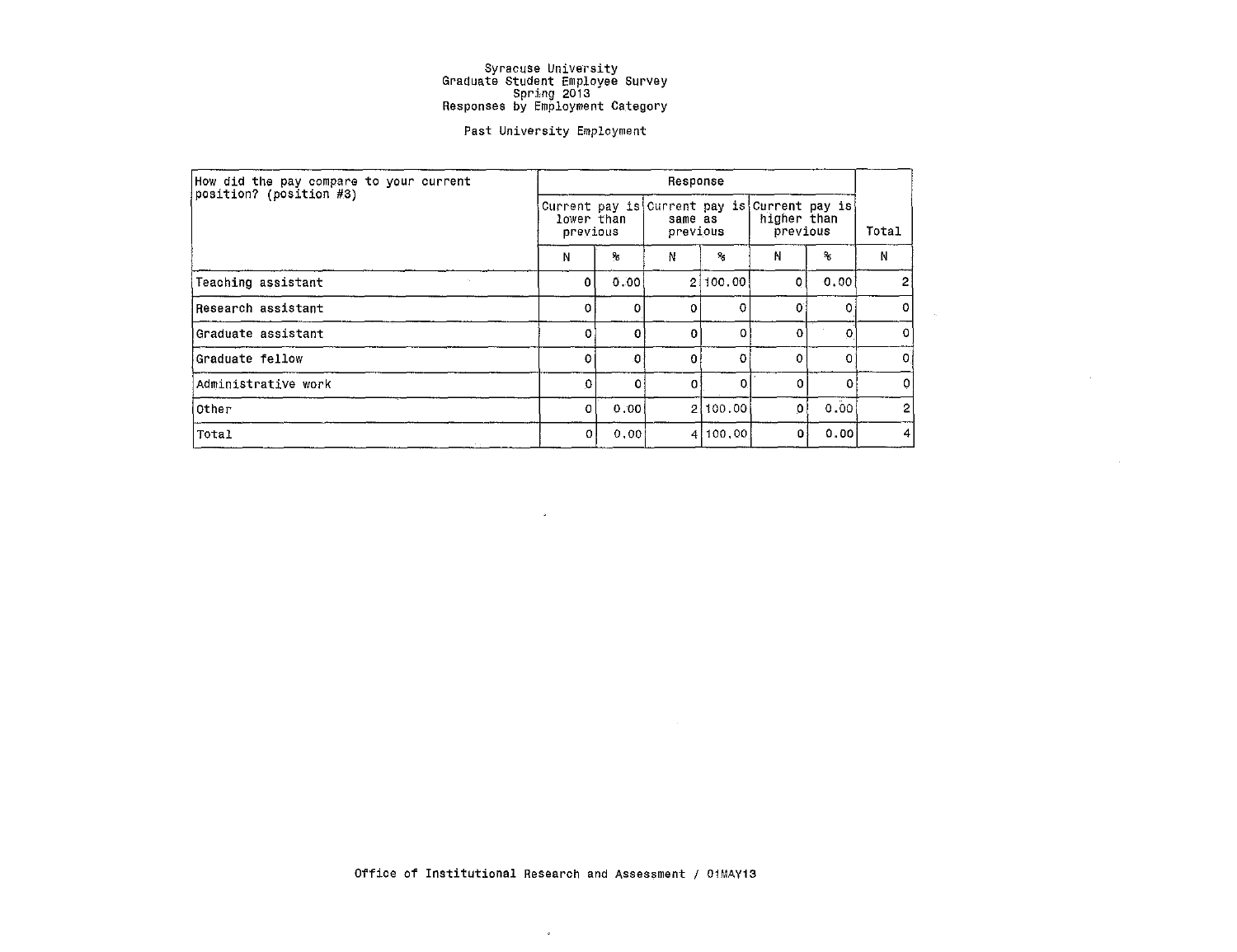Syracuse University
Graduate Student Employee Survey
Spring 2013
Responses by Employment Category

Past University Employment

| How did the pay compare to your current position? (position #3) | Response | | | | | | Total |
|---|---|---|---|---|---|---|---|
| | Current pay is lower than previous | | Current pay is same as previous | | Current pay is higher than previous | | |
| | N | % | N | % | N | % | N |
| Teaching assistant | 0 | 0.00 | 2 | 100.00 | 0 | 0.00 | 2 |
| Research assistant | 0 | 0 | 0 | 0 | 0 | 0 | 0 |
| Graduate assistant | 0 | 0 | 0 | 0 | 0 | 0 | 0 |
| Graduate fellow | 0 | 0 | 0 | 0 | 0 | 0 | 0 |
| Administrative work | 0 | 0 | 0 | 0 | 0 | 0 | 0 |
| Other | 0 | 0.00 | 2 | 100.00 | 0 | 0.00 | 2 |
| Total | 0 | 0.00 | 4 | 100.00 | 0 | 0.00 | 4 |

Office of Institutional Research and Assessment / 01MAY13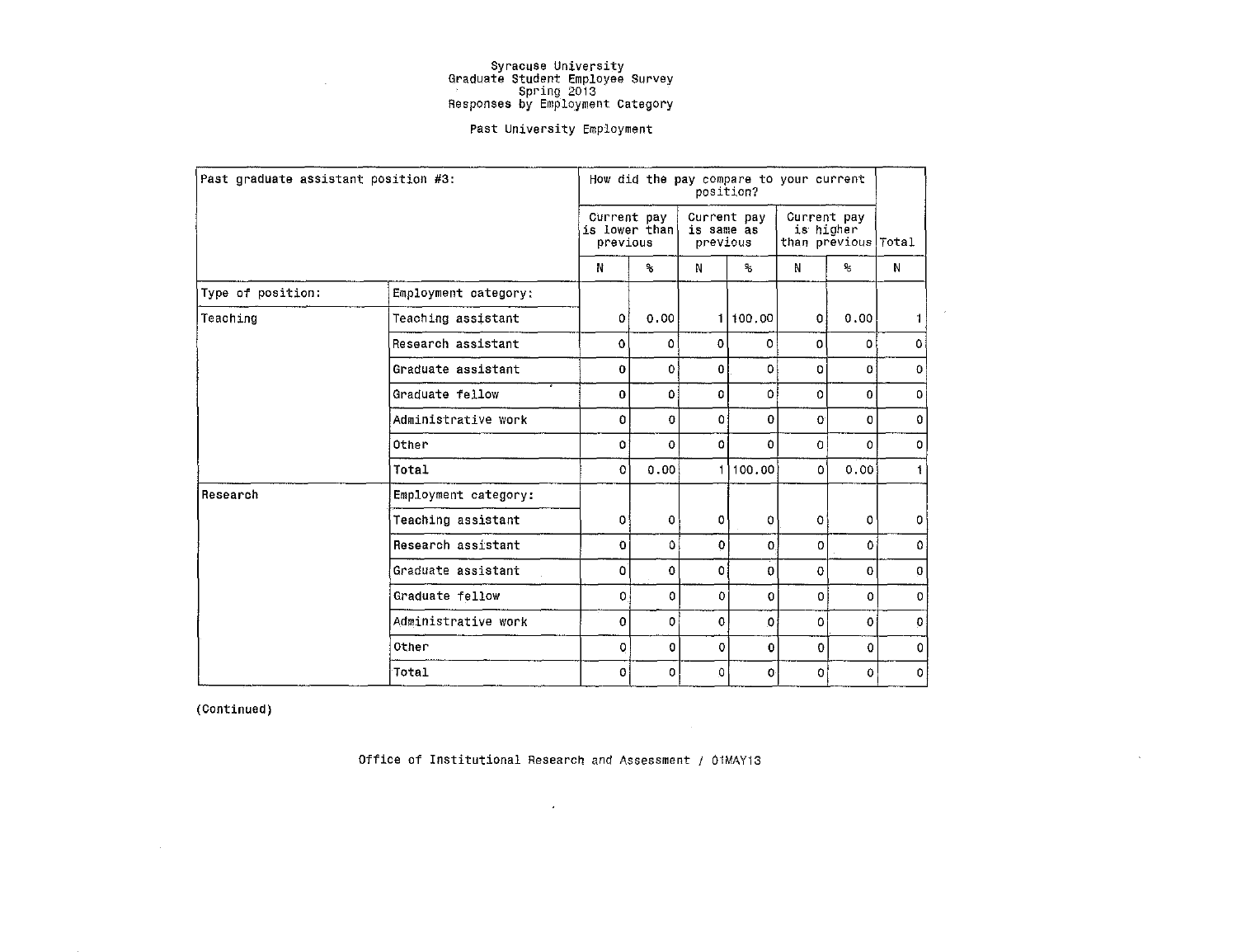Syracuse University
Graduate Student Employee Survey
Spring 2013
Responses by Employment Category

Past University Employment

| Past graduate assistant position #3: | | How did the pay compare to your current position? | | | | | | |
|---|---|---|---|---|---|---|---|---|
| | | Current pay is lower than previous | | Current pay is same as previous | | Current pay is higher than previous | | Total |
| | | N | % | N | % | N | % | N |
| Type of position: | Employment category: | | | | | | | |
| Teaching | Teaching assistant | 0 | 0.00 | 1 | 100.00 | 0 | 0.00 | 1 |
| | Research assistant | 0 | 0 | 0 | 0 | 0 | 0 | 0 |
| | Graduate assistant | 0 | 0 | 0 | 0 | 0 | 0 | 0 |
| | Graduate fellow | 0 | 0 | 0 | 0 | 0 | 0 | 0 |
| | Administrative work | 0 | 0 | 0 | 0 | 0 | 0 | 0 |
| | Other | 0 | 0 | 0 | 0 | 0 | 0 | 0 |
| | Total | 0 | 0.00 | 1 | 100.00 | 0 | 0.00 | 1 |
| Research | Employment category: | | | | | | | |
| | Teaching assistant | 0 | 0 | 0 | 0 | 0 | 0 | 0 |
| | Research assistant | 0 | 0 | 0 | 0 | 0 | 0 | 0 |
| | Graduate assistant | 0 | 0 | 0 | 0 | 0 | 0 | 0 |
| | Graduate fellow | 0 | 0 | 0 | 0 | 0 | 0 | 0 |
| | Administrative work | 0 | 0 | 0 | 0 | 0 | 0 | 0 |
| | Other | 0 | 0 | 0 | 0 | 0 | 0 | 0 |
| | Total | 0 | 0 | 0 | 0 | 0 | 0 | 0 |

(Continued)

Office of Institutional Research and Assessment / 01MAY13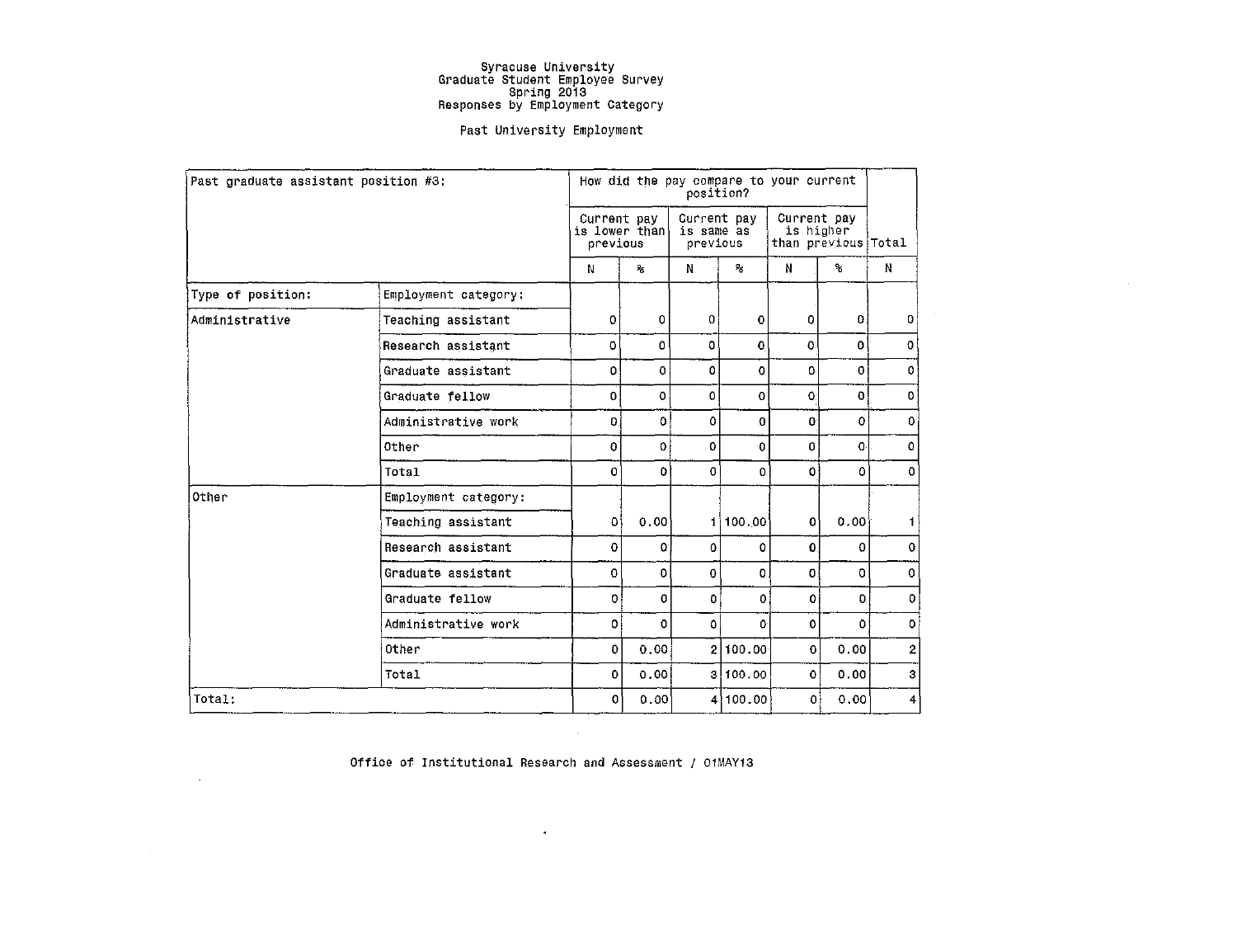Syracuse University
Graduate Student Employee Survey
Spring 2013
Responses by Employment Category

Past University Employment

| Past graduate assistant position #3: | | How did the pay compare to your current position? | | | | | | |
|---|---|---|---|---|---|---|---|---|
| | | Current pay is lower than previous | | Current pay is same as previous | | Current pay is higher than previous | | Total |
| | | N | % | N | % | N | % | N |
| Type of position: | Employment category: | | | | | | | |
| Administrative | Teaching assistant | 0 | 0 | 0 | 0 | 0 | 0 | 0 |
| | Research assistant | 0 | 0 | 0 | 0 | 0 | 0 | 0 |
| | Graduate assistant | 0 | 0 | 0 | 0 | 0 | 0 | 0 |
| | Graduate fellow | 0 | 0 | 0 | 0 | 0 | 0 | 0 |
| | Administrative work | 0 | 0 | 0 | 0 | 0 | 0 | 0 |
| | Other | 0 | 0 | 0 | 0 | 0 | 0 | 0 |
| | Total | 0 | 0 | 0 | 0 | 0 | 0 | 0 |
| Other | Employment category: | | | | | | | |
| | Teaching assistant | 0 | 0.00 | 1 | 100.00 | 0 | 0.00 | 1 |
| | Research assistant | 0 | 0 | 0 | 0 | 0 | 0 | 0 |
| | Graduate assistant | 0 | 0 | 0 | 0 | 0 | 0 | 0 |
| | Graduate fellow | 0 | 0 | 0 | 0 | 0 | 0 | 0 |
| | Administrative work | 0 | 0 | 0 | 0 | 0 | 0 | 0 |
| | Other | 0 | 0.00 | 2 | 100.00 | 0 | 0.00 | 2 |
| | Total | 0 | 0.00 | 3 | 100.00 | 0 | 0.00 | 3 |
| Total: | | 0 | 0.00 | 4 | 100.00 | 0 | 0.00 | 4 |

Office of Institutional Research and Assessment / 01MAY13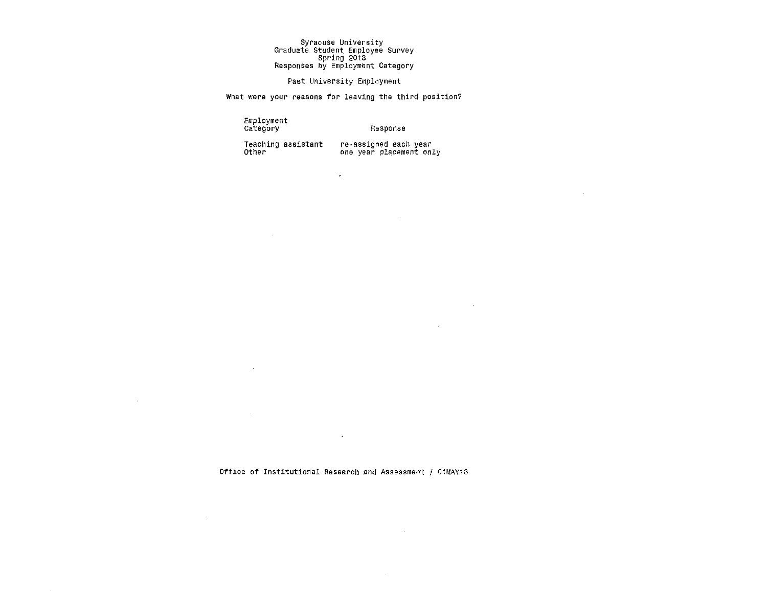# Syracuse University
## Graduate Student Employee Survey
## Spring 2013
## Responses by Employment Category

### Past University Employment

What were your reasons for leaving the third position?

| Employment Category | Response |
|---|---|
| Teaching assistant | re-assigned each year |
| Other | one year placement only |

Office of Institutional Research and Assessment / 01MAY13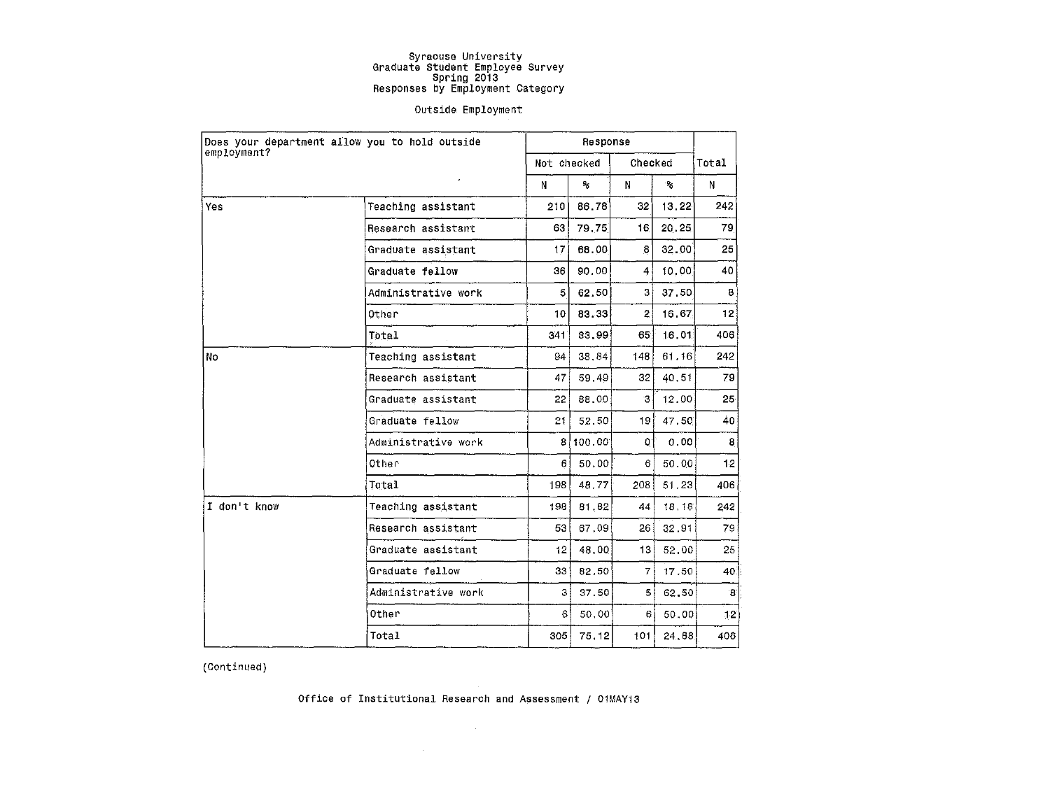Syracuse University
Graduate Student Employee Survey
Spring 2013
Responses by Employment Category

Outside Employment

| Does your department allow you to hold outside employment? | | Response | | | | Total |
|---|---|---|---|---|---|---|
| | | Not checked | | Checked | | |
| | | N | % | N | % | N |
| Yes | Teaching assistant | 210 | 86.78 | 32 | 13.22 | 242 |
| | Research assistant | 63 | 79.75 | 16 | 20.25 | 79 |
| | Graduate assistant | 17 | 68.00 | 8 | 32.00 | 25 |
| | Graduate fellow | 36 | 90.00 | 4 | 10.00 | 40 |
| | Administrative work | 5 | 62.50 | 3 | 37.50 | 8 |
| | Other | 10 | 83.33 | 2 | 16.67 | 12 |
| | Total | 341 | 83.99 | 65 | 16.01 | 406 |
| No | Teaching assistant | 94 | 38.84 | 148 | 61.16 | 242 |
| | Research assistant | 47 | 59.49 | 32 | 40.51 | 79 |
| | Graduate assistant | 22 | 88.00 | 3 | 12.00 | 25 |
| | Graduate fellow | 21 | 52.50 | 19 | 47.50 | 40 |
| | Administrative work | 8 | 100.00 | 0 | 0.00 | 8 |
| | Other | 6 | 50.00 | 6 | 50.00 | 12 |
| | Total | 198 | 48.77 | 208 | 51.23 | 406 |
| I don't know | Teaching assistant | 198 | 81.82 | 44 | 18.18 | 242 |
| | Research assistant | 53 | 67.09 | 26 | 32.91 | 79 |
| | Graduate assistant | 12 | 48.00 | 13 | 52.00 | 25 |
| | Graduate fellow | 33 | 82.50 | 7 | 17.50 | 40 |
| | Administrative work | 3 | 37.50 | 5 | 62.50 | 8 |
| | Other | 6 | 50.00 | 6 | 50.00 | 12 |
| | Total | 305 | 75.12 | 101 | 24.88 | 406 |

(Continued)

Office of Institutional Research and Assessment / 01MAY13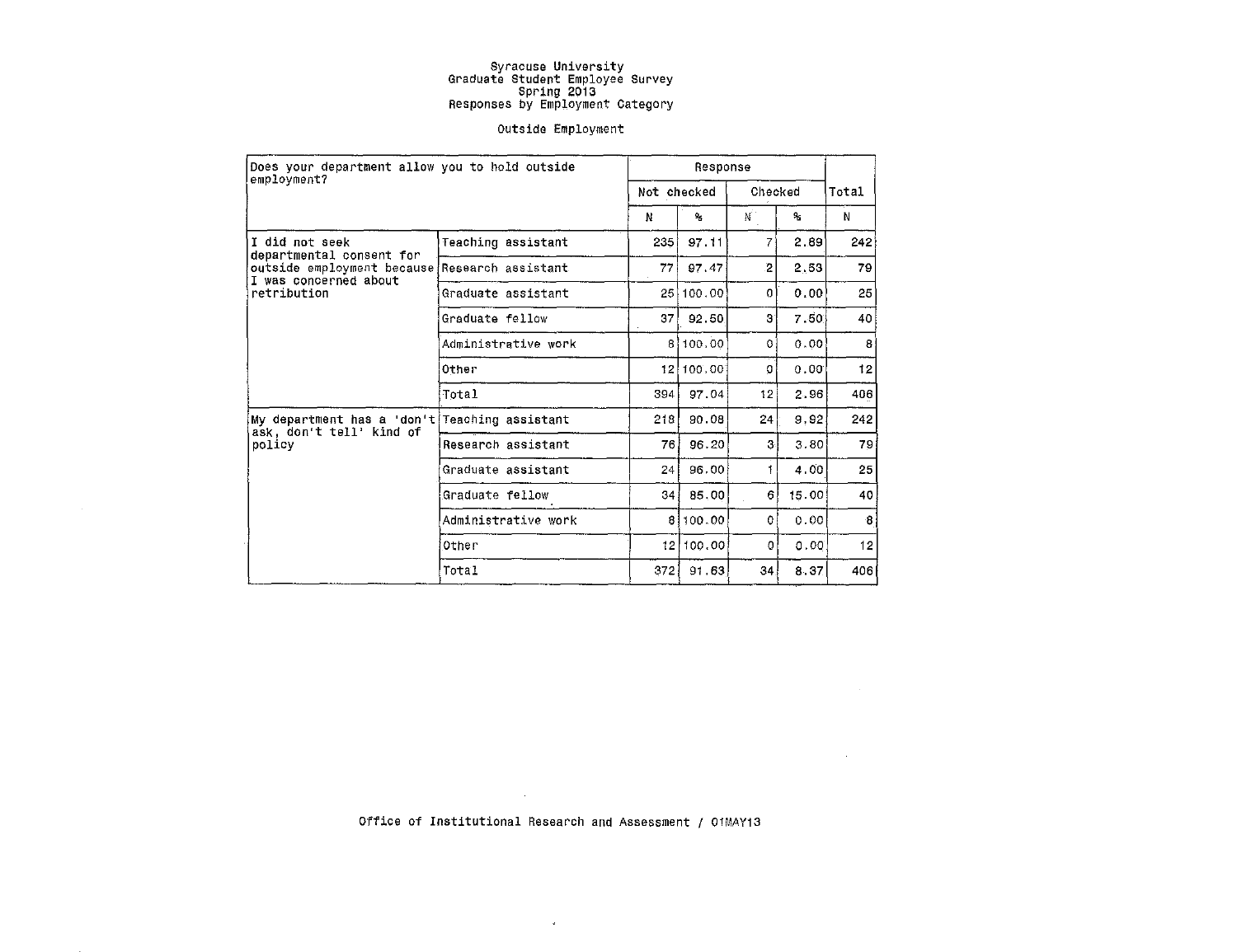Syracuse University
Graduate Student Employee Survey
Spring 2013
Responses by Employment Category

Outside Employment

| Does your department allow you to hold outside employment? | | Response | | | | Total |
|---|---|---|---|---|---|---|
| | | Not checked | | Checked | | |
| | | N | % | N | % | N |
| I did not seek departmental consent for outside employment because I was concerned about retribution | Teaching assistant | 235 | 97.11 | 7 | 2.89 | 242 |
| | Research assistant | 77 | 97.47 | 2 | 2.53 | 79 |
| | Graduate assistant | 25 | 100.00 | 0 | 0.00 | 25 |
| | Graduate fellow | 37 | 92.50 | 3 | 7.50 | 40 |
| | Administrative work | 8 | 100.00 | 0 | 0.00 | 8 |
| | Other | 12 | 100.00 | 0 | 0.00 | 12 |
| | Total | 394 | 97.04 | 12 | 2.96 | 406 |
| My department has a 'don't ask, don't tell' kind of policy | Teaching assistant | 218 | 90.08 | 24 | 9.92 | 242 |
| | Research assistant | 76 | 96.20 | 3 | 3.80 | 79 |
| | Graduate assistant | 24 | 96.00 | 1 | 4.00 | 25 |
| | Graduate fellow | 34 | 85.00 | 6 | 15.00 | 40 |
| | Administrative work | 8 | 100.00 | 0 | 0.00 | 8 |
| | Other | 12 | 100.00 | 0 | 0.00 | 12 |
| | Total | 372 | 91.63 | 34 | 8.37 | 406 |

Office of Institutional Research and Assessment / 01MAY13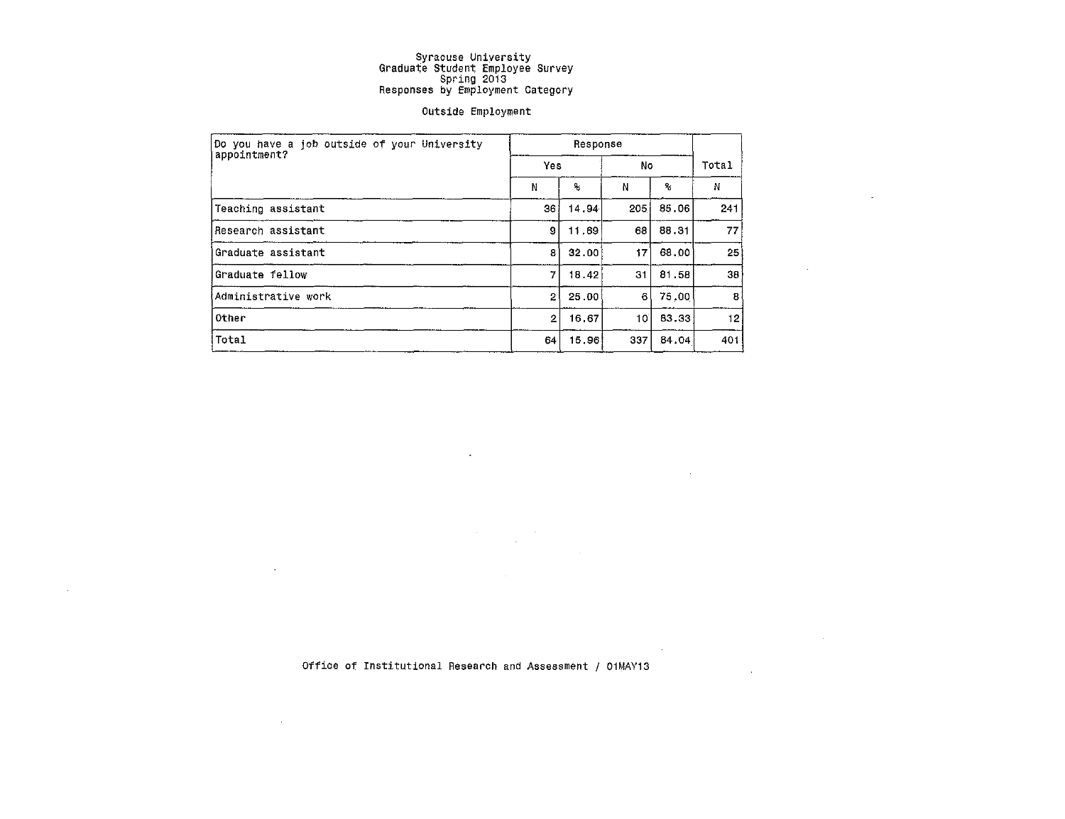# Syracuse University
## Graduate Student Employee Survey
## Spring 2013
## Responses by Employment Category

### Outside Employment

| Do you have a job outside of your University appointment? | Response | | | | Total |
|---|---|---|---|---|---|
| | Yes | | No | | |
| | N | % | N | % | N |
| Teaching assistant | 36 | 14.94 | 205 | 85.06 | 241 |
| Research assistant | 9 | 11.69 | 68 | 88.31 | 77 |
| Graduate assistant | 8 | 32.00 | 17 | 68.00 | 25 |
| Graduate fellow | 7 | 18.42 | 31 | 81.58 | 38 |
| Administrative work | 2 | 25.00 | 6 | 75.00 | 8 |
| Other | 2 | 16.67 | 10 | 83.33 | 12 |
| Total | 64 | 15.96 | 337 | 84.04 | 401 |

Office of Institutional Research and Assessment / 01MAY13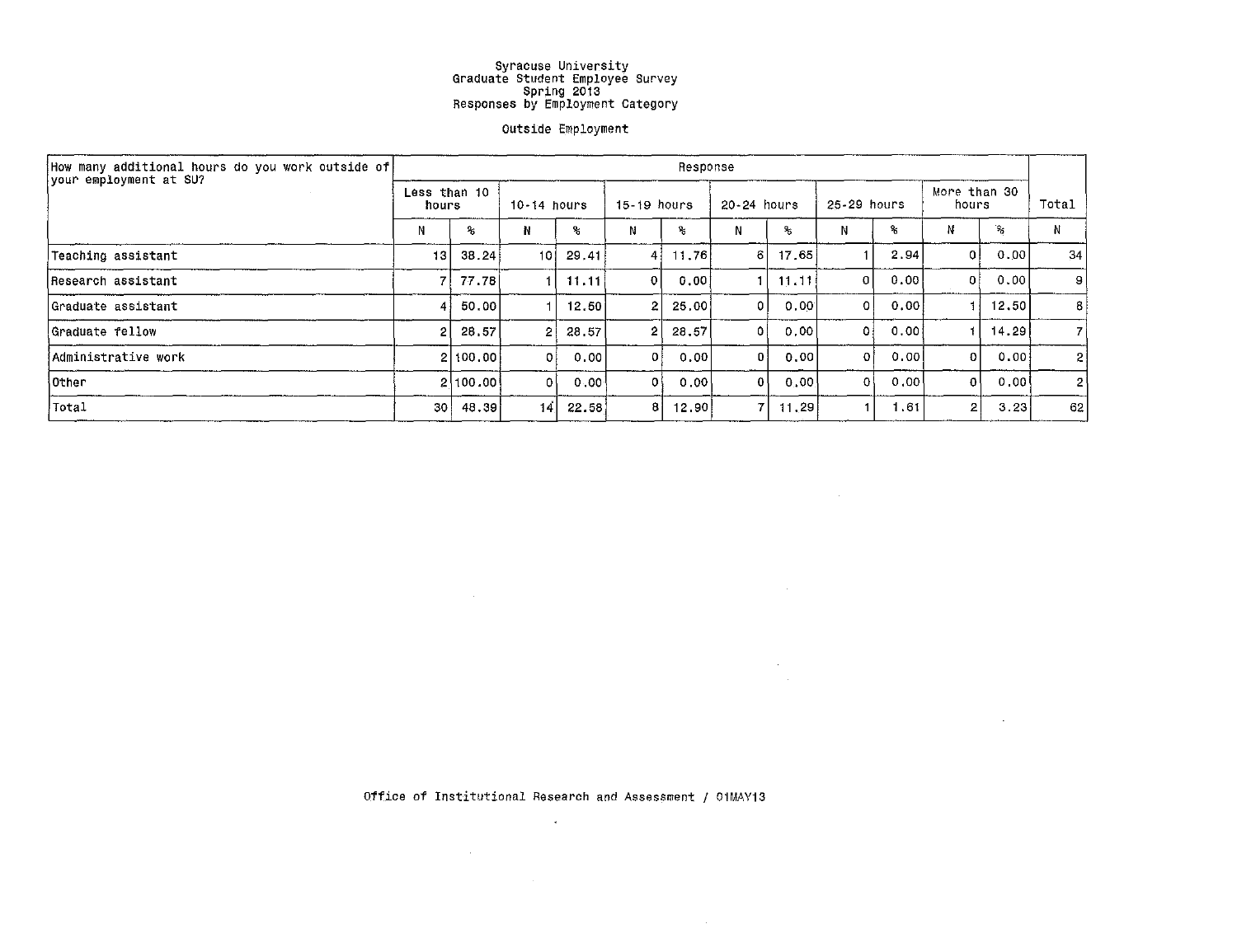# Syracuse University
## Graduate Student Employee Survey
## Spring 2013
## Responses by Employment Category

### Outside Employment

| How many additional hours do you work outside of your employment at SU? | Response | | | | | | | | | | | | Total |
|---|---|---|---|---|---|---|---|---|---|---|---|---|---|
| | Less than 10 hours | | 10-14 hours | | 15-19 hours | | 20-24 hours | | 25-29 hours | | More than 30 hours | | Total |
| | N | % | N | % | N | % | N | % | N | % | N | % | N |
| Teaching assistant | 13 | 38.24 | 10 | 29.41 | 4 | 11.76 | 6 | 17.65 | 1 | 2.94 | 0 | 0.00 | 34 |
| Research assistant | 7 | 77.78 | 1 | 11.11 | 0 | 0.00 | 1 | 11.11 | 0 | 0.00 | 0 | 0.00 | 9 |
| Graduate assistant | 4 | 50.00 | 1 | 12.50 | 2 | 25.00 | 0 | 0.00 | 0 | 0.00 | 1 | 12.50 | 8 |
| Graduate fellow | 2 | 28.57 | 2 | 28.57 | 2 | 28.57 | 0 | 0.00 | 0 | 0.00 | 1 | 14.29 | 7 |
| Administrative work | 2 | 100.00 | 0 | 0.00 | 0 | 0.00 | 0 | 0.00 | 0 | 0.00 | 0 | 0.00 | 2 |
| Other | 2 | 100.00 | 0 | 0.00 | 0 | 0.00 | 0 | 0.00 | 0 | 0.00 | 0 | 0.00 | 2 |
| Total | 30 | 48.39 | 14 | 22.58 | 8 | 12.90 | 7 | 11.29 | 1 | 1.61 | 2 | 3.23 | 62 |

Office of Institutional Research and Assessment / 01MAY13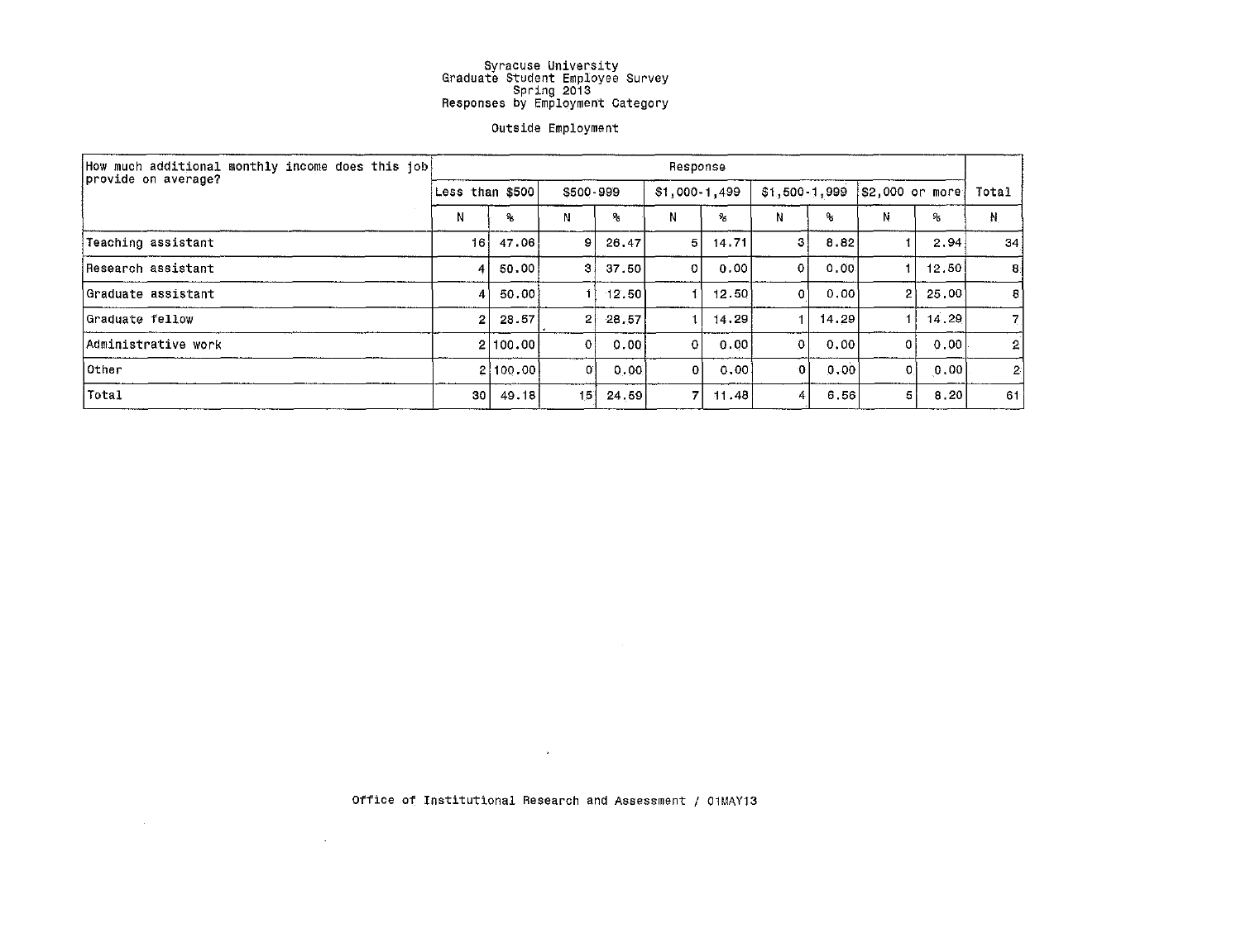Syracuse University
Graduate Student Employee Survey
Spring 2013
Responses by Employment Category

Outside Employment

| How much additional monthly income does this job provide on average? | Response | | | | | | | | | | Total |
|---|---|---|---|---|---|---|---|---|---|---|---|
| | Less than $500 | | $500-999 | | $1,000-1,499 | | $1,500-1,999 | | $2,000 or more | | Total |
| | N | % | N | % | N | % | N | % | N | % | N |
| Teaching assistant | 16 | 47.06 | 9 | 26.47 | 5 | 14.71 | 3 | 8.82 | 1 | 2.94 | 34 |
| Research assistant | 4 | 50.00 | 3 | 37.50 | 0 | 0.00 | 0 | 0.00 | 1 | 12.50 | 8 |
| Graduate assistant | 4 | 50.00 | 1 | 12.50 | 1 | 12.50 | 0 | 0.00 | 2 | 25.00 | 8 |
| Graduate fellow | 2 | 28.57 | 2 | 28.57 | 1 | 14.29 | 1 | 14.29 | 1 | 14.29 | 7 |
| Administrative work | 2 | 100.00 | 0 | 0.00 | 0 | 0.00 | 0 | 0.00 | 0 | 0.00 | 2 |
| Other | 2 | 100.00 | 0 | 0.00 | 0 | 0.00 | 0 | 0.00 | 0 | 0.00 | 2 |
| Total | 30 | 49.18 | 15 | 24.59 | 7 | 11.48 | 4 | 6.56 | 5 | 8.20 | 61 |

Office of Institutional Research and Assessment / 01MAY13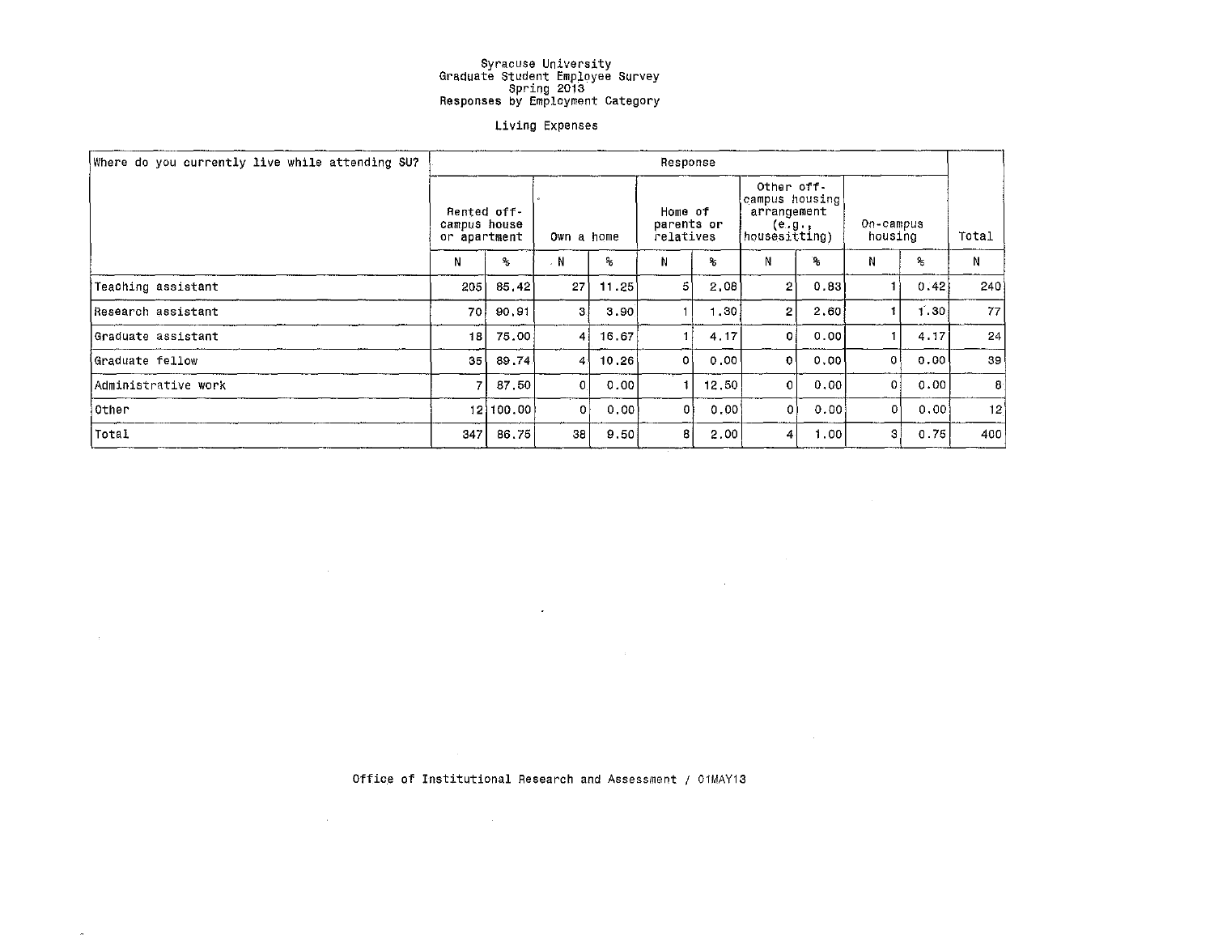# Syracuse University
## Graduate Student Employee Survey
## Spring 2013
## Responses by Employment Category

### Living Expenses

| Where do you currently live while attending SU? | Response | | | | | | | | | | Total |
|---|---|---|---|---|---|---|---|---|---|---|---|
| | Rented off-campus house or apartment | | Own a home | | Home of parents or relatives | | Other off-campus housing arrangement (e.g., housesitting) | | On-campus housing | | Total |
| | N | % | N | % | N | % | N | % | N | % | N |
| Teaching assistant | 205 | 85.42 | 27 | 11.25 | 5 | 2.08 | 2 | 0.83 | 1 | 0.42 | 240 |
| Research assistant | 70 | 90.91 | 3 | 3.90 | 1 | 1.30 | 2 | 2.60 | 1 | 1.30 | 77 |
| Graduate assistant | 18 | 75.00 | 4 | 16.67 | 1 | 4.17 | 0 | 0.00 | 1 | 4.17 | 24 |
| Graduate fellow | 35 | 89.74 | 4 | 10.26 | 0 | 0.00 | 0 | 0.00 | 0 | 0.00 | 39 |
| Administrative work | 7 | 87.50 | 0 | 0.00 | 1 | 12.50 | 0 | 0.00 | 0 | 0.00 | 8 |
| Other | 12 | 100.00 | 0 | 0.00 | 0 | 0.00 | 0 | 0.00 | 0 | 0.00 | 12 |
| Total | 347 | 86.75 | 38 | 9.50 | 8 | 2.00 | 4 | 1.00 | 3 | 0.75 | 400 |

Office of Institutional Research and Assessment / 01MAY13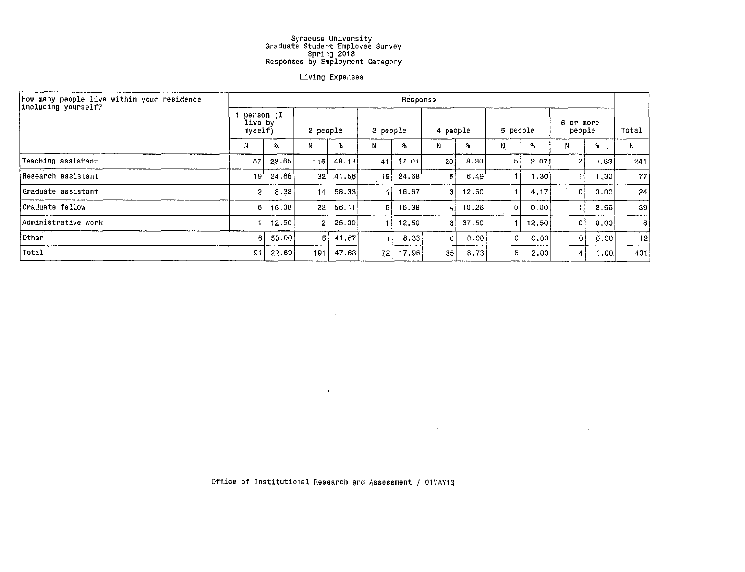# Syracuse University
## Graduate Student Employee Survey
## Spring 2013
## Responses by Employment Category

### Living Expenses

| How many people live within your residence including yourself? | Response | | | | | | | | | | | | Total |
|---|---|---|---|---|---|---|---|---|---|---|---|---|---|
| | 1 person (I live by myself) | | 2 people | | 3 people | | 4 people | | 5 people | | 6 or more people | | Total |
| | N | % | N | % | N | % | N | % | N | % | N | % | N |
| Teaching assistant | 57 | 23.65 | 116 | 48.13 | 41 | 17.01 | 20 | 8.30 | 5 | 2.07 | 2 | 0.83 | 241 |
| Research assistant | 19 | 24.68 | 32 | 41.56 | 19 | 24.68 | 5 | 6.49 | 1 | 1.30 | 1 | 1.30 | 77 |
| Graduate assistant | 2 | 8.33 | 14 | 58.33 | 4 | 16.67 | 3 | 12.50 | 1 | 4.17 | 0 | 0.00 | 24 |
| Graduate fellow | 6 | 15.38 | 22 | 56.41 | 6 | 15.38 | 4 | 10.26 | 0 | 0.00 | 1 | 2.56 | 39 |
| Administrative work | 1 | 12.50 | 2 | 25.00 | 1 | 12.50 | 3 | 37.50 | 1 | 12.50 | 0 | 0.00 | 8 |
| Other | 6 | 50.00 | 5 | 41.67 | 1 | 8.33 | 0 | 0.00 | 0 | 0.00 | 0 | 0.00 | 12 |
| Total | 91 | 22.69 | 191 | 47.63 | 72 | 17.96 | 35 | 8.73 | 8 | 2.00 | 4 | 1.00 | 401 |

Office of Institutional Research and Assessment / 01MAY13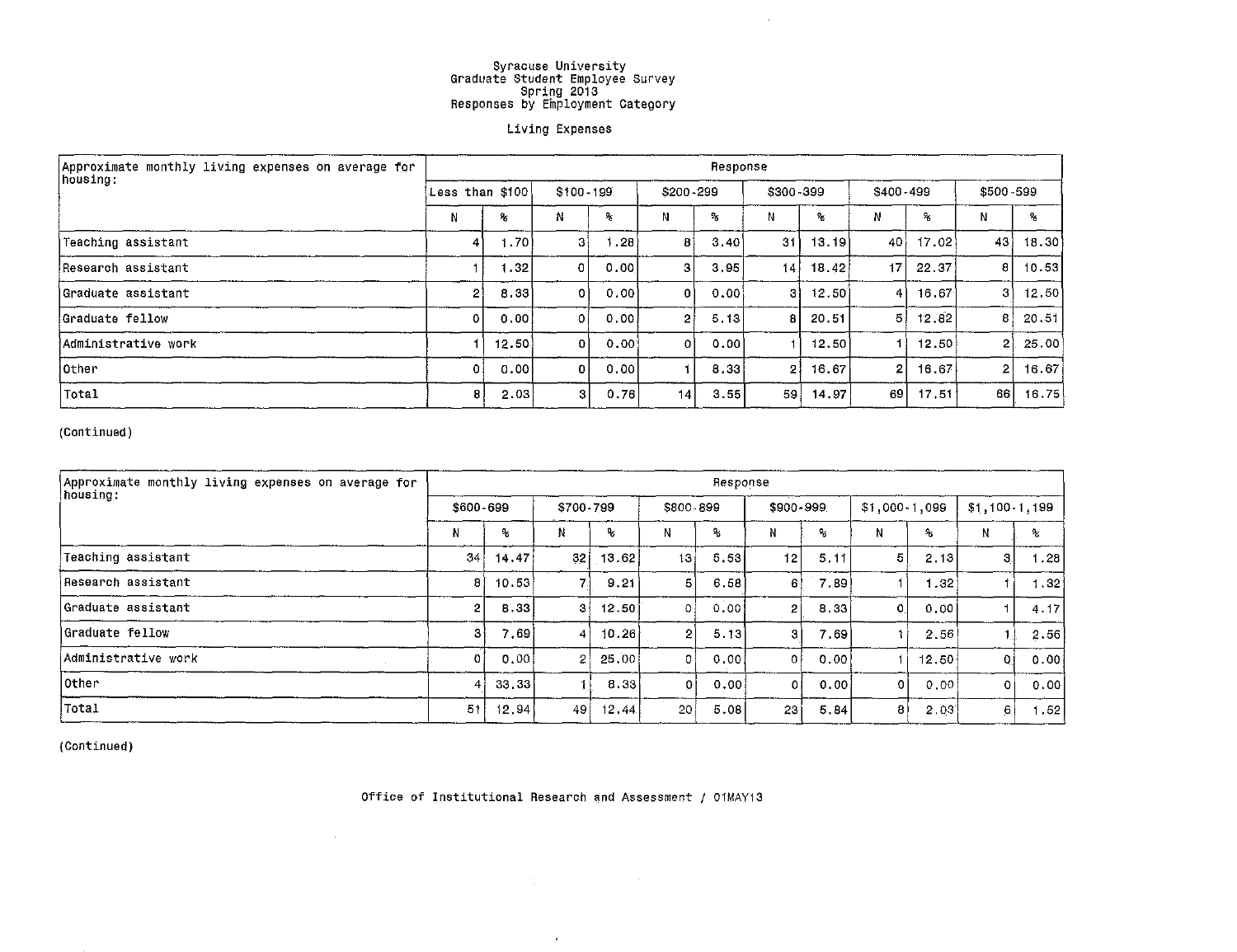Syracuse University
Graduate Student Employee Survey
Spring 2013
Responses by Employment Category

Living Expenses

| Approximate monthly living expenses on average for housing: | Response | | | | | | | | | | | |
|---|---|---|---|---|---|---|---|---|---|---|---|---|
| | Less than $100 | | $100-199 | | $200-299 | | $300-399 | | $400-499 | | $500-599 | |
| | N | % | N | % | N | % | N | % | N | % | N | % |
| Teaching assistant | 4 | 1.70 | 3 | 1.28 | 8 | 3.40 | 31 | 13.19 | 40 | 17.02 | 43 | 18.30 |
| Research assistant | 1 | 1.32 | 0 | 0.00 | 3 | 3.95 | 14 | 18.42 | 17 | 22.37 | 8 | 10.53 |
| Graduate assistant | 2 | 8.33 | 0 | 0.00 | 0 | 0.00 | 3 | 12.50 | 4 | 16.67 | 3 | 12.50 |
| Graduate fellow | 0 | 0.00 | 0 | 0.00 | 2 | 5.13 | 8 | 20.51 | 5 | 12.82 | 8 | 20.51 |
| Administrative work | 1 | 12.50 | 0 | 0.00 | 0 | 0.00 | 1 | 12.50 | 1 | 12.50 | 2 | 25.00 |
| Other | 0 | 0.00 | 0 | 0.00 | 1 | 8.33 | 2 | 16.67 | 2 | 16.67 | 2 | 16.67 |
| Total | 8 | 2.03 | 3 | 0.76 | 14 | 3.55 | 59 | 14.97 | 69 | 17.51 | 66 | 16.75 |

(Continued)

| Approximate monthly living expenses on average for housing: | Response | | | | | | | | | | | |
|---|---|---|---|---|---|---|---|---|---|---|---|---|
| | $600-699 | | $700-799 | | $800-899 | | $900-999 | | $1,000-1,099 | | $1,100-1,199 | |
| | N | % | N | % | N | % | N | % | N | % | N | % |
| Teaching assistant | 34 | 14.47 | 32 | 13.62 | 13 | 5.53 | 12 | 5.11 | 5 | 2.13 | 3 | 1.28 |
| Research assistant | 8 | 10.53 | 7 | 9.21 | 5 | 6.58 | 6 | 7.89 | 1 | 1.32 | 1 | 1.32 |
| Graduate assistant | 2 | 8.33 | 3 | 12.50 | 0 | 0.00 | 2 | 8.33 | 0 | 0.00 | 1 | 4.17 |
| Graduate fellow | 3 | 7.69 | 4 | 10.26 | 2 | 5.13 | 3 | 7.69 | 1 | 2.56 | 1 | 2.56 |
| Administrative work | 0 | 0.00 | 2 | 25.00 | 0 | 0.00 | 0 | 0.00 | 1 | 12.50 | 0 | 0.00 |
| Other | 4 | 33.33 | 1 | 8.33 | 0 | 0.00 | 0 | 0.00 | 0 | 0.00 | 0 | 0.00 |
| Total | 51 | 12.94 | 49 | 12.44 | 20 | 5.08 | 23 | 5.84 | 8 | 2.03 | 6 | 1.52 |

(Continued)

Office of Institutional Research and Assessment / 01MAY13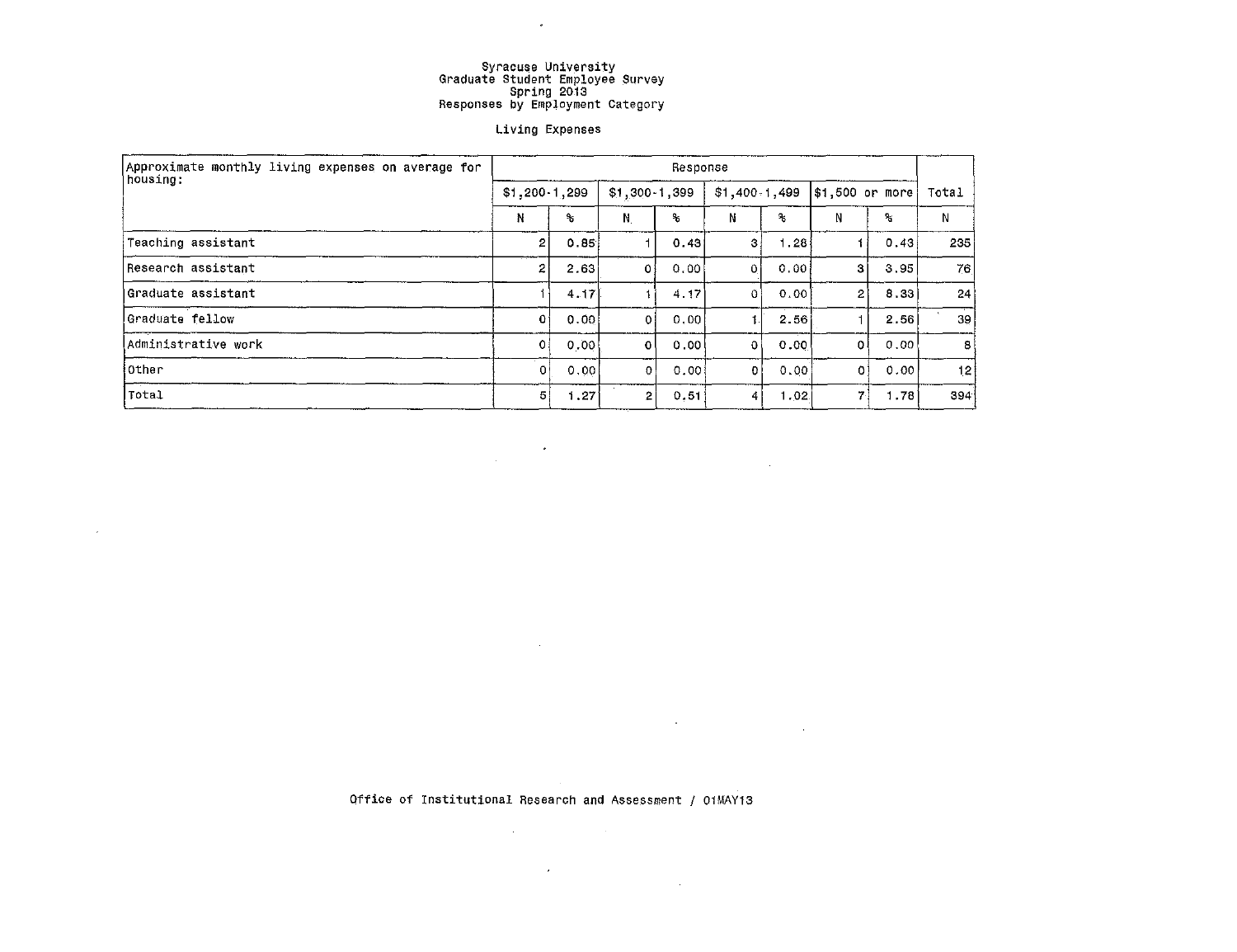Syracuse University
Graduate Student Employee Survey
Spring 2013
Responses by Employment Category

Living Expenses

| Approximate monthly living expenses on average for housing: | Response | | | | | | | | Total |
|---|---|---|---|---|---|---|---|---|---|
| | $1,200-1,299 | | $1,300-1,399 | | $1,400-1,499 | | $1,500 or more | | |
| | N | % | N | % | N | % | N | % | N |
| Teaching assistant | 2 | 0.85 | 1 | 0.43 | 3 | 1.28 | 1 | 0.43 | 235 |
| Research assistant | 2 | 2.63 | 0 | 0.00 | 0 | 0.00 | 3 | 3.95 | 76 |
| Graduate assistant | 1 | 4.17 | 1 | 4.17 | 0 | 0.00 | 2 | 8.33 | 24 |
| Graduate fellow | 0 | 0.00 | 0 | 0.00 | 1 | 2.56 | 1 | 2.56 | 39 |
| Administrative work | 0 | 0.00 | 0 | 0.00 | 0 | 0.00 | 0 | 0.00 | 8 |
| Other | 0 | 0.00 | 0 | 0.00 | 0 | 0.00 | 0 | 0.00 | 12 |
| Total | 5 | 1.27 | 2 | 0.51 | 4 | 1.02 | 7 | 1.78 | 394 |

Office of Institutional Research and Assessment / 01MAY13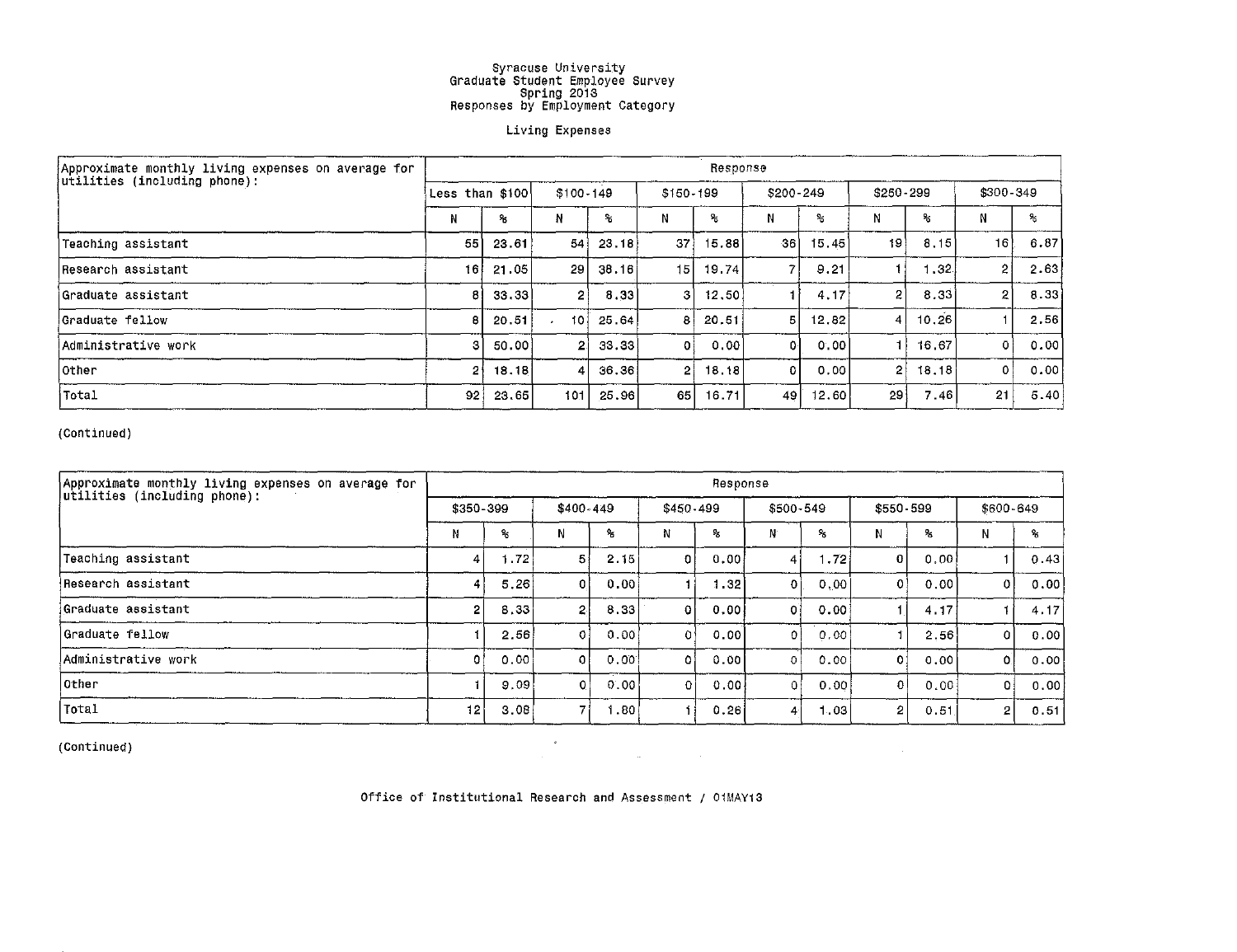Syracuse University
Graduate Student Employee Survey
Spring 2013
Responses by Employment Category

Living Expenses

| Approximate monthly living expenses on average for utilities (including phone): | Response | | | | | | | | | | | |
|---|---|---|---|---|---|---|---|---|---|---|---|---|
| | Less than $100 | | $100-149 | | $150-199 | | $200-249 | | $250-299 | | $300-349 | |
| | N | % | N | % | N | % | N | % | N | % | N | % |
| Teaching assistant | 55 | 23.61 | 54 | 23.18 | 37 | 15.88 | 36 | 15.45 | 19 | 8.15 | 16 | 6.87 |
| Research assistant | 16 | 21.05 | 29 | 38.16 | 15 | 19.74 | 7 | 9.21 | 1 | 1.32 | 2 | 2.63 |
| Graduate assistant | 8 | 33.33 | 2 | 8.33 | 3 | 12.50 | 1 | 4.17 | 2 | 8.33 | 2 | 8.33 |
| Graduate fellow | 8 | 20.51 | 10 | 25.64 | 8 | 20.51 | 5 | 12.82 | 4 | 10.26 | 1 | 2.56 |
| Administrative work | 3 | 50.00 | 2 | 33.33 | 0 | 0.00 | 0 | 0.00 | 1 | 16.67 | 0 | 0.00 |
| Other | 2 | 18.18 | 4 | 36.36 | 2 | 18.18 | 0 | 0.00 | 2 | 18.18 | 0 | 0.00 |
| Total | 92 | 23.65 | 101 | 25.96 | 65 | 16.71 | 49 | 12.60 | 29 | 7.46 | 21 | 5.40 |

(Continued)

| Approximate monthly living expenses on average for utilities (including phone): | Response | | | | | | | | | | | |
|---|---|---|---|---|---|---|---|---|---|---|---|---|
| | $350-399 | | $400-449 | | $450-499 | | $500-549 | | $550-599 | | $600-649 | |
| | N | % | N | % | N | % | N | % | N | % | N | % |
| Teaching assistant | 4 | 1.72 | 5 | 2.15 | 0 | 0.00 | 4 | 1.72 | 0 | 0.00 | 1 | 0.43 |
| Research assistant | 4 | 5.26 | 0 | 0.00 | 1 | 1.32 | 0 | 0.00 | 0 | 0.00 | 0 | 0.00 |
| Graduate assistant | 2 | 8.33 | 2 | 8.33 | 0 | 0.00 | 0 | 0.00 | 1 | 4.17 | 1 | 4.17 |
| Graduate fellow | 1 | 2.56 | 0 | 0.00 | 0 | 0.00 | 0 | 0.00 | 1 | 2.56 | 0 | 0.00 |
| Administrative work | 0 | 0.00 | 0 | 0.00 | 0 | 0.00 | 0 | 0.00 | 0 | 0.00 | 0 | 0.00 |
| Other | 1 | 9.09 | 0 | 0.00 | 0 | 0.00 | 0 | 0.00 | 0 | 0.00 | 0 | 0.00 |
| Total | 12 | 3.08 | 7 | 1.80 | 1 | 0.26 | 4 | 1.03 | 2 | 0.51 | 2 | 0.51 |

(Continued)

Office of Institutional Research and Assessment / 01MAY13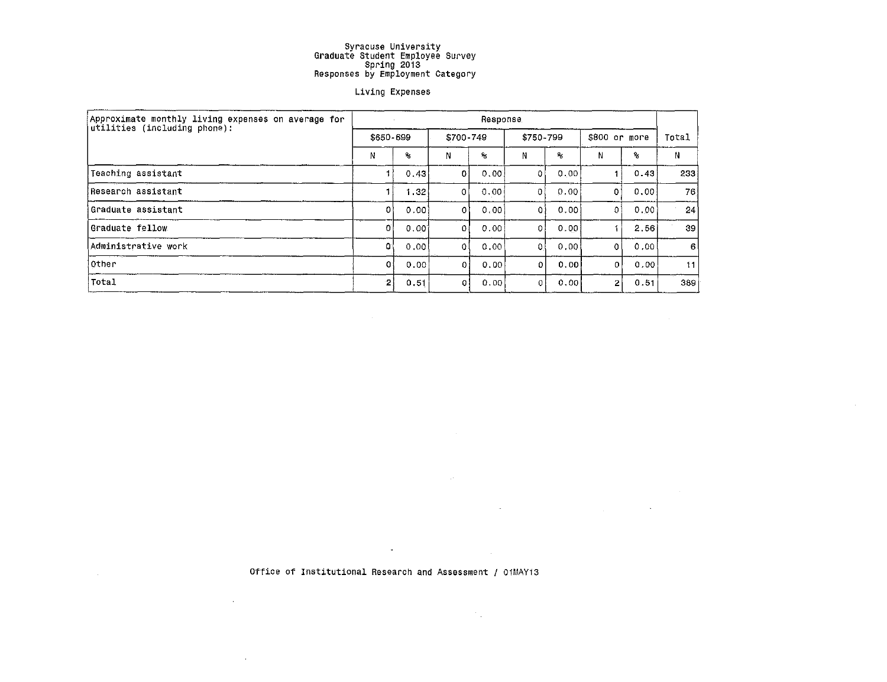# Syracuse University
## Graduate Student Employee Survey
## Spring 2013
## Responses by Employment Category

### Living Expenses

| Approximate monthly living expenses on average for utilities (including phone): | Response | | | | | | | | Total |
|---|---|---|---|---|---|---|---|---|---|
| | $650-699 | | $700-749 | | $750-799 | | $800 or more | | Total |
| | N | % | N | % | N | % | N | % | N |
| Teaching assistant | 1 | 0.43 | 0 | 0.00 | 0 | 0.00 | 1 | 0.43 | 233 |
| Research assistant | 1 | 1.32 | 0 | 0.00 | 0 | 0.00 | 0 | 0.00 | 76 |
| Graduate assistant | 0 | 0.00 | 0 | 0.00 | 0 | 0.00 | 0 | 0.00 | 24 |
| Graduate fellow | 0 | 0.00 | 0 | 0.00 | 0 | 0.00 | 1 | 2.56 | 39 |
| Administrative work | 0 | 0.00 | 0 | 0.00 | 0 | 0.00 | 0 | 0.00 | 6 |
| Other | 0 | 0.00 | 0 | 0.00 | 0 | 0.00 | 0 | 0.00 | 11 |
| Total | 2 | 0.51 | 0 | 0.00 | 0 | 0.00 | 2 | 0.51 | 389 |

Office of Institutional Research and Assessment / 01MAY13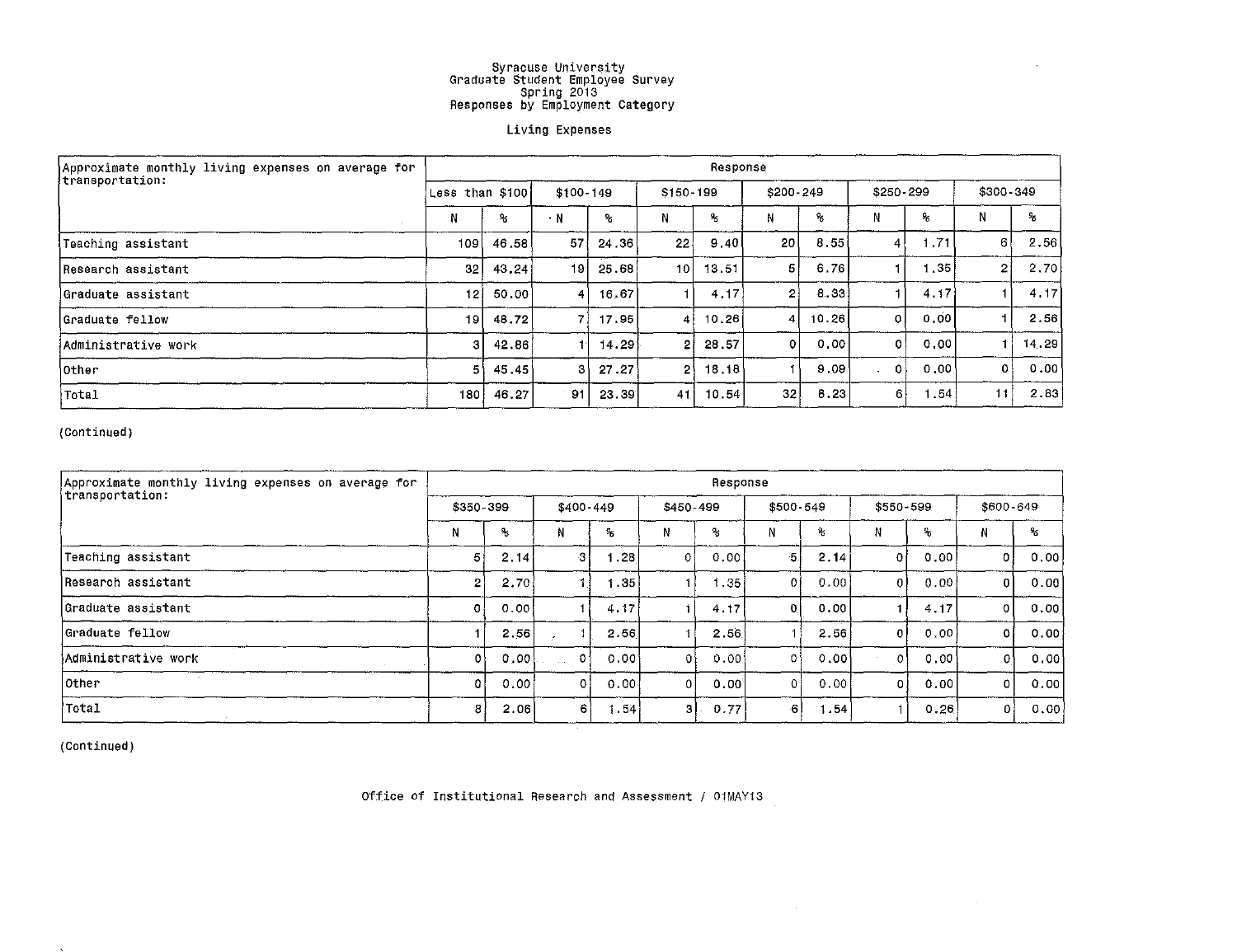Syracuse University
Graduate Student Employee Survey
Spring 2013
Responses by Employment Category

Living Expenses

| Approximate monthly living expenses on average for transportation: | Response | | | | | | | | | | | |
|---|---|---|---|---|---|---|---|---|---|---|---|---|
| | Less than $100 | | $100-149 | | $150-199 | | $200-249 | | $250-299 | | $300-349 | |
| | N | % | N | % | N | % | N | % | N | % | N | % |
| Teaching assistant | 109 | 46.58 | 57 | 24.36 | 22 | 9.40 | 20 | 8.55 | 4 | 1.71 | 6 | 2.56 |
| Research assistant | 32 | 43.24 | 19 | 25.68 | 10 | 13.51 | 5 | 6.76 | 1 | 1.35 | 2 | 2.70 |
| Graduate assistant | 12 | 50.00 | 4 | 16.67 | 1 | 4.17 | 2 | 8.33 | 1 | 4.17 | 1 | 4.17 |
| Graduate fellow | 19 | 48.72 | 7 | 17.95 | 4 | 10.26 | 4 | 10.26 | 0 | 0.00 | 1 | 2.56 |
| Administrative work | 3 | 42.86 | 1 | 14.29 | 2 | 28.57 | 0 | 0.00 | 0 | 0.00 | 1 | 14.29 |
| Other | 5 | 45.45 | 3 | 27.27 | 2 | 18.18 | 1 | 9.09 | 0 | 0.00 | 0 | 0.00 |
| Total | 180 | 46.27 | 91 | 23.39 | 41 | 10.54 | 32 | 8.23 | 6 | 1.54 | 11 | 2.83 |

(Continued)

| Approximate monthly living expenses on average for transportation: | Response | | | | | | | | | | | |
|---|---|---|---|---|---|---|---|---|---|---|---|---|
| | $350-399 | | $400-449 | | $450-499 | | $500-549 | | $550-599 | | $600-649 | |
| | N | % | N | % | N | % | N | % | N | % | N | % |
| Teaching assistant | 5 | 2.14 | 3 | 1.28 | 0 | 0.00 | 5 | 2.14 | 0 | 0.00 | 0 | 0.00 |
| Research assistant | 2 | 2.70 | 1 | 1.35 | 1 | 1.35 | 0 | 0.00 | 0 | 0.00 | 0 | 0.00 |
| Graduate assistant | 0 | 0.00 | 1 | 4.17 | 1 | 4.17 | 0 | 0.00 | 1 | 4.17 | 0 | 0.00 |
| Graduate fellow | 1 | 2.56 | 1 | 2.56 | 1 | 2.56 | 1 | 2.56 | 0 | 0.00 | 0 | 0.00 |
| Administrative work | 0 | 0.00 | 0 | 0.00 | 0 | 0.00 | 0 | 0.00 | 0 | 0.00 | 0 | 0.00 |
| Other | 0 | 0.00 | 0 | 0.00 | 0 | 0.00 | 0 | 0.00 | 0 | 0.00 | 0 | 0.00 |
| Total | 8 | 2.06 | 6 | 1.54 | 3 | 0.77 | 6 | 1.54 | 1 | 0.26 | 0 | 0.00 |

(Continued)

Office of Institutional Research and Assessment / 01MAY13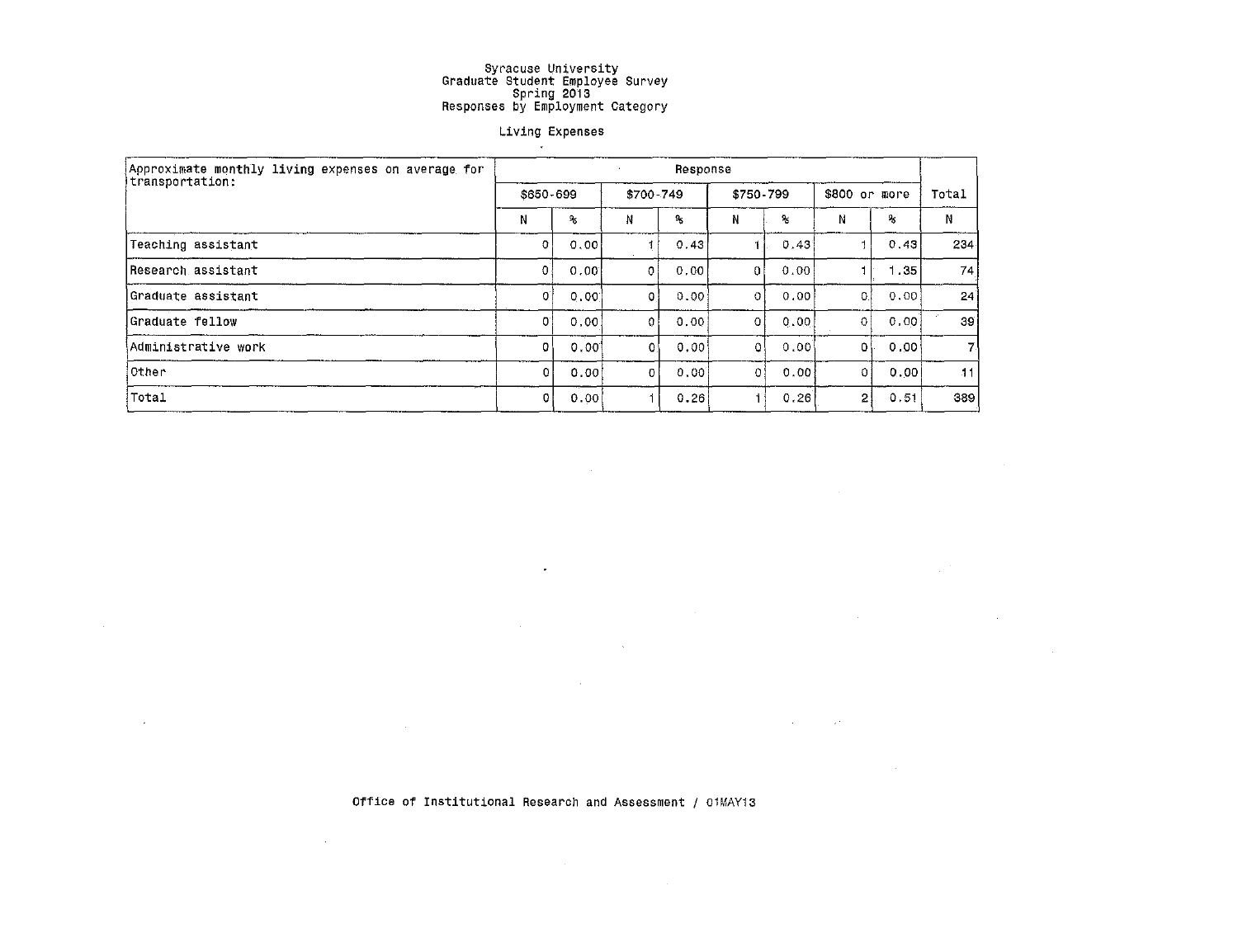Syracuse University
Graduate Student Employee Survey
Spring 2013
Responses by Employment Category

Living Expenses

| Approximate monthly living expenses on average for transportation: | Response | | | | | | | | Total |
|---|---|---|---|---|---|---|---|---|---|
| | $650-699 | | $700-749 | | $750-799 | | $800 or more | | Total |
| | N | % | N | % | N | % | N | % | N |
| Teaching assistant | 0 | 0.00 | 1 | 0.43 | 1 | 0.43 | 1 | 0.43 | 234 |
| Research assistant | 0 | 0.00 | 0 | 0.00 | 0 | 0.00 | 1 | 1.35 | 74 |
| Graduate assistant | 0 | 0.00 | 0 | 0.00 | 0 | 0.00 | 0 | 0.00 | 24 |
| Graduate fellow | 0 | 0.00 | 0 | 0.00 | 0 | 0.00 | 0 | 0.00 | 39 |
| Administrative work | 0 | 0.00 | 0 | 0.00 | 0 | 0.00 | 0 | 0.00 | 7 |
| Other | 0 | 0.00 | 0 | 0.00 | 0 | 0.00 | 0 | 0.00 | 11 |
| Total | 0 | 0.00 | 1 | 0.26 | 1 | 0.26 | 2 | 0.51 | 389 |

Office of Institutional Research and Assessment / 01MAY13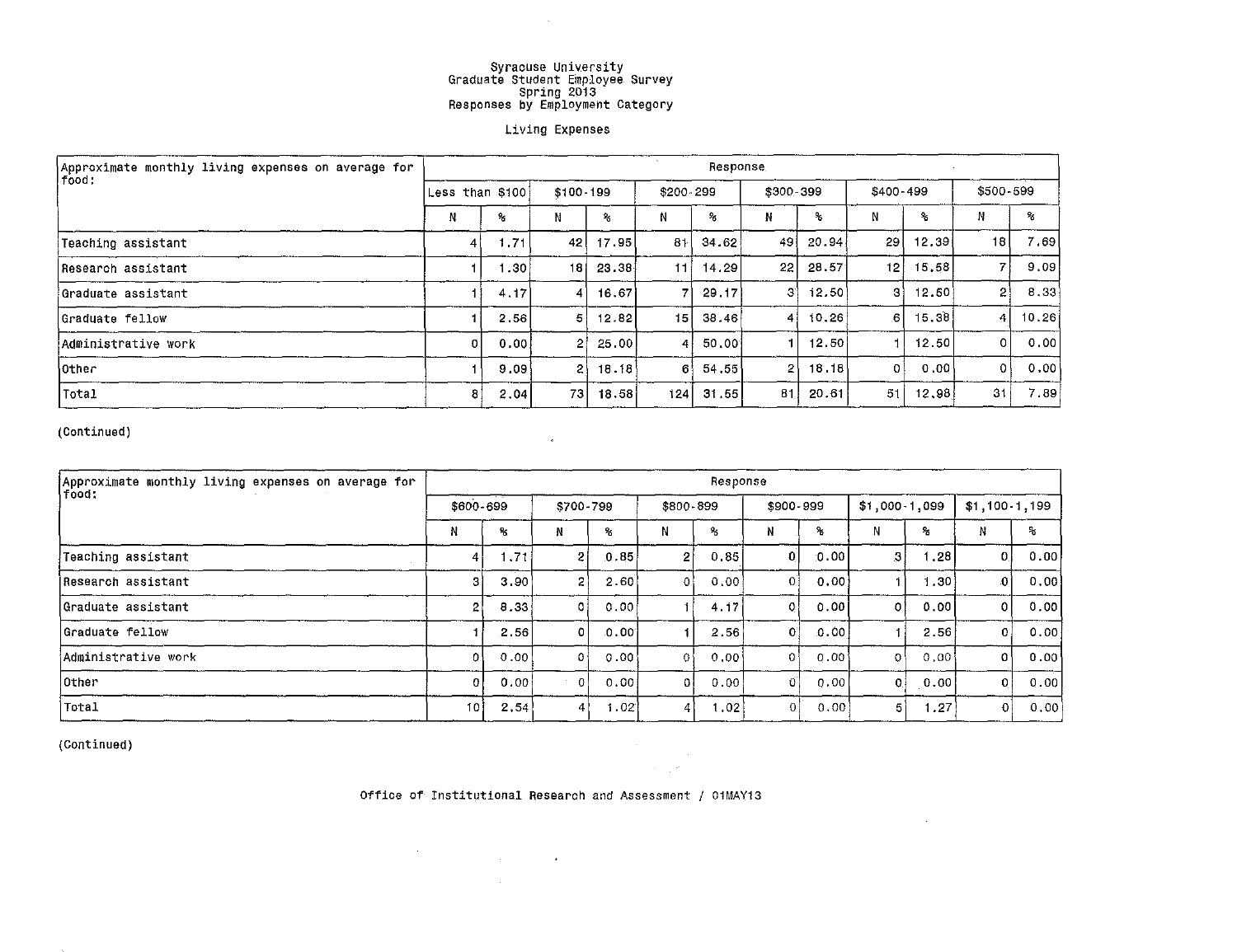Syracuse University
Graduate Student Employee Survey
Spring 2013
Responses by Employment Category

Living Expenses

| Approximate monthly living expenses on average for food: | Response | | | | | | | | | | | |
|---|---|---|---|---|---|---|---|---|---|---|---|---|
| | Less than $100 | | $100-199 | | $200-299 | | $300-399 | | $400-499 | | $500-599 | |
| | N | % | N | % | N | % | N | % | N | % | N | % |
| Teaching assistant | 4 | 1.71 | 42 | 17.95 | 81 | 34.62 | 49 | 20.94 | 29 | 12.39 | 18 | 7.69 |
| Research assistant | 1 | 1.30 | 18 | 23.38 | 11 | 14.29 | 22 | 28.57 | 12 | 15.58 | 7 | 9.09 |
| Graduate assistant | 1 | 4.17 | 4 | 16.67 | 7 | 29.17 | 3 | 12.50 | 3 | 12.50 | 2 | 8.33 |
| Graduate fellow | 1 | 2.56 | 5 | 12.82 | 15 | 38.46 | 4 | 10.26 | 6 | 15.38 | 4 | 10.26 |
| Administrative work | 0 | 0.00 | 2 | 25.00 | 4 | 50.00 | 1 | 12.50 | 1 | 12.50 | 0 | 0.00 |
| Other | 1 | 9.09 | 2 | 18.18 | 6 | 54.55 | 2 | 18.18 | 0 | 0.00 | 0 | 0.00 |
| Total | 8 | 2.04 | 73 | 18.58 | 124 | 31.55 | 81 | 20.61 | 51 | 12.98 | 31 | 7.89 |

(Continued)

| Approximate monthly living expenses on average for food: | Response | | | | | | | | | | | |
|---|---|---|---|---|---|---|---|---|---|---|---|---|
| | $600-699 | | $700-799 | | $800-899 | | $900-999 | | $1,000-1,099 | | $1,100-1,199 | |
| | N | % | N | % | N | % | N | % | N | % | N | % |
| Teaching assistant | 4 | 1.71 | 2 | 0.85 | 2 | 0.85 | 0 | 0.00 | 3 | 1.28 | 0 | 0.00 |
| Research assistant | 3 | 3.90 | 2 | 2.60 | 0 | 0.00 | 0 | 0.00 | 1 | 1.30 | 0 | 0.00 |
| Graduate assistant | 2 | 8.33 | 0 | 0.00 | 1 | 4.17 | 0 | 0.00 | 0 | 0.00 | 0 | 0.00 |
| Graduate fellow | 1 | 2.56 | 0 | 0.00 | 1 | 2.56 | 0 | 0.00 | 1 | 2.56 | 0 | 0.00 |
| Administrative work | 0 | 0.00 | 0 | 0.00 | 0 | 0.00 | 0 | 0.00 | 0 | 0.00 | 0 | 0.00 |
| Other | 0 | 0.00 | 0 | 0.00 | 0 | 0.00 | 0 | 0.00 | 0 | 0.00 | 0 | 0.00 |
| Total | 10 | 2.54 | 4 | 1.02 | 4 | 1.02 | 0 | 0.00 | 5 | 1.27 | 0 | 0.00 |

(Continued)

Office of Institutional Research and Assessment / 01MAY13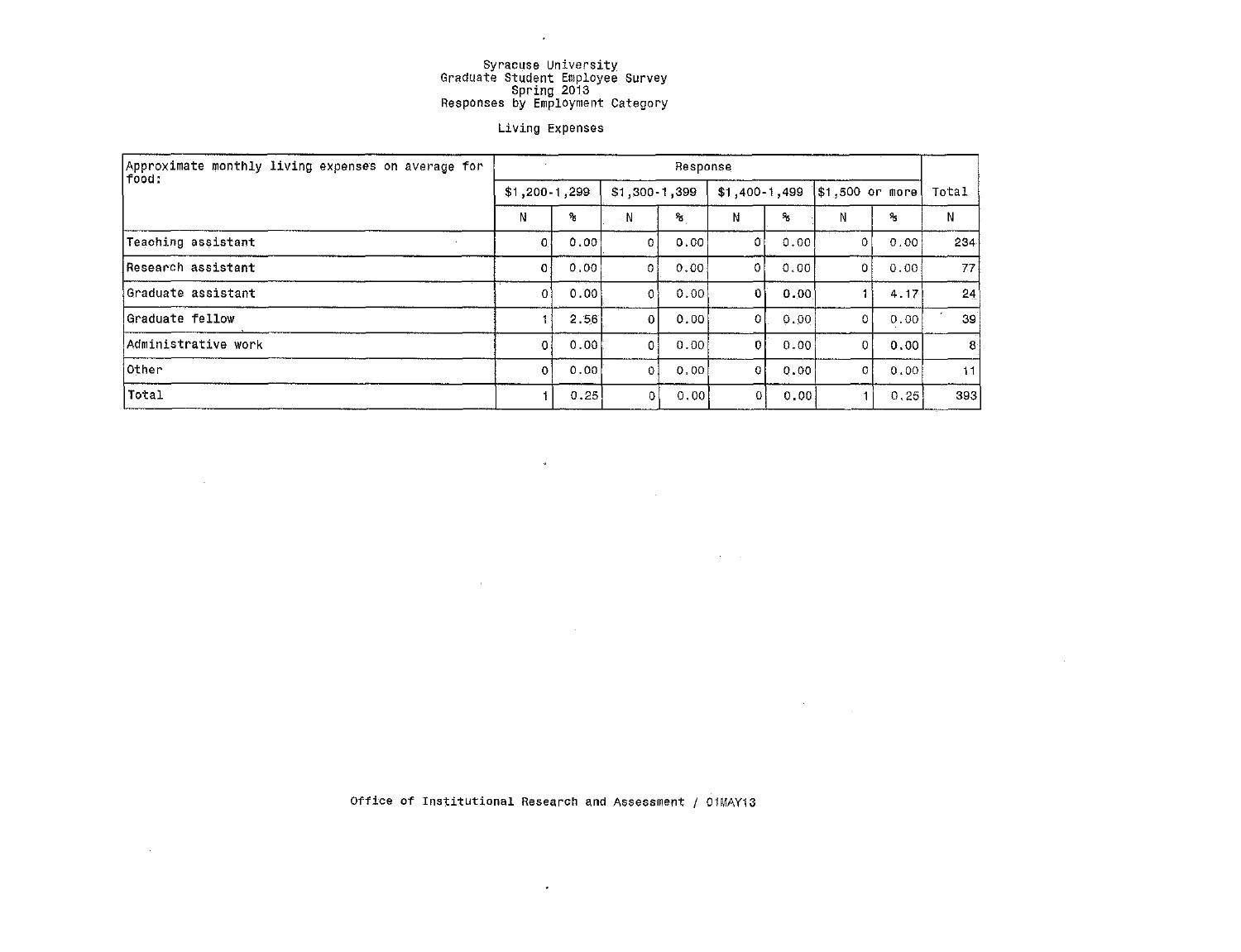Syracuse University
Graduate Student Employee Survey
Spring 2013
Responses by Employment Category

Living Expenses

| Approximate monthly living expenses on average for food: | Response | | | | | | | | Total |
|---|---|---|---|---|---|---|---|---|---|
| | $1,200-1,299 | | $1,300-1,399 | | $1,400-1,499 | | $1,500 or more | | Total |
| | N | % | N | % | N | % | N | % | N |
| Teaching assistant | 0 | 0.00 | 0 | 0.00 | 0 | 0.00 | 0 | 0.00 | 234 |
| Research assistant | 0 | 0.00 | 0 | 0.00 | 0 | 0.00 | 0 | 0.00 | 77 |
| Graduate assistant | 0 | 0.00 | 0 | 0.00 | 0 | 0.00 | 1 | 4.17 | 24 |
| Graduate fellow | 1 | 2.56 | 0 | 0.00 | 0 | 0.00 | 0 | 0.00 | 39 |
| Administrative work | 0 | 0.00 | 0 | 0.00 | 0 | 0.00 | 0 | 0.00 | 8 |
| Other | 0 | 0.00 | 0 | 0.00 | 0 | 0.00 | 0 | 0.00 | 11 |
| Total | 1 | 0.25 | 0 | 0.00 | 0 | 0.00 | 1 | 0.25 | 393 |

Office of Institutional Research and Assessment / 01MAY13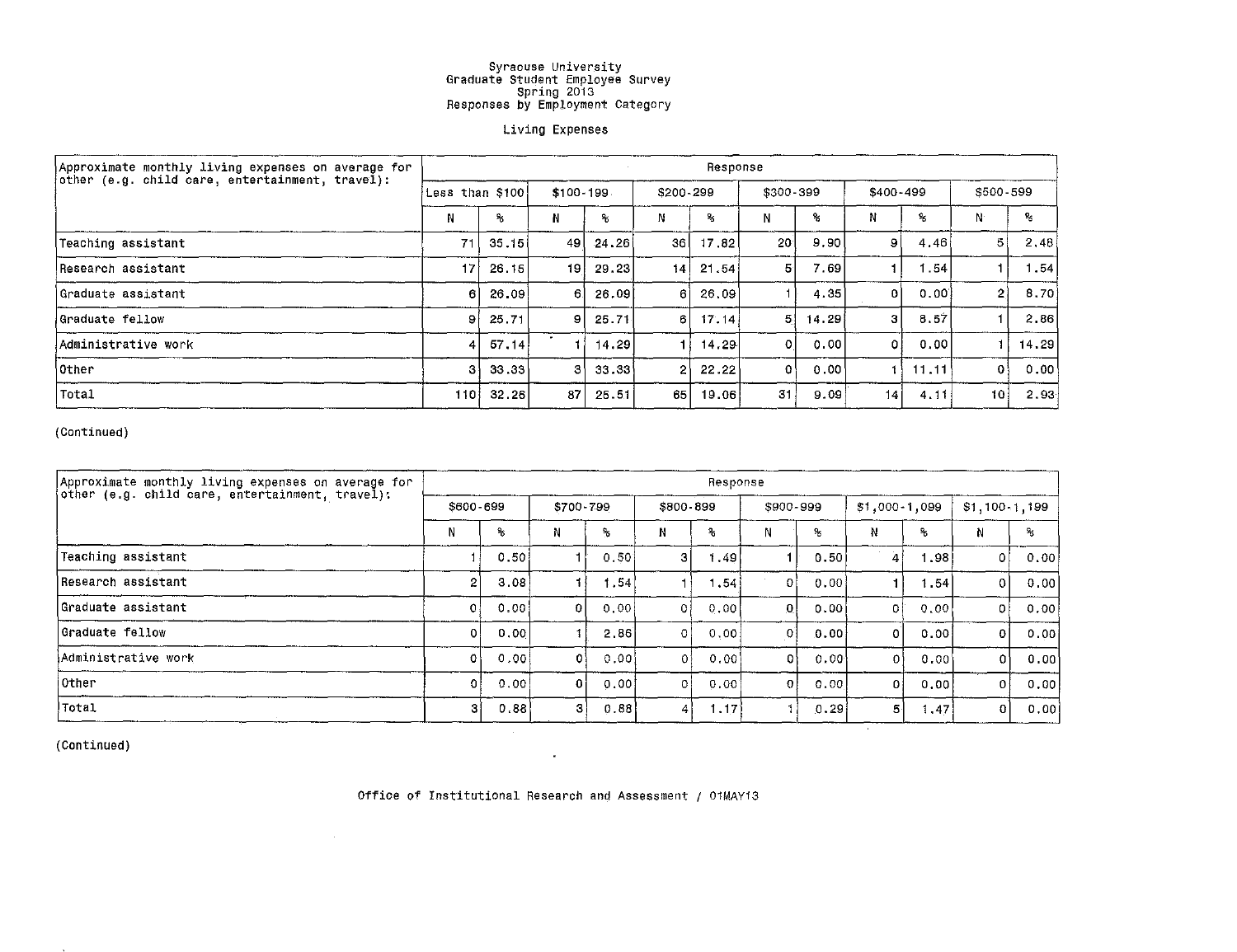Syracuse University
Graduate Student Employee Survey
Spring 2013
Responses by Employment Category

Living Expenses

| Approximate monthly living expenses on average for other (e.g. child care, entertainment, travel): | Response | | | | | | | | | | | |
|---|---|---|---|---|---|---|---|---|---|---|---|---|
| | Less than $100 | | $100-199 | | $200-299 | | $300-399 | | $400-499 | | $500-599 | |
| | N | % | N | % | N | % | N | % | N | % | N | % |
| Teaching assistant | 71 | 35.15 | 49 | 24.26 | 36 | 17.82 | 20 | 9.90 | 9 | 4.46 | 5 | 2.48 |
| Research assistant | 17 | 26.15 | 19 | 29.23 | 14 | 21.54 | 5 | 7.69 | 1 | 1.54 | 1 | 1.54 |
| Graduate assistant | 6 | 26.09 | 6 | 26.09 | 6 | 26.09 | 1 | 4.35 | 0 | 0.00 | 2 | 8.70 |
| Graduate fellow | 9 | 25.71 | 9 | 25.71 | 6 | 17.14 | 5 | 14.29 | 3 | 8.57 | 1 | 2.86 |
| Administrative work | 4 | 57.14 | 1 | 14.29 | 1 | 14.29 | 0 | 0.00 | 0 | 0.00 | 1 | 14.29 |
| Other | 3 | 33.33 | 3 | 33.33 | 2 | 22.22 | 0 | 0.00 | 1 | 11.11 | 0 | 0.00 |
| Total | 110 | 32.26 | 87 | 25.51 | 65 | 19.06 | 31 | 9.09 | 14 | 4.11 | 10 | 2.93 |

(Continued)

| Approximate monthly living expenses on average for other (e.g. child care, entertainment, travel): | Response | | | | | | | | | | | |
|---|---|---|---|---|---|---|---|---|---|---|---|---|
| | $600-699 | | $700-799 | | $800-899 | | $900-999 | | $1,000-1,099 | | $1,100-1,199 | |
| | N | % | N | % | N | % | N | % | N | % | N | % |
| Teaching assistant | 1 | 0.50 | 1 | 0.50 | 3 | 1.49 | 1 | 0.50 | 4 | 1.98 | 0 | 0.00 |
| Research assistant | 2 | 3.08 | 1 | 1.54 | 1 | 1.54 | 0 | 0.00 | 1 | 1.54 | 0 | 0.00 |
| Graduate assistant | 0 | 0.00 | 0 | 0.00 | 0 | 0.00 | 0 | 0.00 | 0 | 0.00 | 0 | 0.00 |
| Graduate fellow | 0 | 0.00 | 1 | 2.86 | 0 | 0.00 | 0 | 0.00 | 0 | 0.00 | 0 | 0.00 |
| Administrative work | 0 | 0.00 | 0 | 0.00 | 0 | 0.00 | 0 | 0.00 | 0 | 0.00 | 0 | 0.00 |
| Other | 0 | 0.00 | 0 | 0.00 | 0 | 0.00 | 0 | 0.00 | 0 | 0.00 | 0 | 0.00 |
| Total | 3 | 0.88 | 3 | 0.88 | 4 | 1.17 | 1 | 0.29 | 5 | 1.47 | 0 | 0.00 |

(Continued)

Office of Institutional Research and Assessment / 01MAY13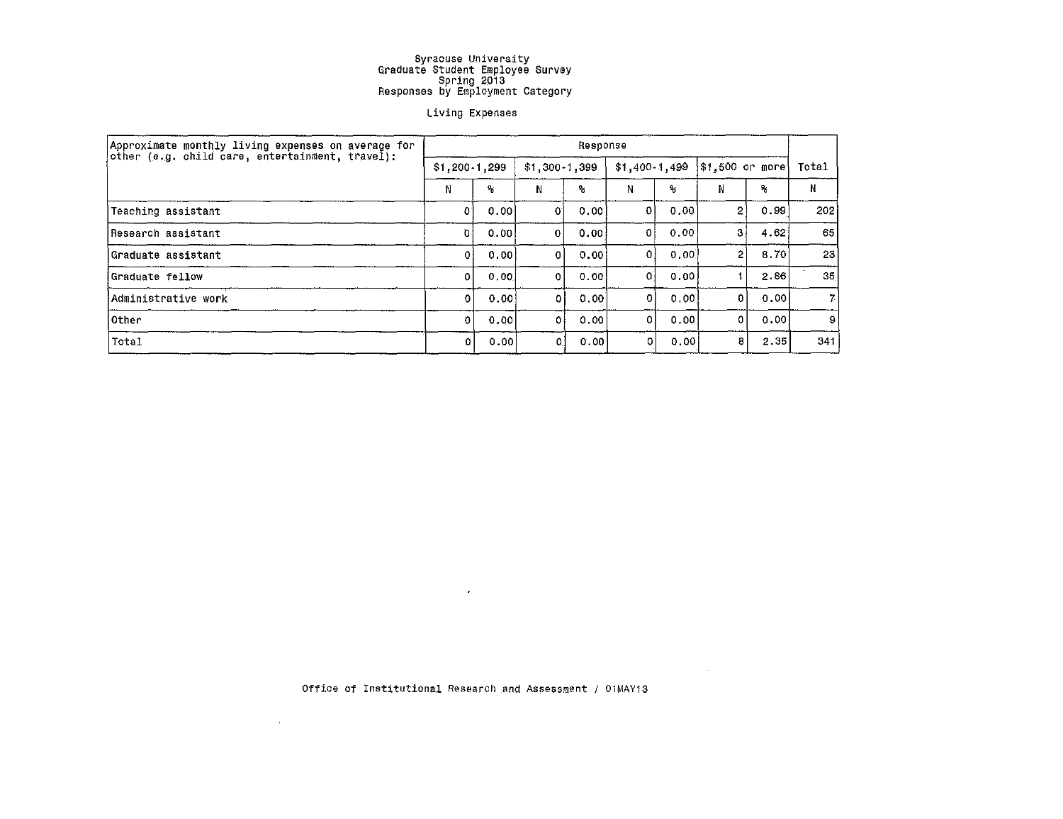# Syracuse University
## Graduate Student Employee Survey
## Spring 2013
## Responses by Employment Category

### Living Expenses

| Approximate monthly living expenses on average for other (e.g. child care, entertainment, travel): | Response | | | | | | | | Total |
|---|---|---|---|---|---|---|---|---|---|
| | $1,200-1,299 | | $1,300-1,399 | | $1,400-1,499 | | $1,500 or more | | Total |
| | N | % | N | % | N | % | N | % | N |
| Teaching assistant | 0 | 0.00 | 0 | 0.00 | 0 | 0.00 | 2 | 0.99 | 202 |
| Research assistant | 0 | 0.00 | 0 | 0.00 | 0 | 0.00 | 3 | 4.62 | 65 |
| Graduate assistant | 0 | 0.00 | 0 | 0.00 | 0 | 0.00 | 2 | 8.70 | 23 |
| Graduate fellow | 0 | 0.00 | 0 | 0.00 | 0 | 0.00 | 1 | 2.86 | 35 |
| Administrative work | 0 | 0.00 | 0 | 0.00 | 0 | 0.00 | 0 | 0.00 | 7 |
| Other | 0 | 0.00 | 0 | 0.00 | 0 | 0.00 | 0 | 0.00 | 9 |
| Total | 0 | 0.00 | 0 | 0.00 | 0 | 0.00 | 8 | 2.35 | 341 |

Office of Institutional Research and Assessment / 01MAY13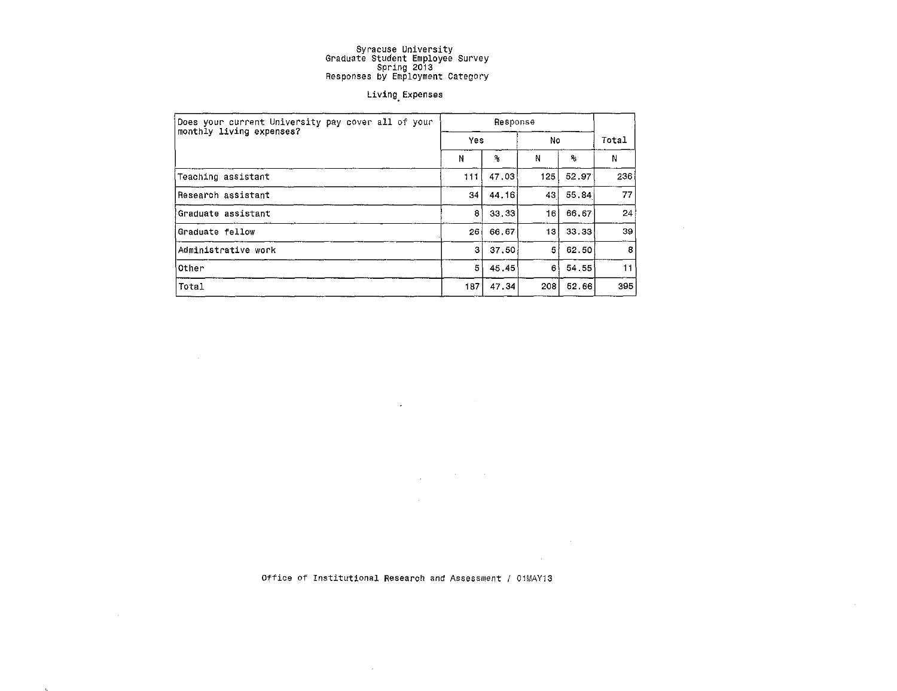Syracuse University
Graduate Student Employee Survey
Spring 2013
Responses by Employment Category

Living Expenses

| Does your current University pay cover all of your monthly living expenses? | Response | | | | Total |
|---|---|---|---|---|---|
| | Yes | | No | | |
| | N | % | N | % | N |
| Teaching assistant | 111 | 47.03 | 125 | 52.97 | 236 |
| Research assistant | 34 | 44.16 | 43 | 55.84 | 77 |
| Graduate assistant | 8 | 33.33 | 16 | 66.67 | 24 |
| Graduate fellow | 26 | 66.67 | 13 | 33.33 | 39 |
| Administrative work | 3 | 37.50 | 5 | 62.50 | 8 |
| Other | 5 | 45.45 | 6 | 54.55 | 11 |
| Total | 187 | 47.34 | 208 | 52.66 | 395 |

Office of Institutional Research and Assessment / 01MAY13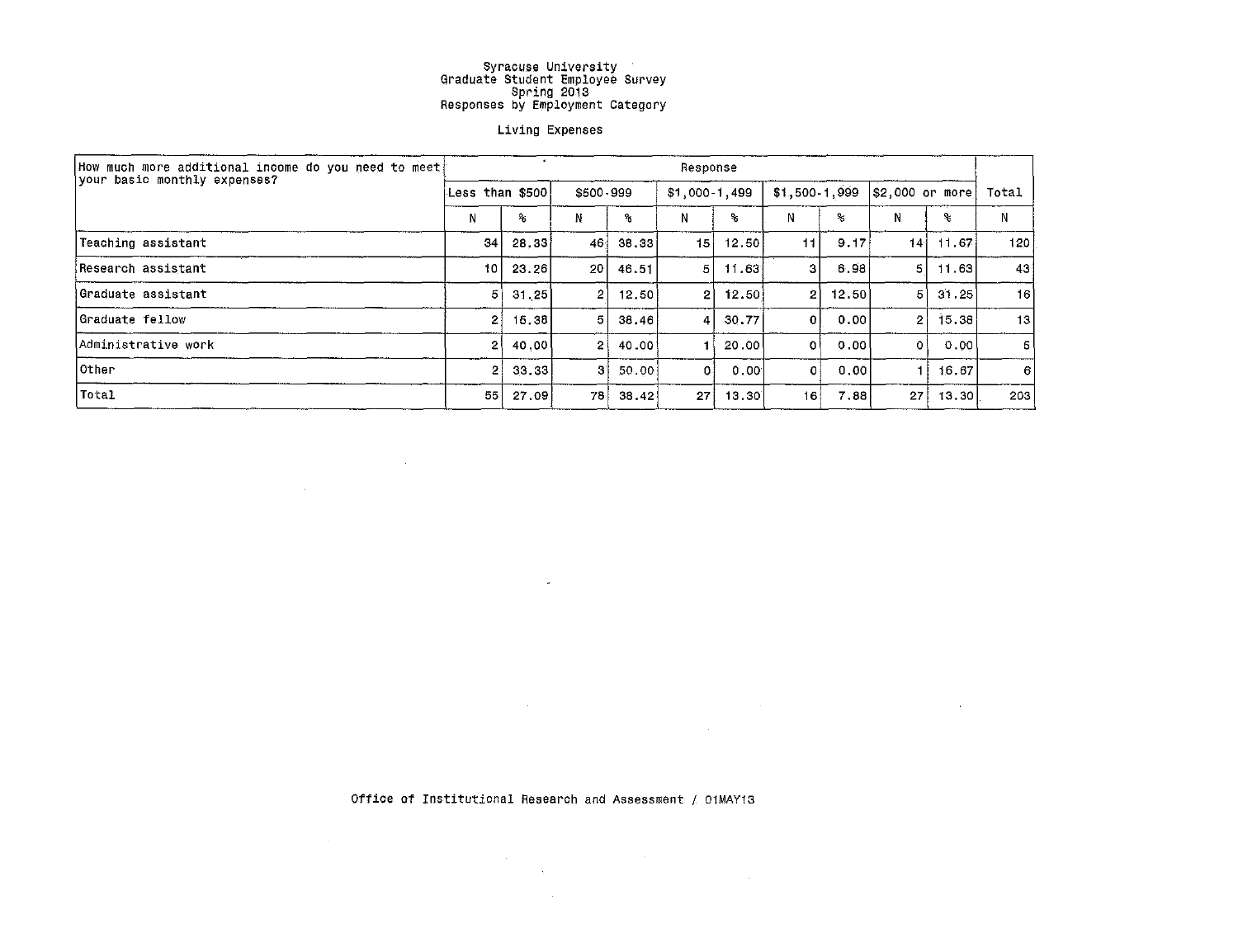Syracuse University
Graduate Student Employee Survey
Spring 2013
Responses by Employment Category

Living Expenses

| How much more additional income do you need to meet your basic monthly expenses? | Response | | | | | | | | | | Total |
|---|---|---|---|---|---|---|---|---|---|---|---|
| | Less than $500 | | $500-999 | | $1,000-1,499 | | $1,500-1,999 | | $2,000 or more | | |
| | N | % | N | % | N | % | N | % | N | % | N |
| Teaching assistant | 34 | 28.33 | 46 | 38.33 | 15 | 12.50 | 11 | 9.17 | 14 | 11.67 | 120 |
| Research assistant | 10 | 23.26 | 20 | 46.51 | 5 | 11.63 | 3 | 6.98 | 5 | 11.63 | 43 |
| Graduate assistant | 5 | 31.25 | 2 | 12.50 | 2 | 12.50 | 2 | 12.50 | 5 | 31.25 | 16 |
| Graduate fellow | 2 | 15.38 | 5 | 38.46 | 4 | 30.77 | 0 | 0.00 | 2 | 15.38 | 13 |
| Administrative work | 2 | 40.00 | 2 | 40.00 | 1 | 20.00 | 0 | 0.00 | 0 | 0.00 | 5 |
| Other | 2 | 33.33 | 3 | 50.00 | 0 | 0.00 | 0 | 0.00 | 1 | 16.67 | 6 |
| Total | 55 | 27.09 | 78 | 38.42 | 27 | 13.30 | 16 | 7.88 | 27 | 13.30 | 203 |

Office of Institutional Research and Assessment / 01MAY13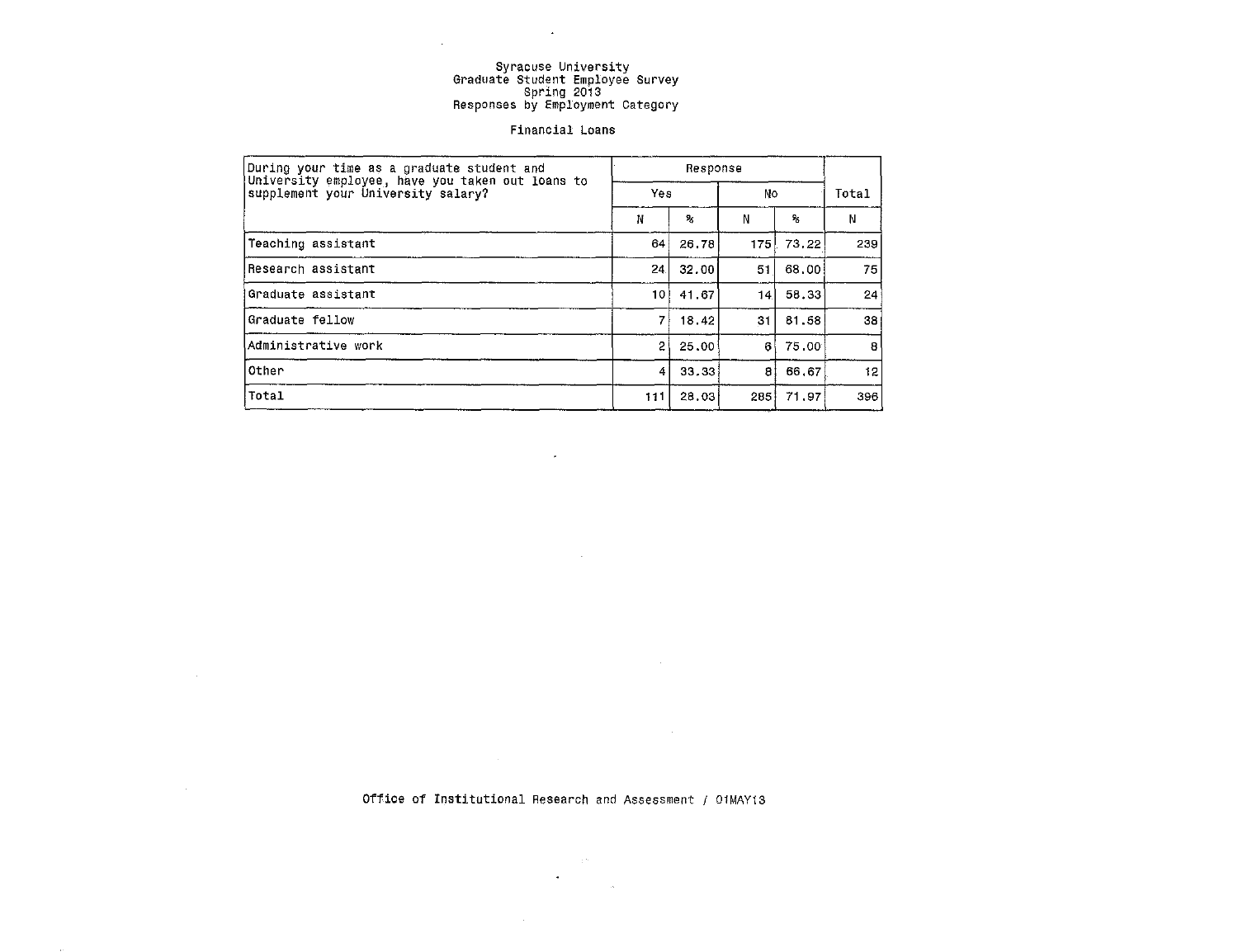Syracuse University
Graduate Student Employee Survey
Spring 2013
Responses by Employment Category

Financial Loans

| During your time as a graduate student and University employee, have you taken out loans to supplement your University salary? | Response | | | | Total |
|---|---|---|---|---|---|
| | Yes | | No | | |
| | N | % | N | % | N |
| Teaching assistant | 64 | 26.78 | 175 | 73.22 | 239 |
| Research assistant | 24 | 32.00 | 51 | 68.00 | 75 |
| Graduate assistant | 10 | 41.67 | 14 | 58.33 | 24 |
| Graduate fellow | 7 | 18.42 | 31 | 81.58 | 38 |
| Administrative work | 2 | 25.00 | 6 | 75.00 | 8 |
| Other | 4 | 33.33 | 8 | 66.67 | 12 |
| Total | 111 | 28.03 | 285 | 71.97 | 396 |

Office of Institutional Research and Assessment / 01MAY13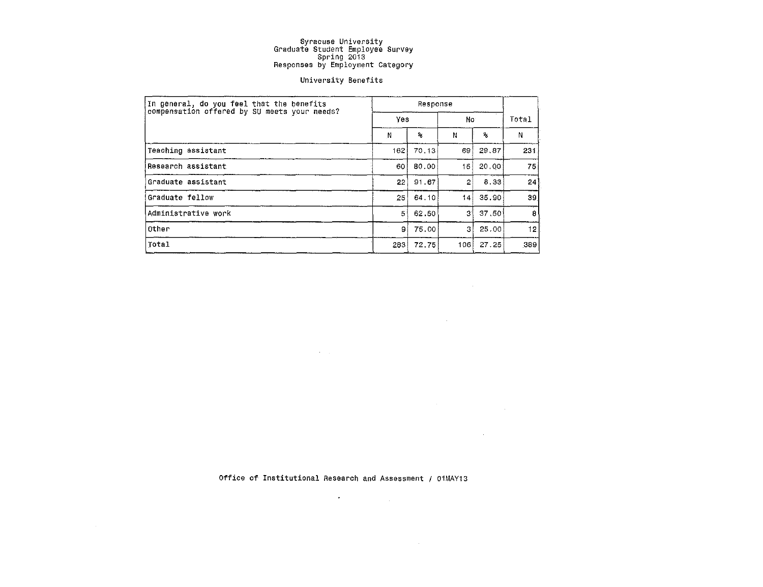Syracuse University
Graduate Student Employee Survey
Spring 2013
Responses by Employment Category

University Benefits

| In general, do you feel that the benefits compensation offered by SU meets your needs? | Response | | | | Total |
|---|---|---|---|---|---|
| | Yes | | No | | Total |
| | N | % | N | % | N |
| Teaching assistant | 162 | 70.13 | 69 | 29.87 | 231 |
| Research assistant | 60 | 80.00 | 15 | 20.00 | 75 |
| Graduate assistant | 22 | 91.67 | 2 | 8.33 | 24 |
| Graduate fellow | 25 | 64.10 | 14 | 35.90 | 39 |
| Administrative work | 5 | 62.50 | 3 | 37.50 | 8 |
| Other | 9 | 75.00 | 3 | 25.00 | 12 |
| Total | 283 | 72.75 | 106 | 27.25 | 389 |

Office of Institutional Research and Assessment / 01MAY13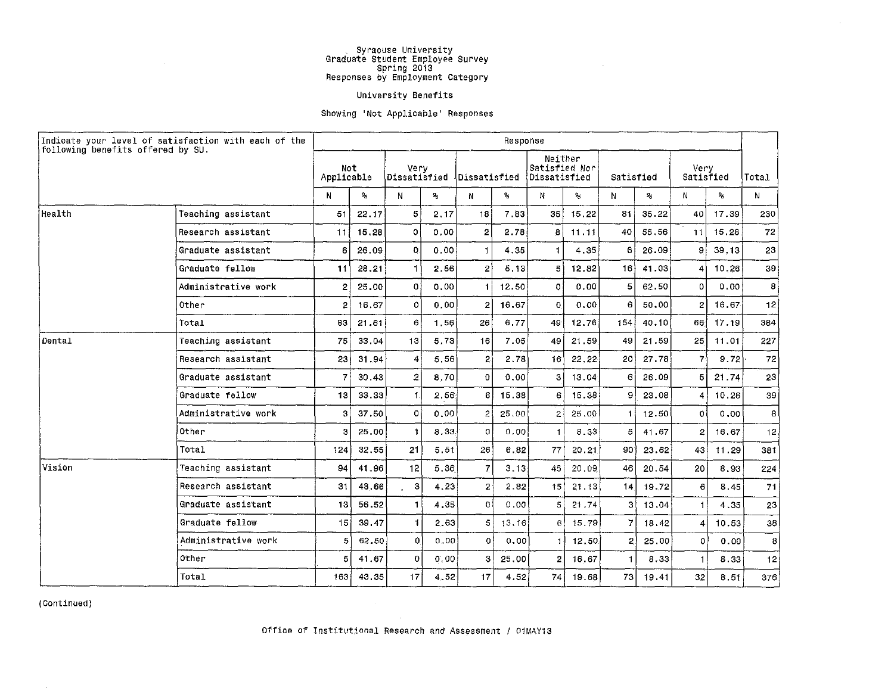Syracuse University
Graduate Student Employee Survey
Spring 2013
Responses by Employment Category

University Benefits

Showing 'Not Applicable' Responses

| Indicate your level of satisfaction with each of the following benefits offered by SU. | | Response | | | | | | | | | | | | Total |
|---|---|---|---|---|---|---|---|---|---|---|---|---|---|---|
| | | Not Applicable | | Very Dissatisfied | | Dissatisfied | | Neither Satisfied Nor Dissatisfied | | Satisfied | | Very Satisfied | | Total |
| | | N | % | N | % | N | % | N | % | N | % | N | % | N |
| Health | Teaching assistant | 51 | 22.17 | 5 | 2.17 | 18 | 7.83 | 35 | 15.22 | 81 | 35.22 | 40 | 17.39 | 230 |
| | Research assistant | 11 | 15.28 | 0 | 0.00 | 2 | 2.78 | 8 | 11.11 | 40 | 55.56 | 11 | 15.28 | 72 |
| | Graduate assistant | 6 | 26.09 | 0 | 0.00 | 1 | 4.35 | 1 | 4.35 | 6 | 26.09 | 9 | 39.13 | 23 |
| | Graduate fellow | 11 | 28.21 | 1 | 2.56 | 2 | 5.13 | 5 | 12.82 | 16 | 41.03 | 4 | 10.26 | 39 |
| | Administrative work | 2 | 25.00 | 0 | 0.00 | 1 | 12.50 | 0 | 0.00 | 5 | 62.50 | 0 | 0.00 | 8 |
| | Other | 2 | 16.67 | 0 | 0.00 | 2 | 16.67 | 0 | 0.00 | 6 | 50.00 | 2 | 16.67 | 12 |
| | Total | 83 | 21.61 | 6 | 1.56 | 26 | 6.77 | 49 | 12.76 | 154 | 40.10 | 66 | 17.19 | 384 |
| Dental | Teaching assistant | 75 | 33.04 | 13 | 5.73 | 16 | 7.05 | 49 | 21.59 | 49 | 21.59 | 25 | 11.01 | 227 |
| | Research assistant | 23 | 31.94 | 4 | 5.56 | 2 | 2.78 | 16 | 22.22 | 20 | 27.78 | 7 | 9.72 | 72 |
| | Graduate assistant | 7 | 30.43 | 2 | 8.70 | 0 | 0.00 | 3 | 13.04 | 6 | 26.09 | 5 | 21.74 | 23 |
| | Graduate fellow | 13 | 33.33 | 1 | 2.56 | 6 | 15.38 | 6 | 15.38 | 9 | 23.08 | 4 | 10.26 | 39 |
| | Administrative work | 3 | 37.50 | 0 | 0.00 | 2 | 25.00 | 2 | 25.00 | 1 | 12.50 | 0 | 0.00 | 8 |
| | Other | 3 | 25.00 | 1 | 8.33 | 0 | 0.00 | 1 | 8.33 | 5 | 41.67 | 2 | 16.67 | 12 |
| | Total | 124 | 32.55 | 21 | 5.51 | 26 | 6.82 | 77 | 20.21 | 90 | 23.62 | 43 | 11.29 | 381 |
| Vision | Teaching assistant | 94 | 41.96 | 12 | 5.36 | 7 | 3.13 | 45 | 20.09 | 46 | 20.54 | 20 | 8.93 | 224 |
| | Research assistant | 31 | 43.66 | 3 | 4.23 | 2 | 2.82 | 15 | 21.13 | 14 | 19.72 | 6 | 8.45 | 71 |
| | Graduate assistant | 13 | 56.52 | 1 | 4.35 | 0 | 0.00 | 5 | 21.74 | 3 | 13.04 | 1 | 4.35 | 23 |
| | Graduate fellow | 15 | 39.47 | 1 | 2.63 | 5 | 13.16 | 6 | 15.79 | 7 | 18.42 | 4 | 10.53 | 38 |
| | Administrative work | 5 | 62.50 | 0 | 0.00 | 0 | 0.00 | 1 | 12.50 | 2 | 25.00 | 0 | 0.00 | 8 |
| | Other | 5 | 41.67 | 0 | 0.00 | 3 | 25.00 | 2 | 16.67 | 1 | 8.33 | 1 | 8.33 | 12 |
| | Total | 163 | 43.35 | 17 | 4.52 | 17 | 4.52 | 74 | 19.68 | 73 | 19.41 | 32 | 8.51 | 376 |

(Continued)

Office of Institutional Research and Assessment / 01MAY13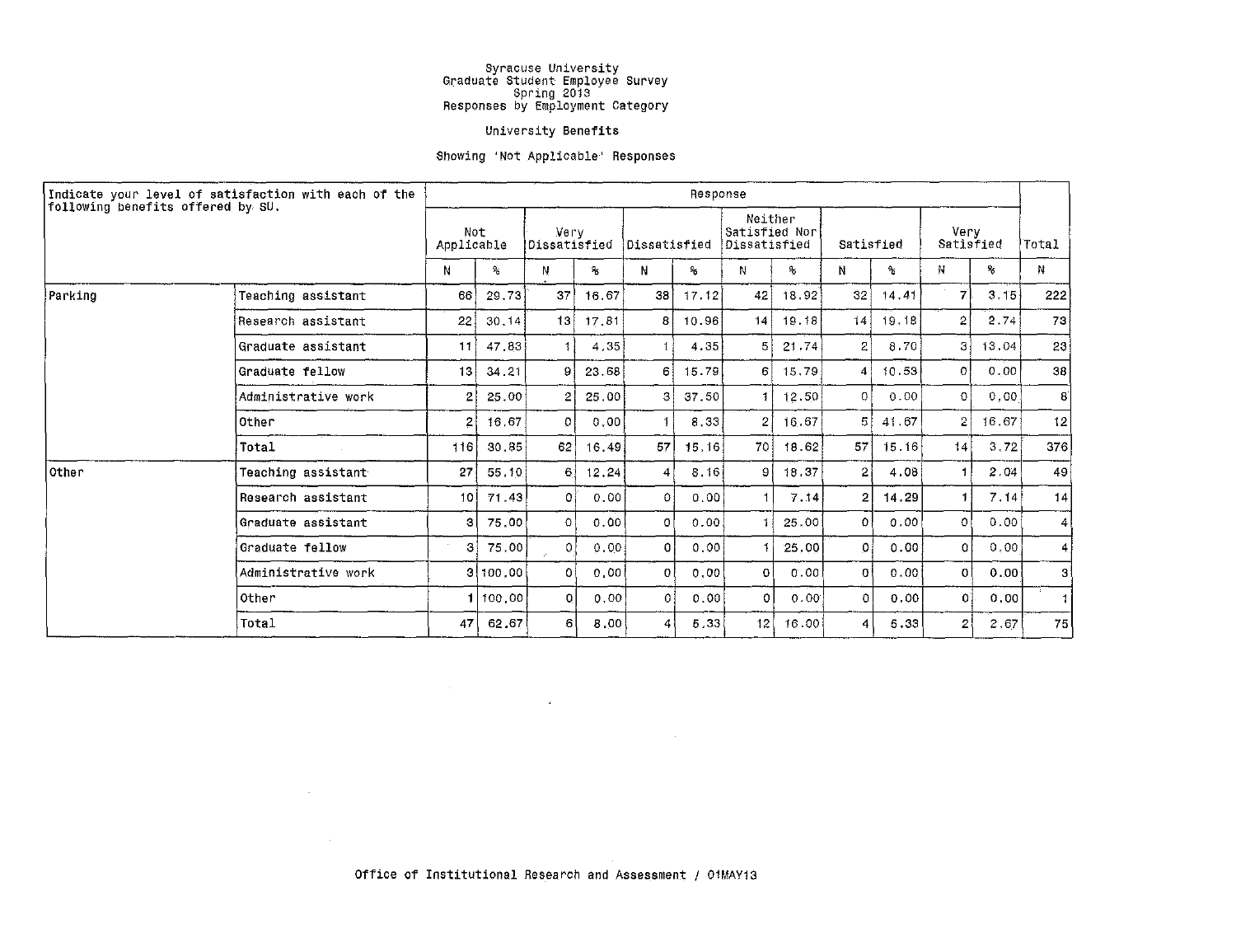Syracuse University
Graduate Student Employee Survey
Spring 2013
Responses by Employment Category

University Benefits

Showing 'Not Applicable' Responses

| Indicate your level of satisfaction with each of the following benefits offered by SU. | | Response | | | | | | | | | | | | Total |
|---|---|---|---|---|---|---|---|---|---|---|---|---|---|---|
| | | Not Applicable | | Very Dissatisfied | | Dissatisfied | | Neither Satisfied Nor Dissatisfied | | Satisfied | | Very Satisfied | | Total |
| | | N | % | N | % | N | % | N | % | N | % | N | % | N |
| Parking | Teaching assistant | 66 | 29.73 | 37 | 16.67 | 38 | 17.12 | 42 | 18.92 | 32 | 14.41 | 7 | 3.15 | 222 |
| | Research assistant | 22 | 30.14 | 13 | 17.81 | 8 | 10.96 | 14 | 19.18 | 14 | 19.18 | 2 | 2.74 | 73 |
| | Graduate assistant | 11 | 47.83 | 1 | 4.35 | 1 | 4.35 | 5 | 21.74 | 2 | 8.70 | 3 | 13.04 | 23 |
| | Graduate fellow | 13 | 34.21 | 9 | 23.68 | 6 | 15.79 | 6 | 15.79 | 4 | 10.53 | 0 | 0.00 | 38 |
| | Administrative work | 2 | 25.00 | 2 | 25.00 | 3 | 37.50 | 1 | 12.50 | 0 | 0.00 | 0 | 0.00 | 8 |
| | Other | 2 | 16.67 | 0 | 0.00 | 1 | 8.33 | 2 | 16.67 | 5 | 41.67 | 2 | 16.67 | 12 |
| | Total | 116 | 30.85 | 62 | 16.49 | 57 | 15.16 | 70 | 18.62 | 57 | 15.16 | 14 | 3.72 | 376 |
| Other | Teaching assistant | 27 | 55.10 | 6 | 12.24 | 4 | 8.16 | 9 | 18.37 | 2 | 4.08 | 1 | 2.04 | 49 |
| | Research assistant | 10 | 71.43 | 0 | 0.00 | 0 | 0.00 | 1 | 7.14 | 2 | 14.29 | 1 | 7.14 | 14 |
| | Graduate assistant | 3 | 75.00 | 0 | 0.00 | 0 | 0.00 | 1 | 25.00 | 0 | 0.00 | 0 | 0.00 | 4 |
| | Graduate fellow | 3 | 75.00 | 0 | 0.00 | 0 | 0.00 | 1 | 25.00 | 0 | 0.00 | 0 | 0.00 | 4 |
| | Administrative work | 3 | 100.00 | 0 | 0.00 | 0 | 0.00 | 0 | 0.00 | 0 | 0.00 | 0 | 0.00 | 3 |
| | Other | 1 | 100.00 | 0 | 0.00 | 0 | 0.00 | 0 | 0.00 | 0 | 0.00 | 0 | 0.00 | 1 |
| | Total | 47 | 62.67 | 6 | 8.00 | 4 | 5.33 | 12 | 16.00 | 4 | 5.33 | 2 | 2.67 | 75 |

Office of Institutional Research and Assessment / 01MAY13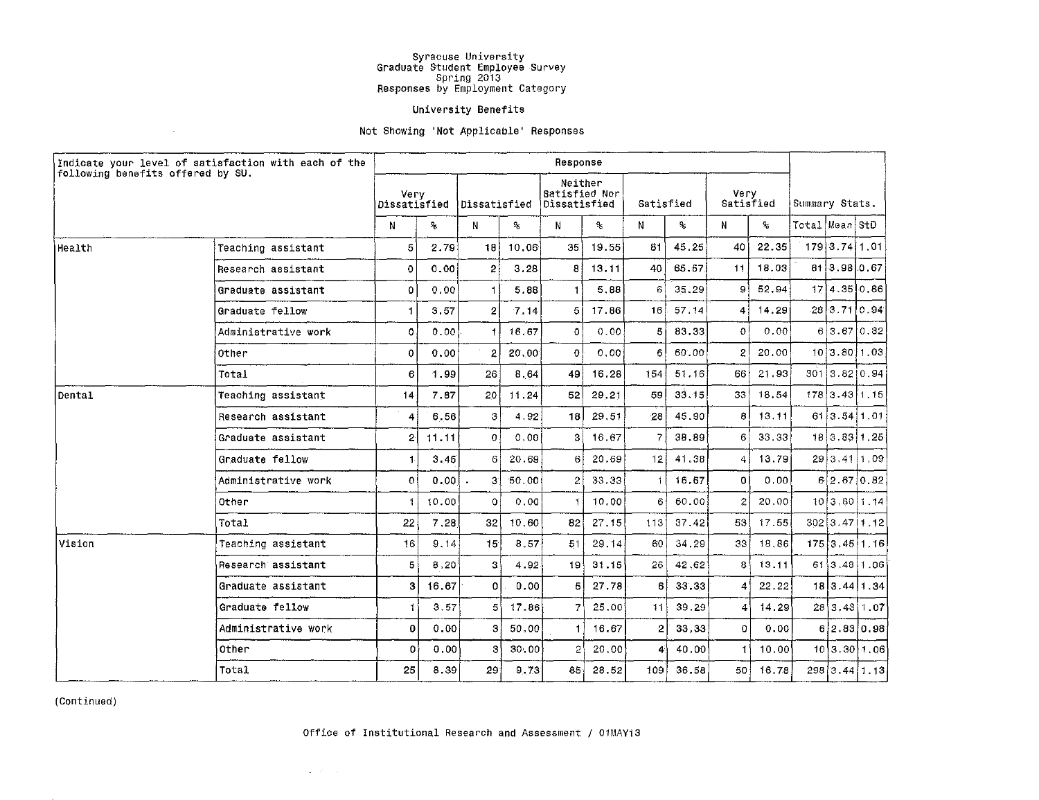Syracuse University
Graduate Student Employee Survey
Spring 2013
Responses by Employment Category

University Benefits

Not Showing 'Not Applicable' Responses

| Indicate your level of satisfaction with each of the following benefits offered by SU. | | Response | | | | | | | | | | | | |
|---|---|---|---|---|---|---|---|---|---|---|---|---|---|---|
| | | Very Dissatisfied | | Dissatisfied | | Neither Satisfied Nor Dissatisfied | | Satisfied | | Very Satisfied | | Summary Stats. | | |
| | | N | % | N | % | N | % | N | % | N | % | Total | Mean | StD |
| Health | Teaching assistant | 5 | 2.79 | 18 | 10.06 | 35 | 19.55 | 81 | 45.25 | 40 | 22.35 | 179 | 3.74 | 1.01 |
| | Research assistant | 0 | 0.00 | 2 | 3.28 | 8 | 13.11 | 40 | 65.57 | 11 | 18.03 | 61 | 3.98 | 0.67 |
| | Graduate assistant | 0 | 0.00 | 1 | 5.88 | 1 | 5.88 | 6 | 35.29 | 9 | 52.94 | 17 | 4.35 | 0.86 |
| | Graduate fellow | 1 | 3.57 | 2 | 7.14 | 5 | 17.86 | 16 | 57.14 | 4 | 14.29 | 28 | 3.71 | 0.94 |
| | Administrative work | 0 | 0.00 | 1 | 16.67 | 0 | 0.00 | 5 | 83.33 | 0 | 0.00 | 6 | 3.67 | 0.82 |
| | Other | 0 | 0.00 | 2 | 20.00 | 0 | 0.00 | 6 | 60.00 | 2 | 20.00 | 10 | 3.80 | 1.03 |
| | Total | 6 | 1.99 | 26 | 8.64 | 49 | 16.28 | 154 | 51.16 | 66 | 21.93 | 301 | 3.82 | 0.94 |
| Dental | Teaching assistant | 14 | 7.87 | 20 | 11.24 | 52 | 29.21 | 59 | 33.15 | 33 | 18.54 | 178 | 3.43 | 1.15 |
| | Research assistant | 4 | 6.56 | 3 | 4.92 | 18 | 29.51 | 28 | 45.90 | 8 | 13.11 | 61 | 3.54 | 1.01 |
| | Graduate assistant | 2 | 11.11 | 0 | 0.00 | 3 | 16.67 | 7 | 38.89 | 6 | 33.33 | 18 | 3.83 | 1.25 |
| | Graduate fellow | 1 | 3.45 | 6 | 20.69 | 6 | 20.69 | 12 | 41.38 | 4 | 13.79 | 29 | 3.41 | 1.09 |
| | Administrative work | 0 | 0.00 | 3 | 50.00 | 2 | 33.33 | 1 | 16.67 | 0 | 0.00 | 6 | 2.67 | 0.82 |
| | Other | 1 | 10.00 | 0 | 0.00 | 1 | 10.00 | 6 | 60.00 | 2 | 20.00 | 10 | 3.80 | 1.14 |
| | Total | 22 | 7.28 | 32 | 10.60 | 82 | 27.15 | 113 | 37.42 | 53 | 17.55 | 302 | 3.47 | 1.12 |
| Vision | Teaching assistant | 16 | 9.14 | 15 | 8.57 | 51 | 29.14 | 60 | 34.29 | 33 | 18.86 | 175 | 3.45 | 1.16 |
| | Research assistant | 5 | 8.20 | 3 | 4.92 | 19 | 31.15 | 26 | 42.62 | 8 | 13.11 | 61 | 3.48 | 1.06 |
| | Graduate assistant | 3 | 16.67 | 0 | 0.00 | 5 | 27.78 | 6 | 33.33 | 4 | 22.22 | 18 | 3.44 | 1.34 |
| | Graduate fellow | 1 | 3.57 | 5 | 17.86 | 7 | 25.00 | 11 | 39.29 | 4 | 14.29 | 28 | 3.43 | 1.07 |
| | Administrative work | 0 | 0.00 | 3 | 50.00 | 1 | 16.67 | 2 | 33.33 | 0 | 0.00 | 6 | 2.83 | 0.98 |
| | Other | 0 | 0.00 | 3 | 30.00 | 2 | 20.00 | 4 | 40.00 | 1 | 10.00 | 10 | 3.30 | 1.06 |
| | Total | 25 | 8.39 | 29 | 9.73 | 85 | 28.52 | 109 | 36.58 | 50 | 16.78 | 298 | 3.44 | 1.13 |

(Continued)

Office of Institutional Research and Assessment / 01MAY13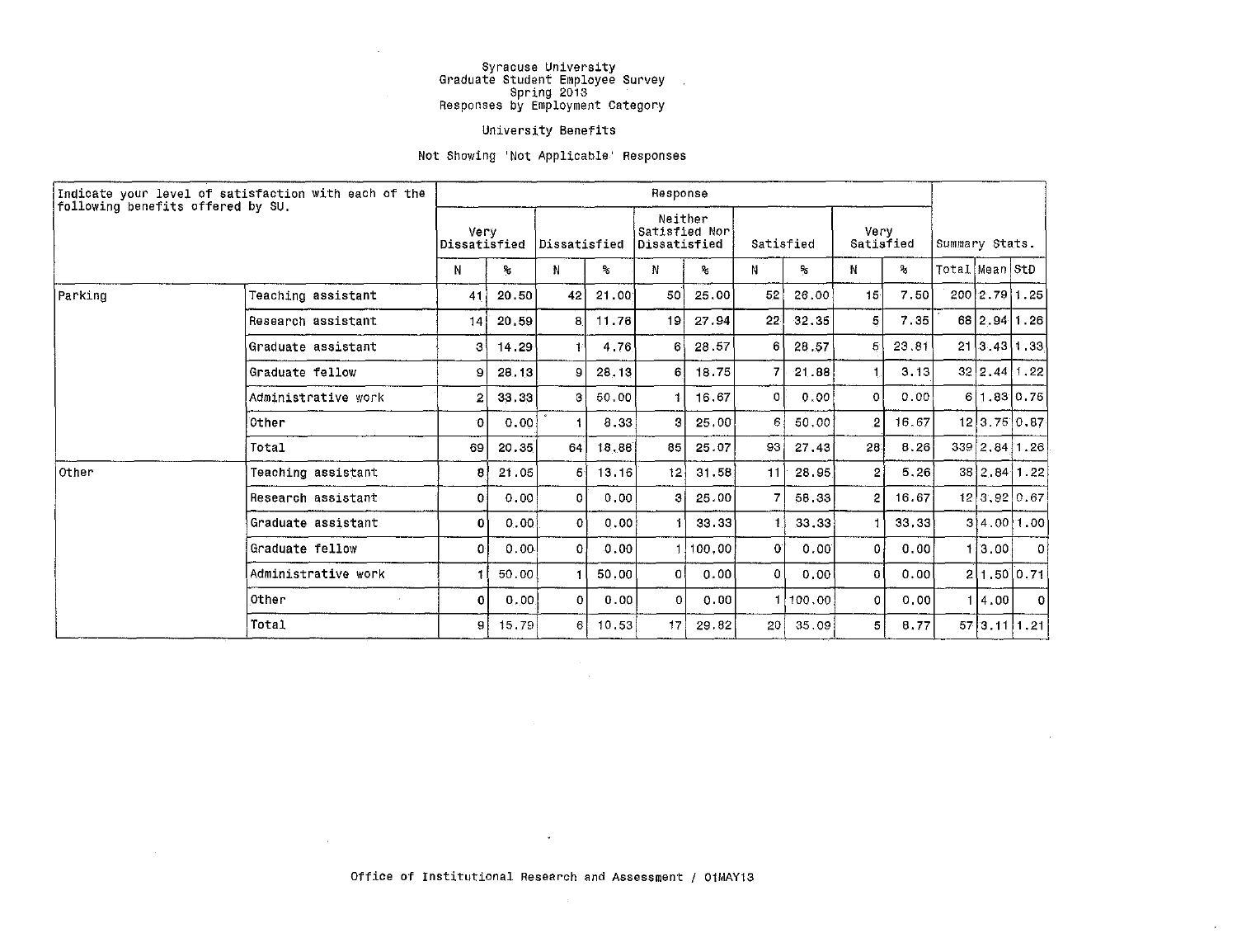Syracuse University
Graduate Student Employee Survey
Spring 2013
Responses by Employment Category

University Benefits

Not Showing 'Not Applicable' Responses

| Indicate your level of satisfaction with each of the following benefits offered by SU. | | Response | | | | | | | | | | | | |
|---|---|---|---|---|---|---|---|---|---|---|---|---|---|---|
| | | Very Dissatisfied | | Dissatisfied | | Neither Satisfied Nor Dissatisfied | | Satisfied | | Very Satisfied | | Summary Stats. | | |
| | | N | % | N | % | N | % | N | % | N | % | Total | Mean | StD |
| Parking | Teaching assistant | 41 | 20.50 | 42 | 21.00 | 50 | 25.00 | 52 | 26.00 | 15 | 7.50 | 200 | 2.79 | 1.25 |
| | Research assistant | 14 | 20.59 | 8 | 11.76 | 19 | 27.94 | 22 | 32.35 | 5 | 7.35 | 68 | 2.94 | 1.26 |
| | Graduate assistant | 3 | 14.29 | 1 | 4.76 | 6 | 28.57 | 6 | 28.57 | 5 | 23.81 | 21 | 3.43 | 1.33 |
| | Graduate fellow | 9 | 28.13 | 9 | 28.13 | 6 | 18.75 | 7 | 21.88 | 1 | 3.13 | 32 | 2.44 | 1.22 |
| | Administrative work | 2 | 33.33 | 3 | 50.00 | 1 | 16.67 | 0 | 0.00 | 0 | 0.00 | 6 | 1.83 | 0.75 |
| | Other | 0 | 0.00 | 1 | 8.33 | 3 | 25.00 | 6 | 50.00 | 2 | 16.67 | 12 | 3.75 | 0.87 |
| | Total | 69 | 20.35 | 64 | 18.88 | 85 | 25.07 | 93 | 27.43 | 28 | 8.26 | 339 | 2.84 | 1.26 |
| Other | Teaching assistant | 8 | 21.05 | 5 | 13.16 | 12 | 31.58 | 11 | 28.95 | 2 | 5.26 | 38 | 2.84 | 1.22 |
| | Research assistant | 0 | 0.00 | 0 | 0.00 | 3 | 25.00 | 7 | 58.33 | 2 | 16.67 | 12 | 3.92 | 0.67 |
| | Graduate assistant | 0 | 0.00 | 0 | 0.00 | 1 | 33.33 | 1 | 33.33 | 1 | 33.33 | 3 | 4.00 | 1.00 |
| | Graduate fellow | 0 | 0.00 | 0 | 0.00 | 1 | 100.00 | 0 | 0.00 | 0 | 0.00 | 1 | 3.00 | 0 |
| | Administrative work | 1 | 50.00 | 1 | 50.00 | 0 | 0.00 | 0 | 0.00 | 0 | 0.00 | 2 | 1.50 | 0.71 |
| | Other | 0 | 0.00 | 0 | 0.00 | 0 | 0.00 | 1 | 100.00 | 0 | 0.00 | 1 | 4.00 | 0 |
| | Total | 9 | 15.79 | 6 | 10.53 | 17 | 29.82 | 20 | 35.09 | 5 | 8.77 | 57 | 3.11 | 1.21 |

Office of Institutional Research and Assessment / 01MAY13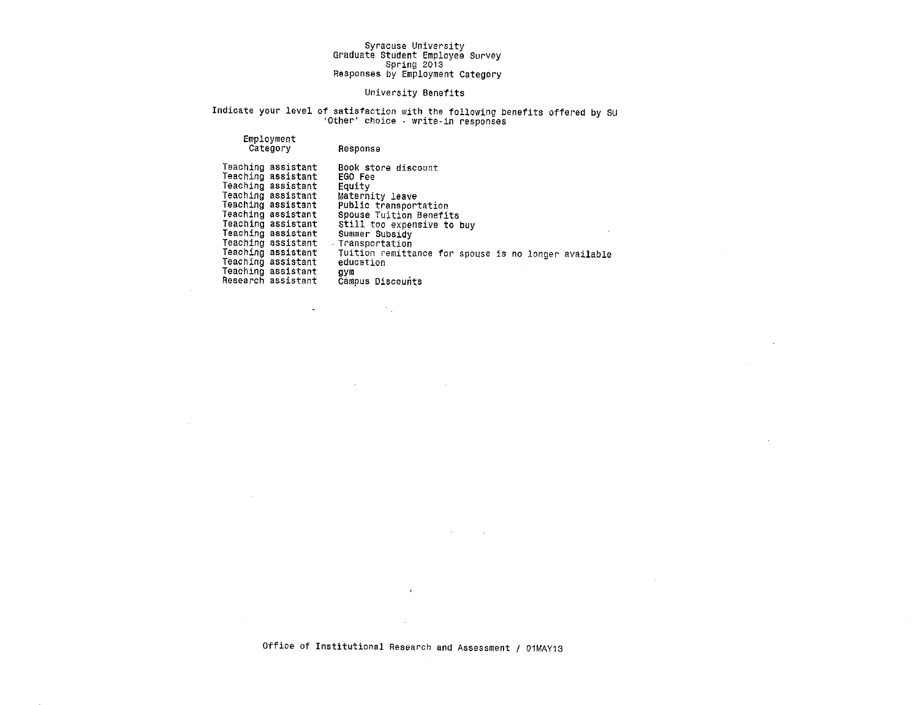Syracuse University
Graduate Student Employee Survey
Spring 2013
Responses by Employment Category

University Benefits

Indicate your level of satisfaction with the following benefits offered by SU
'Other' choice - write-in responses

| Employment Category | Response |
|---|---|
| Teaching assistant | Book store discount |
| Teaching assistant | EGO Fee |
| Teaching assistant | Equity |
| Teaching assistant | Maternity leave |
| Teaching assistant | Public transportation |
| Teaching assistant | Spouse Tuition Benefits |
| Teaching assistant | Still too expensive to buy |
| Teaching assistant | Summer Subsidy |
| Teaching assistant | Transportation |
| Teaching assistant | Tuition remittance for spouse is no longer available |
| Teaching assistant | education |
| Teaching assistant | gym |
| Research assistant | Campus Discounts |

Office of Institutional Research and Assessment / 01MAY13